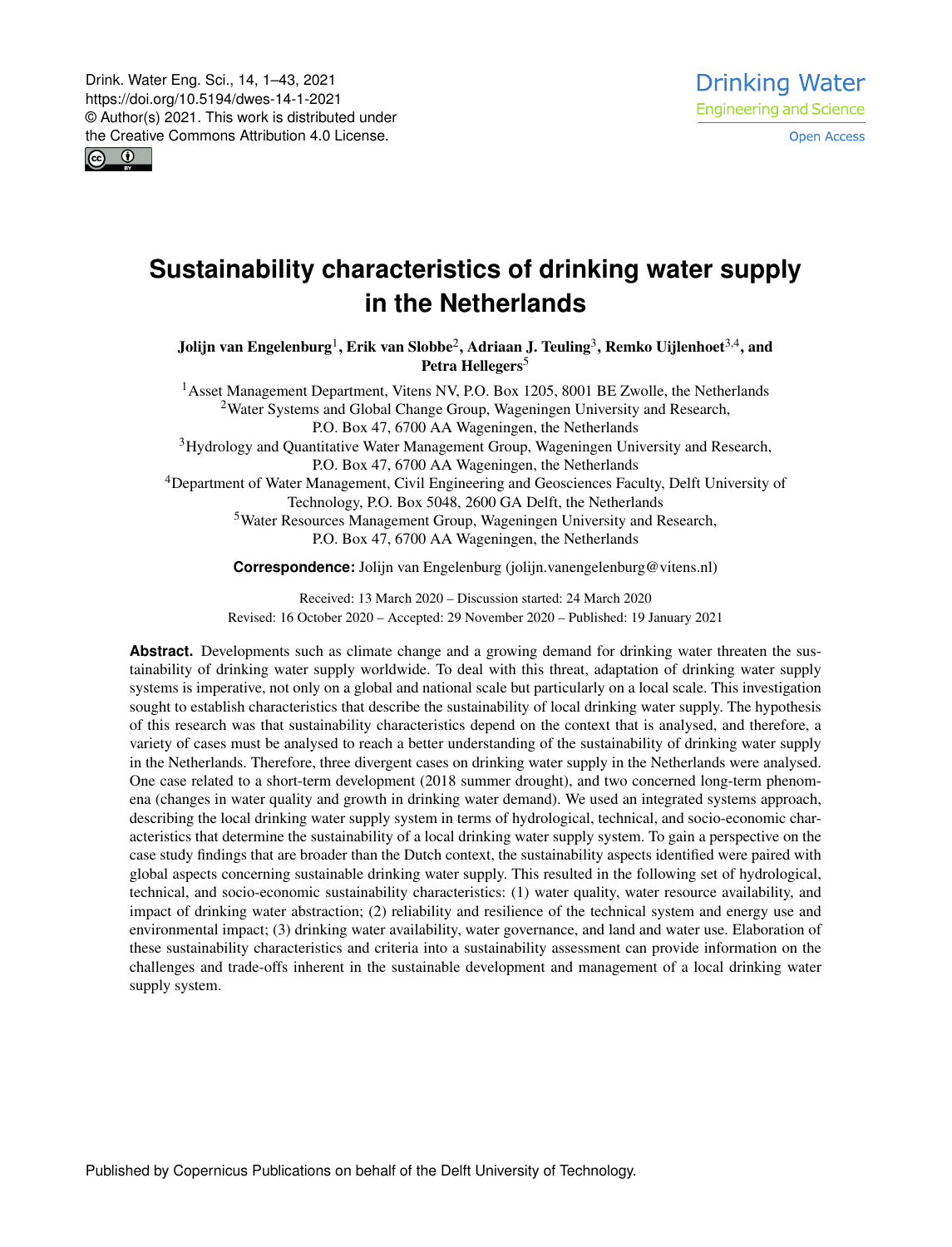# Sustainability characteristics of drinking water supply in the Netherlands

**Jolijn van Engelenburg**[1], **Erik van Slobbe**[2], **Adriaan J. Teuling**[3], **Remko Uijlenhoet**[3,4], and **Petra Hellegers**[5]

[1]Asset Management Department, Vitens NV, P.O. Box 1205, 8001 BE Zwolle, the Netherlands
[2]Water Systems and Global Change Group, Wageningen University and Research, P.O. Box 47, 6700 AA Wageningen, the Netherlands
[3]Hydrology and Quantitative Water Management Group, Wageningen University and Research, P.O. Box 47, 6700 AA Wageningen, the Netherlands
[4]Department of Water Management, Civil Engineering and Geosciences Faculty, Delft University of Technology, P.O. Box 5048, 2600 GA Delft, the Netherlands
[5]Water Resources Management Group, Wageningen University and Research, P.O. Box 47, 6700 AA Wageningen, the Netherlands

**Correspondence:** Jolijn van Engelenburg (jolijn.vanengelenburg@vitens.nl)

Received: 13 March 2020 – Discussion started: 24 March 2020
Revised: 16 October 2020 – Accepted: 29 November 2020 – Published: 19 January 2021

**Abstract.** Developments such as climate change and a growing demand for drinking water threaten the sustainability of drinking water supply worldwide. To deal with this threat, adaptation of drinking water supply systems is imperative, not only on a global and national scale but particularly on a local scale. This investigation sought to establish characteristics that describe the sustainability of local drinking water supply. The hypothesis of this research was that sustainability characteristics depend on the context that is analysed, and therefore, a variety of cases must be analysed to reach a better understanding of the sustainability of drinking water supply in the Netherlands. Therefore, three divergent cases on drinking water supply in the Netherlands were analysed. One case related to a short-term development (2018 summer drought), and two concerned long-term phenomena (changes in water quality and growth in drinking water demand). We used an integrated systems approach, describing the local drinking water supply system in terms of hydrological, technical, and socio-economic characteristics that determine the sustainability of a local drinking water supply system. To gain a perspective on the case study findings that are broader than the Dutch context, the sustainability aspects identified were paired with global aspects concerning sustainable drinking water supply. This resulted in the following set of hydrological, technical, and socio-economic sustainability characteristics: (1) water quality, water resource availability, and impact of drinking water abstraction; (2) reliability and resilience of the technical system and energy use and environmental impact; (3) drinking water availability, water governance, and land and water use. Elaboration of these sustainability characteristics and criteria into a sustainability assessment can provide information on the challenges and trade-offs inherent in the sustainable development and management of a local drinking water supply system.

Published by Copernicus Publications on behalf of the Delft University of Technology.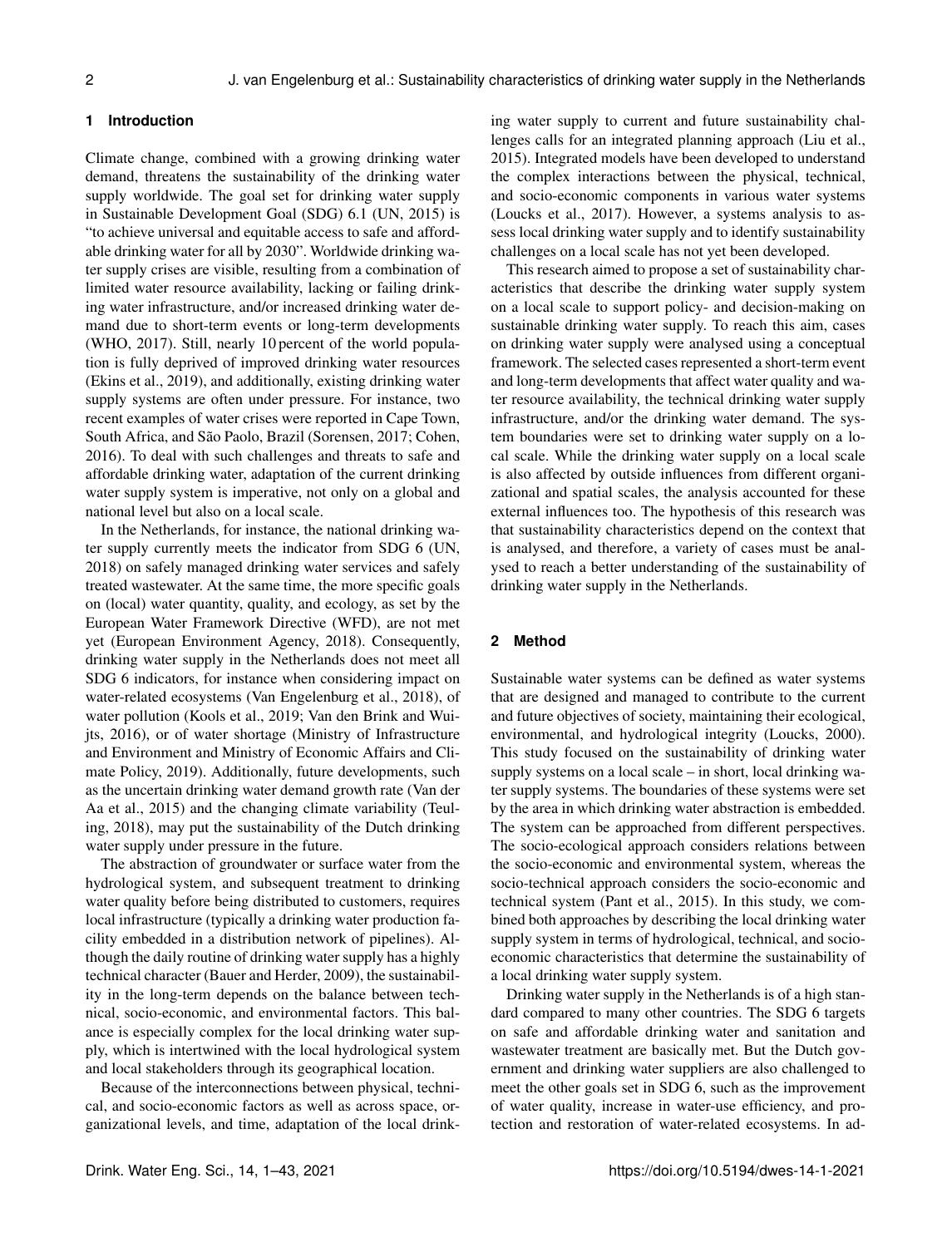## 1 Introduction

Climate change, combined with a growing drinking water demand, threatens the sustainability of the drinking water supply worldwide. The goal set for drinking water supply in Sustainable Development Goal (SDG) 6.1 (UN, 2015) is "to achieve universal and equitable access to safe and affordable drinking water for all by 2030". Worldwide drinking water supply crises are visible, resulting from a combination of limited water resource availability, lacking or failing drinking water infrastructure, and/or increased drinking water demand due to short-term events or long-term developments (WHO, 2017). Still, nearly 10 percent of the world population is fully deprived of improved drinking water resources (Ekins et al., 2019), and additionally, existing drinking water supply systems are often under pressure. For instance, two recent examples of water crises were reported in Cape Town, South Africa, and São Paolo, Brazil (Sorensen, 2017; Cohen, 2016). To deal with such challenges and threats to safe and affordable drinking water, adaptation of the current drinking water supply system is imperative, not only on a global and national level but also on a local scale.

In the Netherlands, for instance, the national drinking water supply currently meets the indicator from SDG 6 (UN, 2018) on safely managed drinking water services and safely treated wastewater. At the same time, the more specific goals on (local) water quantity, quality, and ecology, as set by the European Water Framework Directive (WFD), are not met yet (European Environment Agency, 2018). Consequently, drinking water supply in the Netherlands does not meet all SDG 6 indicators, for instance when considering impact on water-related ecosystems (Van Engelenburg et al., 2018), of water pollution (Kools et al., 2019; Van den Brink and Wuijts, 2016), or of water shortage (Ministry of Infrastructure and Environment and Ministry of Economic Affairs and Climate Policy, 2019). Additionally, future developments, such as the uncertain drinking water demand growth rate (Van der Aa et al., 2015) and the changing climate variability (Teuling, 2018), may put the sustainability of the Dutch drinking water supply under pressure in the future.

The abstraction of groundwater or surface water from the hydrological system, and subsequent treatment to drinking water quality before being distributed to customers, requires local infrastructure (typically a drinking water production facility embedded in a distribution network of pipelines). Although the daily routine of drinking water supply has a highly technical character (Bauer and Herder, 2009), the sustainability in the long-term depends on the balance between technical, socio-economic, and environmental factors. This balance is especially complex for the local drinking water supply, which is intertwined with the local hydrological system and local stakeholders through its geographical location.

Because of the interconnections between physical, technical, and socio-economic factors as well as across space, organizational levels, and time, adaptation of the local drinking water supply to current and future sustainability challenges calls for an integrated planning approach (Liu et al., 2015). Integrated models have been developed to understand the complex interactions between the physical, technical, and socio-economic components in various water systems (Loucks et al., 2017). However, a systems analysis to assess local drinking water supply and to identify sustainability challenges on a local scale has not yet been developed.

This research aimed to propose a set of sustainability characteristics that describe the drinking water supply system on a local scale to support policy- and decision-making on sustainable drinking water supply. To reach this aim, cases on drinking water supply were analysed using a conceptual framework. The selected cases represented a short-term event and long-term developments that affect water quality and water resource availability, the technical drinking water supply infrastructure, and/or the drinking water demand. The system boundaries were set to drinking water supply on a local scale. While the drinking water supply on a local scale is also affected by outside influences from different organizational and spatial scales, the analysis accounted for these external influences too. The hypothesis of this research was that sustainability characteristics depend on the context that is analysed, and therefore, a variety of cases must be analysed to reach a better understanding of the sustainability of drinking water supply in the Netherlands.

## 2 Method

Sustainable water systems can be defined as water systems that are designed and managed to contribute to the current and future objectives of society, maintaining their ecological, environmental, and hydrological integrity (Loucks, 2000). This study focused on the sustainability of drinking water supply systems on a local scale – in short, local drinking water supply systems. The boundaries of these systems were set by the area in which drinking water abstraction is embedded. The system can be approached from different perspectives. The socio-ecological approach considers relations between the socio-economic and environmental system, whereas the socio-technical approach considers the socio-economic and technical system (Pant et al., 2015). In this study, we combined both approaches by describing the local drinking water supply system in terms of hydrological, technical, and socio-economic characteristics that determine the sustainability of a local drinking water supply system.

Drinking water supply in the Netherlands is of a high standard compared to many other countries. The SDG 6 targets on safe and affordable drinking water and sanitation and wastewater treatment are basically met. But the Dutch government and drinking water suppliers are also challenged to meet the other goals set in SDG 6, such as the improvement of water quality, increase in water-use efficiency, and protection and restoration of water-related ecosystems. In ad-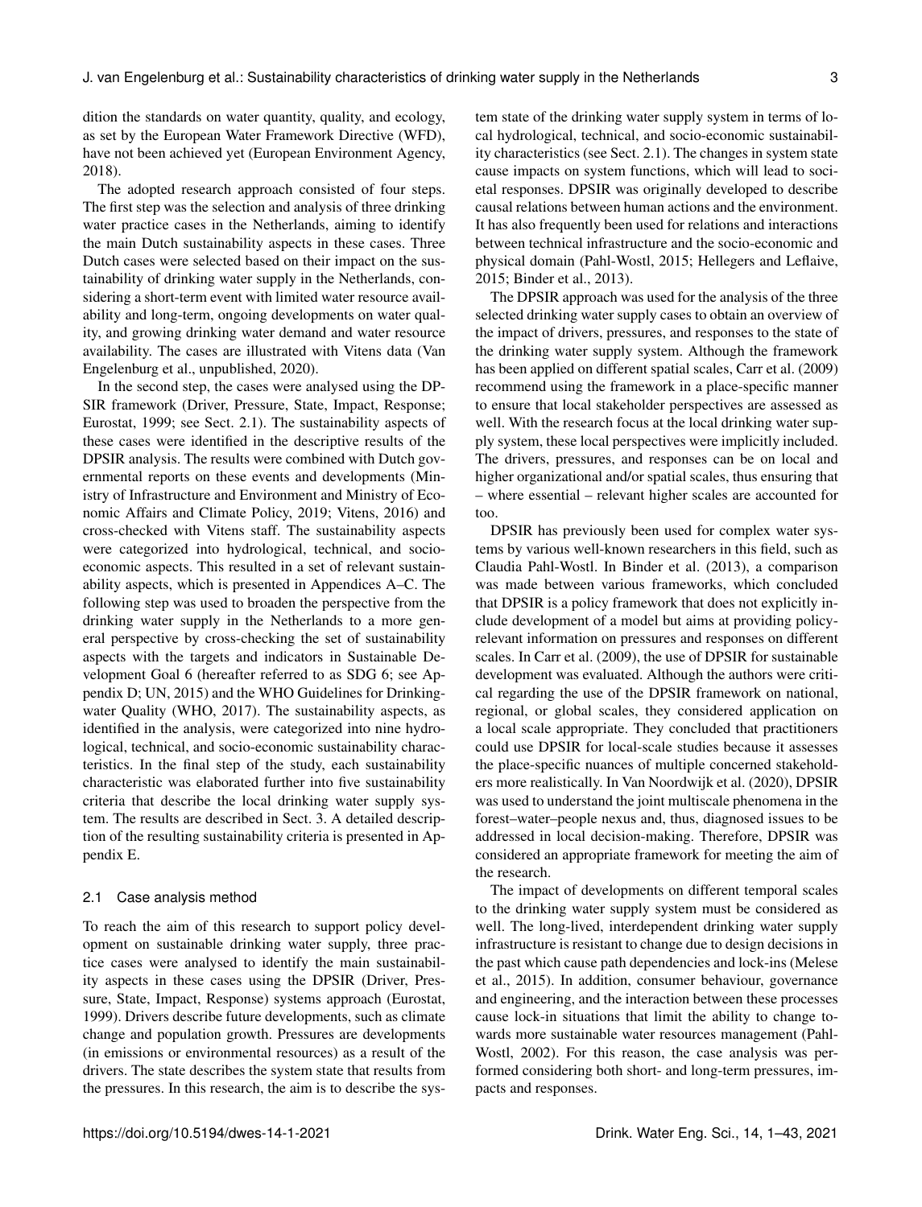dition the standards on water quantity, quality, and ecology, as set by the European Water Framework Directive (WFD), have not been achieved yet (European Environment Agency, 2018).

The adopted research approach consisted of four steps. The first step was the selection and analysis of three drinking water practice cases in the Netherlands, aiming to identify the main Dutch sustainability aspects in these cases. Three Dutch cases were selected based on their impact on the sustainability of drinking water supply in the Netherlands, considering a short-term event with limited water resource availability and long-term, ongoing developments on water quality, and growing drinking water demand and water resource availability. The cases are illustrated with Vitens data (Van Engelenburg et al., unpublished, 2020).

In the second step, the cases were analysed using the DPSIR framework (Driver, Pressure, State, Impact, Response; Eurostat, 1999; see Sect. 2.1). The sustainability aspects of these cases were identified in the descriptive results of the DPSIR analysis. The results were combined with Dutch governmental reports on these events and developments (Ministry of Infrastructure and Environment and Ministry of Economic Affairs and Climate Policy, 2019; Vitens, 2016) and cross-checked with Vitens staff. The sustainability aspects were categorized into hydrological, technical, and socio-economic aspects. This resulted in a set of relevant sustainability aspects, which is presented in Appendices A–C. The following step was used to broaden the perspective from the drinking water supply in the Netherlands to a more general perspective by cross-checking the set of sustainability aspects with the targets and indicators in Sustainable Development Goal 6 (hereafter referred to as SDG 6; see Appendix D; UN, 2015) and the WHO Guidelines for Drinking-water Quality (WHO, 2017). The sustainability aspects, as identified in the analysis, were categorized into nine hydrological, technical, and socio-economic sustainability characteristics. In the final step of the study, each sustainability characteristic was elaborated further into five sustainability criteria that describe the local drinking water supply system. The results are described in Sect. 3. A detailed description of the resulting sustainability criteria is presented in Appendix E.

## 2.1 Case analysis method

To reach the aim of this research to support policy development on sustainable drinking water supply, three practice cases were analysed to identify the main sustainability aspects in these cases using the DPSIR (Driver, Pressure, State, Impact, Response) systems approach (Eurostat, 1999). Drivers describe future developments, such as climate change and population growth. Pressures are developments (in emissions or environmental resources) as a result of the drivers. The state describes the system state that results from the pressures. In this research, the aim is to describe the system state of the drinking water supply system in terms of local hydrological, technical, and socio-economic sustainability characteristics (see Sect. 2.1). The changes in system state cause impacts on system functions, which will lead to societal responses. DPSIR was originally developed to describe causal relations between human actions and the environment. It has also frequently been used for relations and interactions between technical infrastructure and the socio-economic and physical domain (Pahl-Wostl, 2015; Hellegers and Leflaive, 2015; Binder et al., 2013).

The DPSIR approach was used for the analysis of the three selected drinking water supply cases to obtain an overview of the impact of drivers, pressures, and responses to the state of the drinking water supply system. Although the framework has been applied on different spatial scales, Carr et al. (2009) recommend using the framework in a place-specific manner to ensure that local stakeholder perspectives are assessed as well. With the research focus at the local drinking water supply system, these local perspectives were implicitly included. The drivers, pressures, and responses can be on local and higher organizational and/or spatial scales, thus ensuring that – where essential – relevant higher scales are accounted for too.

DPSIR has previously been used for complex water systems by various well-known researchers in this field, such as Claudia Pahl-Wostl. In Binder et al. (2013), a comparison was made between various frameworks, which concluded that DPSIR is a policy framework that does not explicitly include development of a model but aims at providing policy-relevant information on pressures and responses on different scales. In Carr et al. (2009), the use of DPSIR for sustainable development was evaluated. Although the authors were critical regarding the use of the DPSIR framework on national, regional, or global scales, they considered application on a local scale appropriate. They concluded that practitioners could use DPSIR for local-scale studies because it assesses the place-specific nuances of multiple concerned stakeholders more realistically. In Van Noordwijk et al. (2020), DPSIR was used to understand the joint multiscale phenomena in the forest–water–people nexus and, thus, diagnosed issues to be addressed in local decision-making. Therefore, DPSIR was considered an appropriate framework for meeting the aim of the research.

The impact of developments on different temporal scales to the drinking water supply system must be considered as well. The long-lived, interdependent drinking water supply infrastructure is resistant to change due to design decisions in the past which cause path dependencies and lock-ins (Melese et al., 2015). In addition, consumer behaviour, governance and engineering, and the interaction between these processes cause lock-in situations that limit the ability to change towards more sustainable water resources management (Pahl-Wostl, 2002). For this reason, the case analysis was performed considering both short- and long-term pressures, impacts and responses.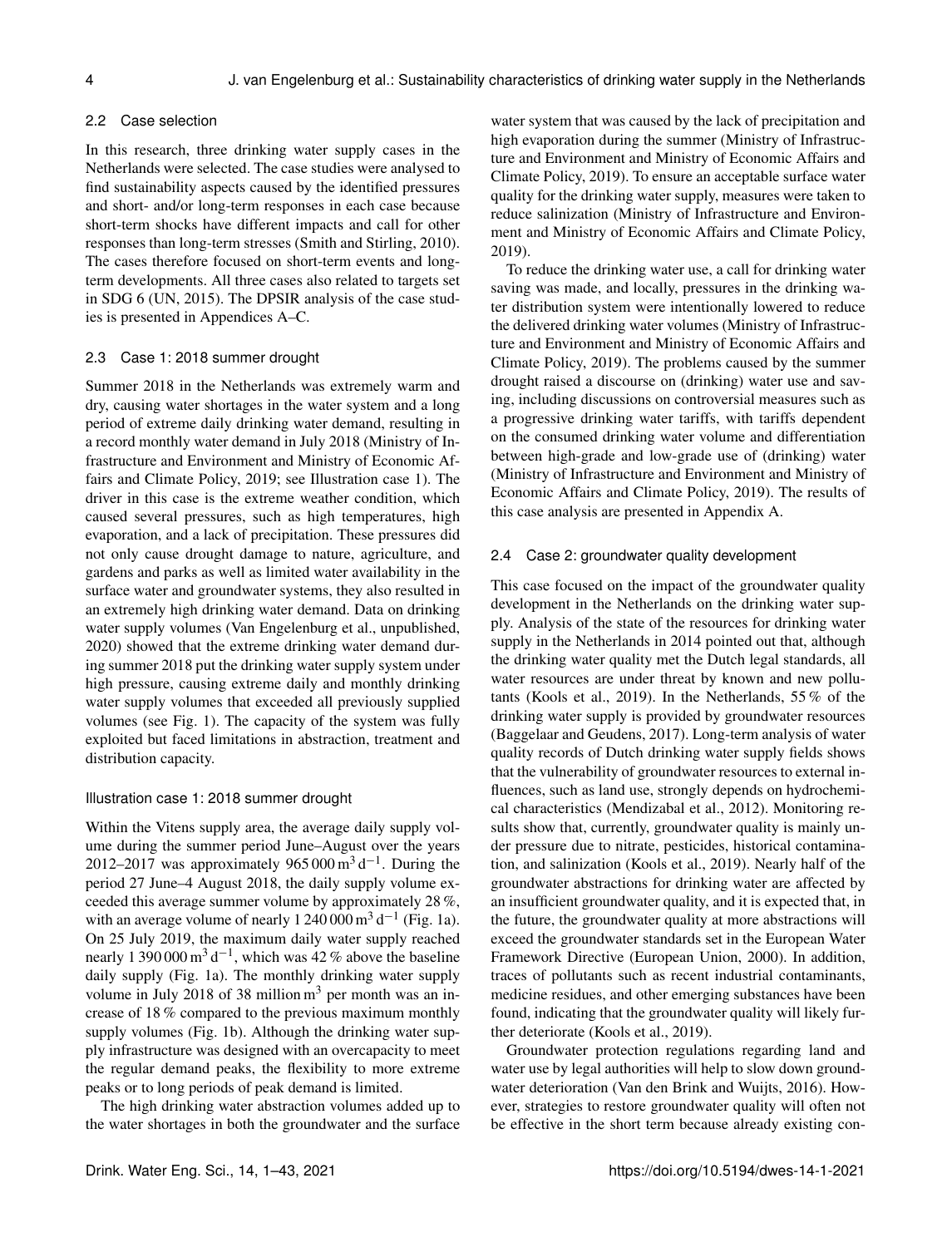### 2.2 Case selection

In this research, three drinking water supply cases in the Netherlands were selected. The case studies were analysed to find sustainability aspects caused by the identified pressures and short- and/or long-term responses in each case because short-term shocks have different impacts and call for other responses than long-term stresses (Smith and Stirling, 2010). The cases therefore focused on short-term events and long-term developments. All three cases also related to targets set in SDG 6 (UN, 2015). The DPSIR analysis of the case studies is presented in Appendices A–C.

### 2.3 Case 1: 2018 summer drought

Summer 2018 in the Netherlands was extremely warm and dry, causing water shortages in the water system and a long period of extreme daily drinking water demand, resulting in a record monthly water demand in July 2018 (Ministry of Infrastructure and Environment and Ministry of Economic Affairs and Climate Policy, 2019; see Illustration case 1). The driver in this case is the extreme weather condition, which caused several pressures, such as high temperatures, high evaporation, and a lack of precipitation. These pressures did not only cause drought damage to nature, agriculture, and gardens and parks as well as limited water availability in the surface water and groundwater systems, they also resulted in an extremely high drinking water demand. Data on drinking water supply volumes (Van Engelenburg et al., unpublished, 2020) showed that the extreme drinking water demand during summer 2018 put the drinking water supply system under high pressure, causing extreme daily and monthly drinking water supply volumes that exceeded all previously supplied volumes (see Fig. 1). The capacity of the system was fully exploited but faced limitations in abstraction, treatment and distribution capacity.

#### Illustration case 1: 2018 summer drought

Within the Vitens supply area, the average daily supply volume during the summer period June–August over the years 2012–2017 was approximately $965\,000\,\mathrm{m^3\,d^{-1}}$. During the period 27 June–4 August 2018, the daily supply volume exceeded this average summer volume by approximately 28 %, with an average volume of nearly $1\,240\,000\,\mathrm{m^3\,d^{-1}}$ (Fig. 1a). On 25 July 2019, the maximum daily water supply reached nearly $1\,390\,000\,\mathrm{m^3\,d^{-1}}$, which was 42 % above the baseline daily supply (Fig. 1a). The monthly drinking water supply volume in July 2018 of 38 million $\mathrm{m^3}$ per month was an increase of 18 % compared to the previous maximum monthly supply volumes (Fig. 1b). Although the drinking water supply infrastructure was designed with an overcapacity to meet the regular demand peaks, the flexibility to more extreme peaks or to long periods of peak demand is limited.

The high drinking water abstraction volumes added up to the water shortages in both the groundwater and the surface water system that was caused by the lack of precipitation and high evaporation during the summer (Ministry of Infrastructure and Environment and Ministry of Economic Affairs and Climate Policy, 2019). To ensure an acceptable surface water quality for the drinking water supply, measures were taken to reduce salinization (Ministry of Infrastructure and Environment and Ministry of Economic Affairs and Climate Policy, 2019).

To reduce the drinking water use, a call for drinking water saving was made, and locally, pressures in the drinking water distribution system were intentionally lowered to reduce the delivered drinking water volumes (Ministry of Infrastructure and Environment and Ministry of Economic Affairs and Climate Policy, 2019). The problems caused by the summer drought raised a discourse on (drinking) water use and saving, including discussions on controversial measures such as a progressive drinking water tariffs, with tariffs dependent on the consumed drinking water volume and differentiation between high-grade and low-grade use of (drinking) water (Ministry of Infrastructure and Environment and Ministry of Economic Affairs and Climate Policy, 2019). The results of this case analysis are presented in Appendix A.

### 2.4 Case 2: groundwater quality development

This case focused on the impact of the groundwater quality development in the Netherlands on the drinking water supply. Analysis of the state of the resources for drinking water supply in the Netherlands in 2014 pointed out that, although the drinking water quality met the Dutch legal standards, all water resources are under threat by known and new pollutants (Kools et al., 2019). In the Netherlands, 55 % of the drinking water supply is provided by groundwater resources (Baggelaar and Geudens, 2017). Long-term analysis of water quality records of Dutch drinking water supply fields shows that the vulnerability of groundwater resources to external influences, such as land use, strongly depends on hydrochemical characteristics (Mendizabal et al., 2012). Monitoring results show that, currently, groundwater quality is mainly under pressure due to nitrate, pesticides, historical contamination, and salinization (Kools et al., 2019). Nearly half of the groundwater abstractions for drinking water are affected by an insufficient groundwater quality, and it is expected that, in the future, the groundwater quality at more abstractions will exceed the groundwater standards set in the European Water Framework Directive (European Union, 2000). In addition, traces of pollutants such as recent industrial contaminants, medicine residues, and other emerging substances have been found, indicating that the groundwater quality will likely further deteriorate (Kools et al., 2019).

Groundwater protection regulations regarding land and water use by legal authorities will help to slow down groundwater deterioration (Van den Brink and Wuijts, 2016). However, strategies to restore groundwater quality will often not be effective in the short term because already existing con-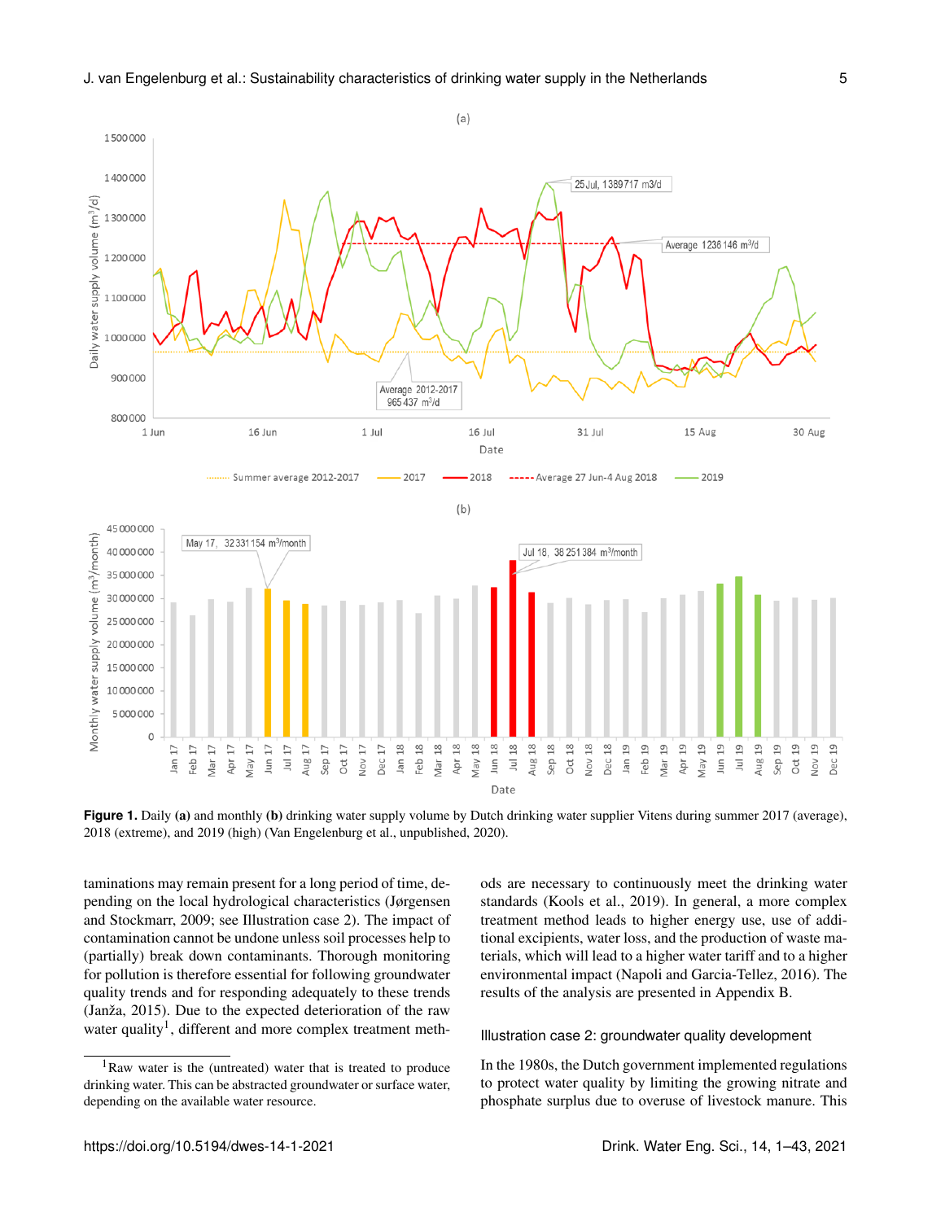**Figure 1.** Daily **(a)** and monthly **(b)** drinking water supply volume by Dutch drinking water supplier Vitens during summer 2017 (average), 2018 (extreme), and 2019 (high) (Van Engelenburg et al., unpublished, 2020).

taminations may remain present for a long period of time, depending on the local hydrological characteristics (Jørgensen and Stockmarr, 2009; see Illustration case 2). The impact of contamination cannot be undone unless soil processes help to (partially) break down contaminants. Thorough monitoring for pollution is therefore essential for following groundwater quality trends and for responding adequately to these trends (Janža, 2015). Due to the expected deterioration of the raw water quality[1], different and more complex treatment methods are necessary to continuously meet the drinking water standards (Kools et al., 2019). In general, a more complex treatment method leads to higher energy use, use of additional excipients, water loss, and the production of waste materials, which will lead to a higher water tariff and to a higher environmental impact (Napoli and Garcia-Tellez, 2016). The results of the analysis are presented in Appendix B.

[1] Raw water is the (untreated) water that is treated to produce drinking water. This can be abstracted groundwater or surface water, depending on the available water resource.

### Illustration case 2: groundwater quality development

In the 1980s, the Dutch government implemented regulations to protect water quality by limiting the growing nitrate and phosphate surplus due to overuse of livestock manure. This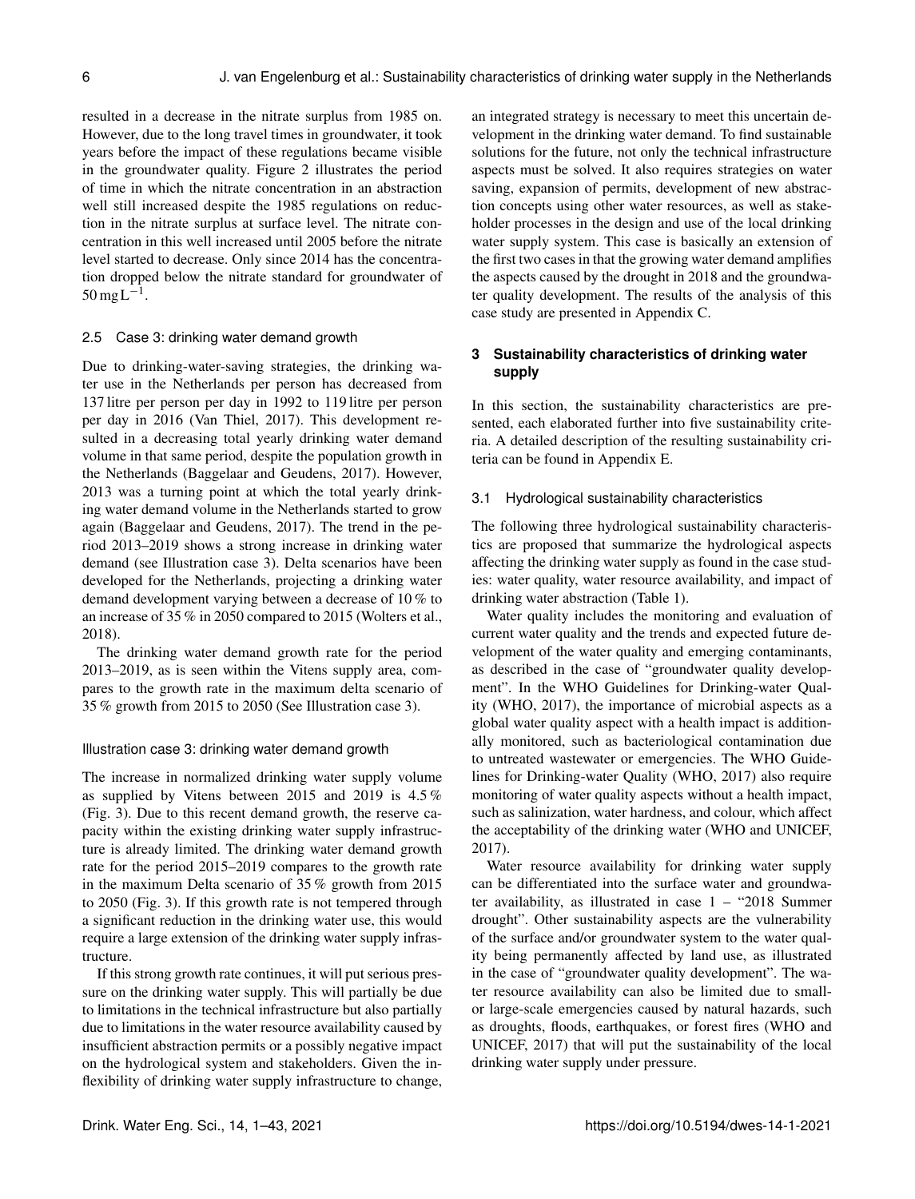resulted in a decrease in the nitrate surplus from 1985 on. However, due to the long travel times in groundwater, it took years before the impact of these regulations became visible in the groundwater quality. Figure 2 illustrates the period of time in which the nitrate concentration in an abstraction well still increased despite the 1985 regulations on reduction in the nitrate surplus at surface level. The nitrate concentration in this well increased until 2005 before the nitrate level started to decrease. Only since 2014 has the concentration dropped below the nitrate standard for groundwater of $50\,\mathrm{mg\,L^{-1}}$.

### 2.5 Case 3: drinking water demand growth

Due to drinking-water-saving strategies, the drinking water use in the Netherlands per person has decreased from 137 litre per person per day in 1992 to 119 litre per person per day in 2016 (Van Thiel, 2017). This development resulted in a decreasing total yearly drinking water demand volume in that same period, despite the population growth in the Netherlands (Baggelaar and Geudens, 2017). However, 2013 was a turning point at which the total yearly drinking water demand volume in the Netherlands started to grow again (Baggelaar and Geudens, 2017). The trend in the period 2013–2019 shows a strong increase in drinking water demand (see Illustration case 3). Delta scenarios have been developed for the Netherlands, projecting a drinking water demand development varying between a decrease of 10 % to an increase of 35 % in 2050 compared to 2015 (Wolters et al., 2018).

The drinking water demand growth rate for the period 2013–2019, as is seen within the Vitens supply area, compares to the growth rate in the maximum delta scenario of 35 % growth from 2015 to 2050 (See Illustration case 3).

#### Illustration case 3: drinking water demand growth

The increase in normalized drinking water supply volume as supplied by Vitens between 2015 and 2019 is 4.5 % (Fig. 3). Due to this recent demand growth, the reserve capacity within the existing drinking water supply infrastructure is already limited. The drinking water demand growth rate for the period 2015–2019 compares to the growth rate in the maximum Delta scenario of 35 % growth from 2015 to 2050 (Fig. 3). If this growth rate is not tempered through a significant reduction in the drinking water use, this would require a large extension of the drinking water supply infrastructure.

If this strong growth rate continues, it will put serious pressure on the drinking water supply. This will partially be due to limitations in the technical infrastructure but also partially due to limitations in the water resource availability caused by insufficient abstraction permits or a possibly negative impact on the hydrological system and stakeholders. Given the inflexibility of drinking water supply infrastructure to change, an integrated strategy is necessary to meet this uncertain development in the drinking water demand. To find sustainable solutions for the future, not only the technical infrastructure aspects must be solved. It also requires strategies on water saving, expansion of permits, development of new abstraction concepts using other water resources, as well as stakeholder processes in the design and use of the local drinking water supply system. This case is basically an extension of the first two cases in that the growing water demand amplifies the aspects caused by the drought in 2018 and the groundwater quality development. The results of the analysis of this case study are presented in Appendix C.

## 3 Sustainability characteristics of drinking water supply

In this section, the sustainability characteristics are presented, each elaborated further into five sustainability criteria. A detailed description of the resulting sustainability criteria can be found in Appendix E.

### 3.1 Hydrological sustainability characteristics

The following three hydrological sustainability characteristics are proposed that summarize the hydrological aspects affecting the drinking water supply as found in the case studies: water quality, water resource availability, and impact of drinking water abstraction (Table 1).

Water quality includes the monitoring and evaluation of current water quality and the trends and expected future development of the water quality and emerging contaminants, as described in the case of "groundwater quality development". In the WHO Guidelines for Drinking-water Quality (WHO, 2017), the importance of microbial aspects as a global water quality aspect with a health impact is additionally monitored, such as bacteriological contamination due to untreated wastewater or emergencies. The WHO Guidelines for Drinking-water Quality (WHO, 2017) also require monitoring of water quality aspects without a health impact, such as salinization, water hardness, and colour, which affect the acceptability of the drinking water (WHO and UNICEF, 2017).

Water resource availability for drinking water supply can be differentiated into the surface water and groundwater availability, as illustrated in case 1 – "2018 Summer drought". Other sustainability aspects are the vulnerability of the surface and/or groundwater system to the water quality being permanently affected by land use, as illustrated in the case of "groundwater quality development". The water resource availability can also be limited due to small- or large-scale emergencies caused by natural hazards, such as droughts, floods, earthquakes, or forest fires (WHO and UNICEF, 2017) that will put the sustainability of the local drinking water supply under pressure.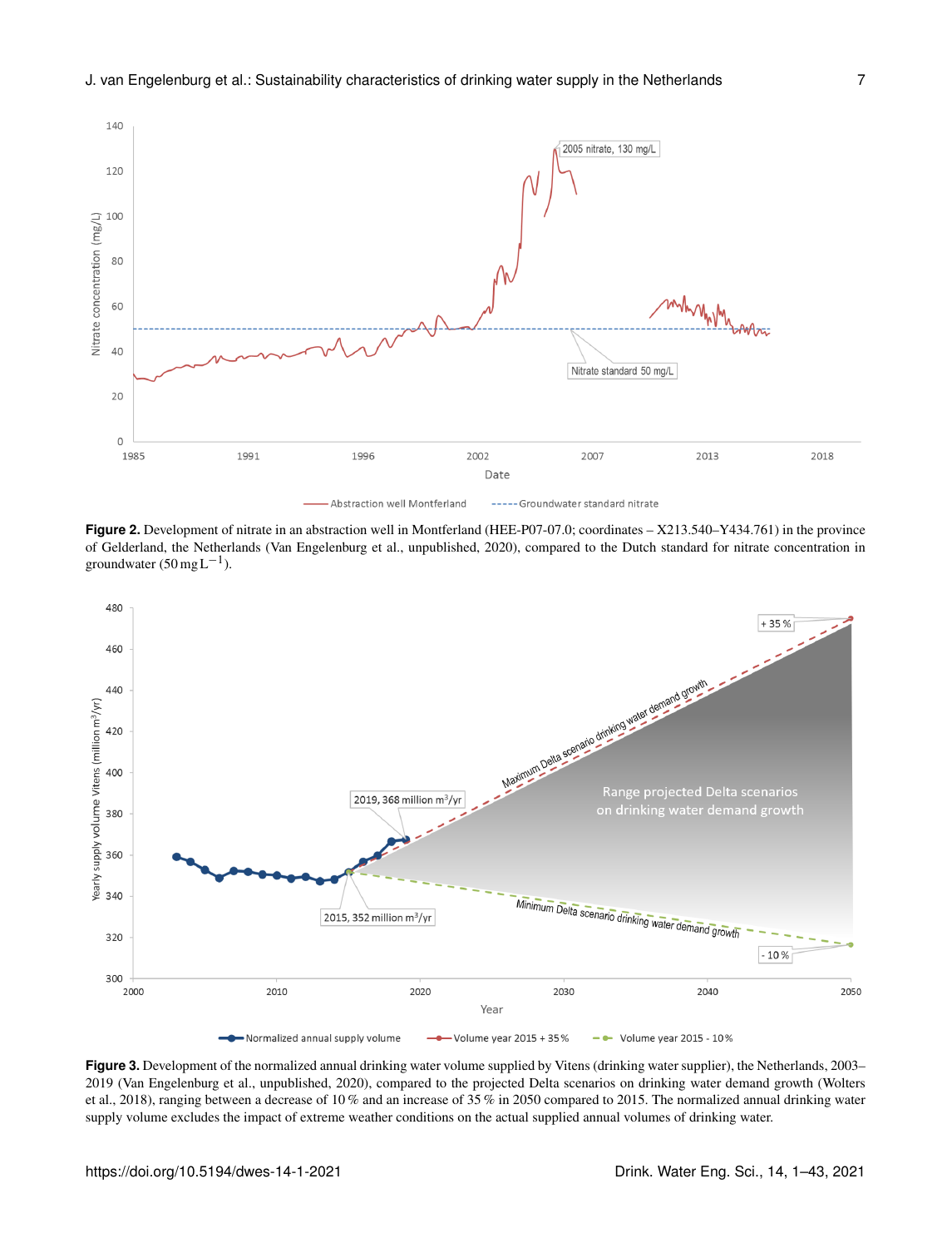**Figure 2.** Development of nitrate in an abstraction well in Montferland (HEE-P07-07.0; coordinates – X213.540–Y434.761) in the province of Gelderland, the Netherlands (Van Engelenburg et al., unpublished, 2020), compared to the Dutch standard for nitrate concentration in groundwater ($50\,\mathrm{mg\,L^{-1}}$).

**Figure 3.** Development of the normalized annual drinking water volume supplied by Vitens (drinking water supplier), the Netherlands, 2003–2019 (Van Engelenburg et al., unpublished, 2020), compared to the projected Delta scenarios on drinking water demand growth (Wolters et al., 2018), ranging between a decrease of 10 % and an increase of 35 % in 2050 compared to 2015. The normalized annual drinking water supply volume excludes the impact of extreme weather conditions on the actual supplied annual volumes of drinking water.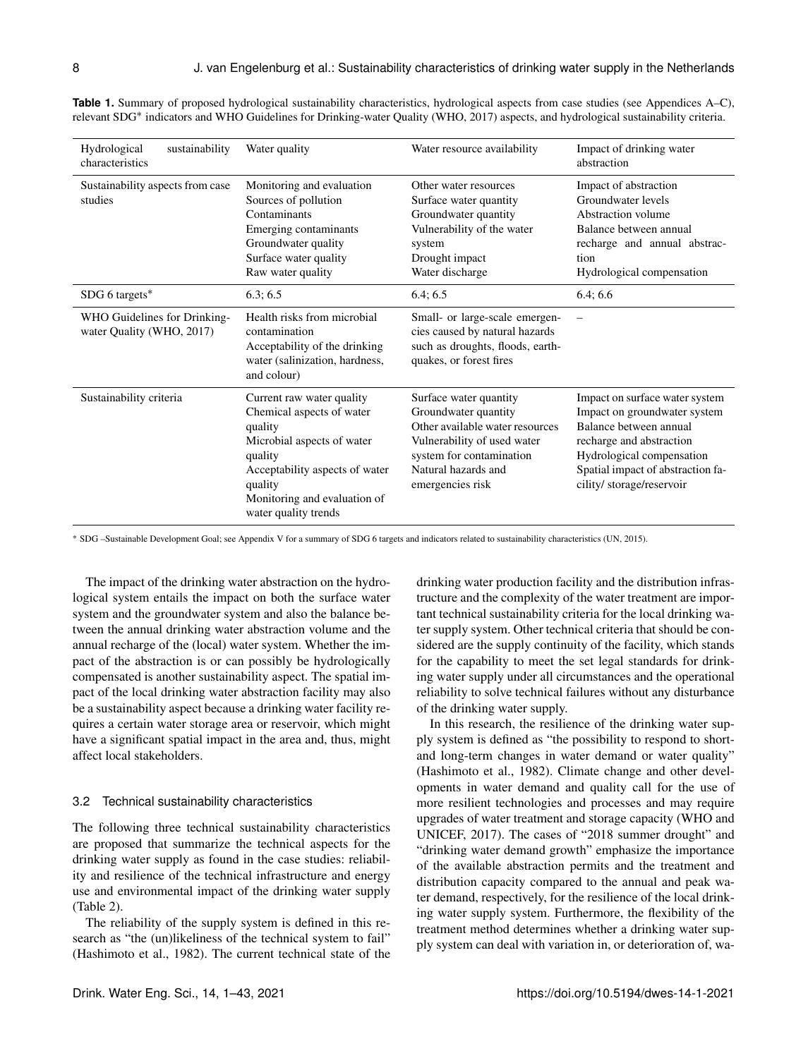**Table 1.** Summary of proposed hydrological sustainability characteristics, hydrological aspects from case studies (see Appendices A–C), relevant SDG* indicators and WHO Guidelines for Drinking-water Quality (WHO, 2017) aspects, and hydrological sustainability criteria.

| Hydrological sustainability characteristics | Water quality | Water resource availability | Impact of drinking water abstraction |
|---|---|---|---|
| Sustainability aspects from case studies | Monitoring and evaluation<br>Sources of pollution<br>Contaminants<br>Emerging contaminants<br>Groundwater quality<br>Surface water quality<br>Raw water quality | Other water resources<br>Surface water quantity<br>Groundwater quantity<br>Vulnerability of the water system<br>Drought impact<br>Water discharge | Impact of abstraction<br>Groundwater levels<br>Abstraction volume<br>Balance between annual recharge and annual abstraction<br>Hydrological compensation |
| SDG 6 targets* | 6.3; 6.5 | 6.4; 6.5 | 6.4; 6.6 |
| WHO Guidelines for Drinking-water Quality (WHO, 2017) | Health risks from microbial contamination<br>Acceptability of the drinking water (salinization, hardness, and colour) | Small- or large-scale emergencies caused by natural hazards such as droughts, floods, earthquakes, or forest fires | – |
| Sustainability criteria | Current raw water quality<br>Chemical aspects of water quality<br>Microbial aspects of water quality<br>Acceptability aspects of water quality<br>Monitoring and evaluation of water quality trends | Surface water quantity<br>Groundwater quantity<br>Other available water resources<br>Vulnerability of used water system for contamination<br>Natural hazards and emergencies risk | Impact on surface water system<br>Impact on groundwater system<br>Balance between annual recharge and abstraction<br>Hydrological compensation<br>Spatial impact of abstraction facility/ storage/reservoir |

* SDG –Sustainable Development Goal; see Appendix V for a summary of SDG 6 targets and indicators related to sustainability characteristics (UN, 2015).

The impact of the drinking water abstraction on the hydrological system entails the impact on both the surface water system and the groundwater system and also the balance between the annual drinking water abstraction volume and the annual recharge of the (local) water system. Whether the impact of the abstraction is or can possibly be hydrologically compensated is another sustainability aspect. The spatial impact of the local drinking water abstraction facility may also be a sustainability aspect because a drinking water facility requires a certain water storage area or reservoir, which might have a significant spatial impact in the area and, thus, might affect local stakeholders.

### 3.2 Technical sustainability characteristics

The following three technical sustainability characteristics are proposed that summarize the technical aspects for the drinking water supply as found in the case studies: reliability and resilience of the technical infrastructure and energy use and environmental impact of the drinking water supply (Table 2).

The reliability of the supply system is defined in this research as "the (un)likeliness of the technical system to fail" (Hashimoto et al., 1982). The current technical state of the drinking water production facility and the distribution infrastructure and the complexity of the water treatment are important technical sustainability criteria for the local drinking water supply system. Other technical criteria that should be considered are the supply continuity of the facility, which stands for the capability to meet the set legal standards for drinking water supply under all circumstances and the operational reliability to solve technical failures without any disturbance of the drinking water supply.

In this research, the resilience of the drinking water supply system is defined as "the possibility to respond to short- and long-term changes in water demand or water quality" (Hashimoto et al., 1982). Climate change and other developments in water demand and quality call for the use of more resilient technologies and processes and may require upgrades of water treatment and storage capacity (WHO and UNICEF, 2017). The cases of "2018 summer drought" and "drinking water demand growth" emphasize the importance of the available abstraction permits and the treatment and distribution capacity compared to the annual and peak water demand, respectively, for the resilience of the local drinking water supply system. Furthermore, the flexibility of the treatment method determines whether a drinking water supply system can deal with variation in, or deterioration of, wa-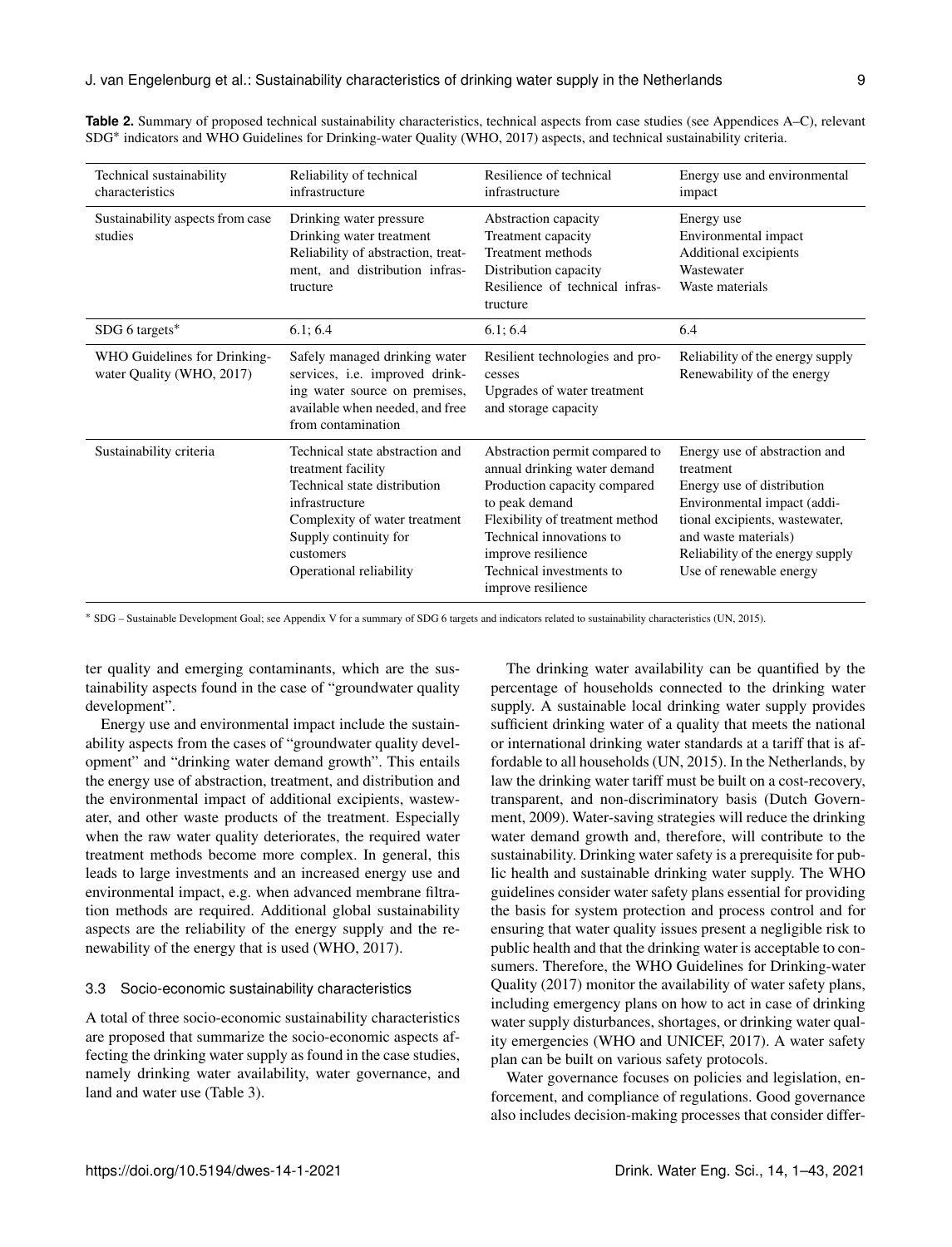**Table 2.** Summary of proposed technical sustainability characteristics, technical aspects from case studies (see Appendices A–C), relevant SDG* indicators and WHO Guidelines for Drinking-water Quality (WHO, 2017) aspects, and technical sustainability criteria.

| Technical sustainability characteristics | Reliability of technical infrastructure | Resilience of technical infrastructure | Energy use and environmental impact |
|---|---|---|---|
| Sustainability aspects from case studies | Drinking water pressure<br>Drinking water treatment<br>Reliability of abstraction, treatment, and distribution infrastructure | Abstraction capacity<br>Treatment capacity<br>Treatment methods<br>Distribution capacity<br>Resilience of technical infrastructure | Energy use<br>Environmental impact<br>Additional excipients<br>Wastewater<br>Waste materials |
| SDG 6 targets* | 6.1; 6.4 | 6.1; 6.4 | 6.4 |
| WHO Guidelines for Drinking-water Quality (WHO, 2017) | Safely managed drinking water services, i.e. improved drinking water source on premises, available when needed, and free from contamination | Resilient technologies and processes<br>Upgrades of water treatment and storage capacity | Reliability of the energy supply<br>Renewability of the energy |
| Sustainability criteria | Technical state abstraction and treatment facility<br>Technical state distribution infrastructure<br>Complexity of water treatment<br>Supply continuity for customers<br>Operational reliability | Abstraction permit compared to annual drinking water demand<br>Production capacity compared to peak demand<br>Flexibility of treatment method<br>Technical innovations to improve resilience<br>Technical investments to improve resilience | Energy use of abstraction and treatment<br>Energy use of distribution<br>Environmental impact (additional excipients, wastewater, and waste materials)<br>Reliability of the energy supply<br>Use of renewable energy |

* SDG – Sustainable Development Goal; see Appendix V for a summary of SDG 6 targets and indicators related to sustainability characteristics (UN, 2015).

ter quality and emerging contaminants, which are the sustainability aspects found in the case of "groundwater quality development".

Energy use and environmental impact include the sustainability aspects from the cases of "groundwater quality development" and "drinking water demand growth". This entails the energy use of abstraction, treatment, and distribution and the environmental impact of additional excipients, wastewater, and other waste products of the treatment. Especially when the raw water quality deteriorates, the required water treatment methods become more complex. In general, this leads to large investments and an increased energy use and environmental impact, e.g. when advanced membrane filtration methods are required. Additional global sustainability aspects are the reliability of the energy supply and the renewability of the energy that is used (WHO, 2017).

### 3.3 Socio-economic sustainability characteristics

A total of three socio-economic sustainability characteristics are proposed that summarize the socio-economic aspects affecting the drinking water supply as found in the case studies, namely drinking water availability, water governance, and land and water use (Table 3).

The drinking water availability can be quantified by the percentage of households connected to the drinking water supply. A sustainable local drinking water supply provides sufficient drinking water of a quality that meets the national or international drinking water standards at a tariff that is affordable to all households (UN, 2015). In the Netherlands, by law the drinking water tariff must be built on a cost-recovery, transparent, and non-discriminatory basis (Dutch Government, 2009). Water-saving strategies will reduce the drinking water demand growth and, therefore, will contribute to the sustainability. Drinking water safety is a prerequisite for public health and sustainable drinking water supply. The WHO guidelines consider water safety plans essential for providing the basis for system protection and process control and for ensuring that water quality issues present a negligible risk to public health and that the drinking water is acceptable to consumers. Therefore, the WHO Guidelines for Drinking-water Quality (2017) monitor the availability of water safety plans, including emergency plans on how to act in case of drinking water supply disturbances, shortages, or drinking water quality emergencies (WHO and UNICEF, 2017). A water safety plan can be built on various safety protocols.

Water governance focuses on policies and legislation, enforcement, and compliance of regulations. Good governance also includes decision-making processes that consider differ-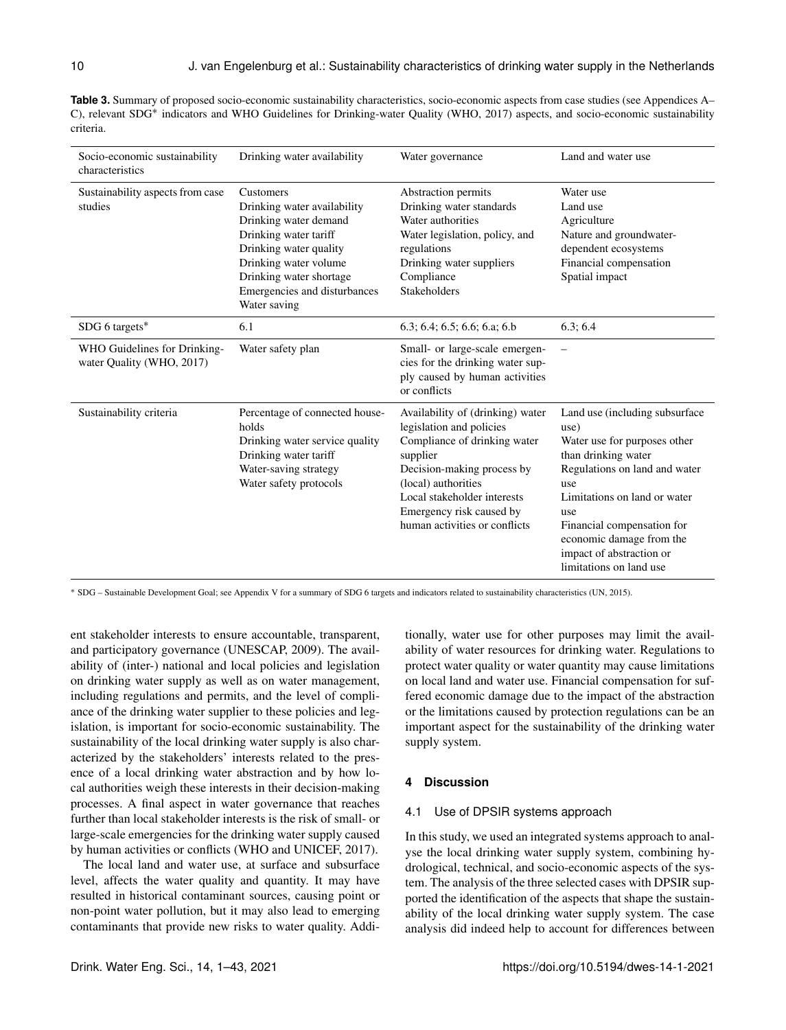**Table 3.** Summary of proposed socio-economic sustainability characteristics, socio-economic aspects from case studies (see Appendices A–C), relevant SDG* indicators and WHO Guidelines for Drinking-water Quality (WHO, 2017) aspects, and socio-economic sustainability criteria.

| Socio-economic sustainability characteristics | Drinking water availability | Water governance | Land and water use |
|---|---|---|---|
| Sustainability aspects from case studies | Customers<br>Drinking water availability<br>Drinking water demand<br>Drinking water tariff<br>Drinking water quality<br>Drinking water volume<br>Drinking water shortage<br>Emergencies and disturbances<br>Water saving | Abstraction permits<br>Drinking water standards<br>Water authorities<br>Water legislation, policy, and regulations<br>Drinking water suppliers<br>Compliance<br>Stakeholders | Water use<br>Land use<br>Agriculture<br>Nature and groundwater-dependent ecosystems<br>Financial compensation<br>Spatial impact |
| SDG 6 targets* | 6.1 | 6.3; 6.4; 6.5; 6.6; 6.a; 6.b | 6.3; 6.4 |
| WHO Guidelines for Drinking-water Quality (WHO, 2017) | Water safety plan | Small- or large-scale emergencies for the drinking water supply caused by human activities or conflicts | – |
| Sustainability criteria | Percentage of connected households<br>Drinking water service quality<br>Drinking water tariff<br>Water-saving strategy<br>Water safety protocols | Availability of (drinking) water legislation and policies<br>Compliance of drinking water supplier<br>Decision-making process by (local) authorities<br>Local stakeholder interests<br>Emergency risk caused by human activities or conflicts | Land use (including subsurface use)<br>Water use for purposes other than drinking water<br>Regulations on land and water use<br>Limitations on land or water use<br>Financial compensation for economic damage from the impact of abstraction or limitations on land use |

* SDG – Sustainable Development Goal; see Appendix V for a summary of SDG 6 targets and indicators related to sustainability characteristics (UN, 2015).

ent stakeholder interests to ensure accountable, transparent, and participatory governance (UNESCAP, 2009). The availability of (inter-) national and local policies and legislation on drinking water supply as well as on water management, including regulations and permits, and the level of compliance of the drinking water supplier to these policies and legislation, is important for socio-economic sustainability. The sustainability of the local drinking water supply is also characterized by the stakeholders' interests related to the presence of a local drinking water abstraction and by how local authorities weigh these interests in their decision-making processes. A final aspect in water governance that reaches further than local stakeholder interests is the risk of small- or large-scale emergencies for the drinking water supply caused by human activities or conflicts (WHO and UNICEF, 2017).

The local land and water use, at surface and subsurface level, affects the water quality and quantity. It may have resulted in historical contaminant sources, causing point or non-point water pollution, but it may also lead to emerging contaminants that provide new risks to water quality. Additionally, water use for other purposes may limit the availability of water resources for drinking water. Regulations to protect water quality or water quantity may cause limitations on local land and water use. Financial compensation for suffered economic damage due to the impact of the abstraction or the limitations caused by protection regulations can be an important aspect for the sustainability of the drinking water supply system.

## 4 Discussion

### 4.1 Use of DPSIR systems approach

In this study, we used an integrated systems approach to analyse the local drinking water supply system, combining hydrological, technical, and socio-economic aspects of the system. The analysis of the three selected cases with DPSIR supported the identification of the aspects that shape the sustainability of the local drinking water supply system. The case analysis did indeed help to account for differences between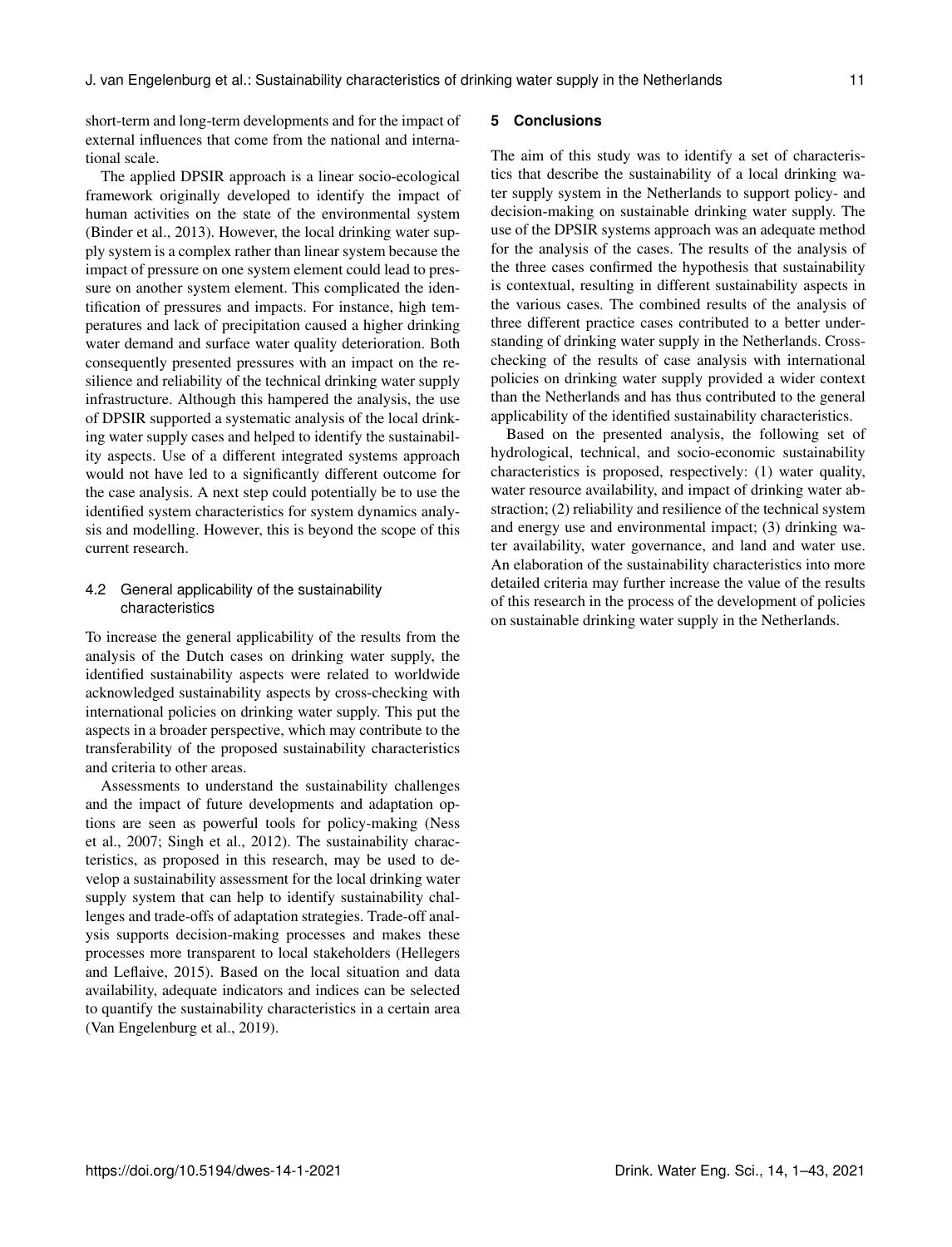short-term and long-term developments and for the impact of external influences that come from the national and international scale.

The applied DPSIR approach is a linear socio-ecological framework originally developed to identify the impact of human activities on the state of the environmental system (Binder et al., 2013). However, the local drinking water supply system is a complex rather than linear system because the impact of pressure on one system element could lead to pressure on another system element. This complicated the identification of pressures and impacts. For instance, high temperatures and lack of precipitation caused a higher drinking water demand and surface water quality deterioration. Both consequently presented pressures with an impact on the resilience and reliability of the technical drinking water supply infrastructure. Although this hampered the analysis, the use of DPSIR supported a systematic analysis of the local drinking water supply cases and helped to identify the sustainability aspects. Use of a different integrated systems approach would not have led to a significantly different outcome for the case analysis. A next step could potentially be to use the identified system characteristics for system dynamics analysis and modelling. However, this is beyond the scope of this current research.

### 4.2 General applicability of the sustainability characteristics

To increase the general applicability of the results from the analysis of the Dutch cases on drinking water supply, the identified sustainability aspects were related to worldwide acknowledged sustainability aspects by cross-checking with international policies on drinking water supply. This put the aspects in a broader perspective, which may contribute to the transferability of the proposed sustainability characteristics and criteria to other areas.

Assessments to understand the sustainability challenges and the impact of future developments and adaptation options are seen as powerful tools for policy-making (Ness et al., 2007; Singh et al., 2012). The sustainability characteristics, as proposed in this research, may be used to develop a sustainability assessment for the local drinking water supply system that can help to identify sustainability challenges and trade-offs of adaptation strategies. Trade-off analysis supports decision-making processes and makes these processes more transparent to local stakeholders (Hellegers and Leflaive, 2015). Based on the local situation and data availability, adequate indicators and indices can be selected to quantify the sustainability characteristics in a certain area (Van Engelenburg et al., 2019).

## 5 Conclusions

The aim of this study was to identify a set of characteristics that describe the sustainability of a local drinking water supply system in the Netherlands to support policy- and decision-making on sustainable drinking water supply. The use of the DPSIR systems approach was an adequate method for the analysis of the cases. The results of the analysis of the three cases confirmed the hypothesis that sustainability is contextual, resulting in different sustainability aspects in the various cases. The combined results of the analysis of three different practice cases contributed to a better understanding of drinking water supply in the Netherlands. Cross-checking of the results of case analysis with international policies on drinking water supply provided a wider context than the Netherlands and has thus contributed to the general applicability of the identified sustainability characteristics.

Based on the presented analysis, the following set of hydrological, technical, and socio-economic sustainability characteristics is proposed, respectively: (1) water quality, water resource availability, and impact of drinking water abstraction; (2) reliability and resilience of the technical system and energy use and environmental impact; (3) drinking water availability, water governance, and land and water use. An elaboration of the sustainability characteristics into more detailed criteria may further increase the value of the results of this research in the process of the development of policies on sustainable drinking water supply in the Netherlands.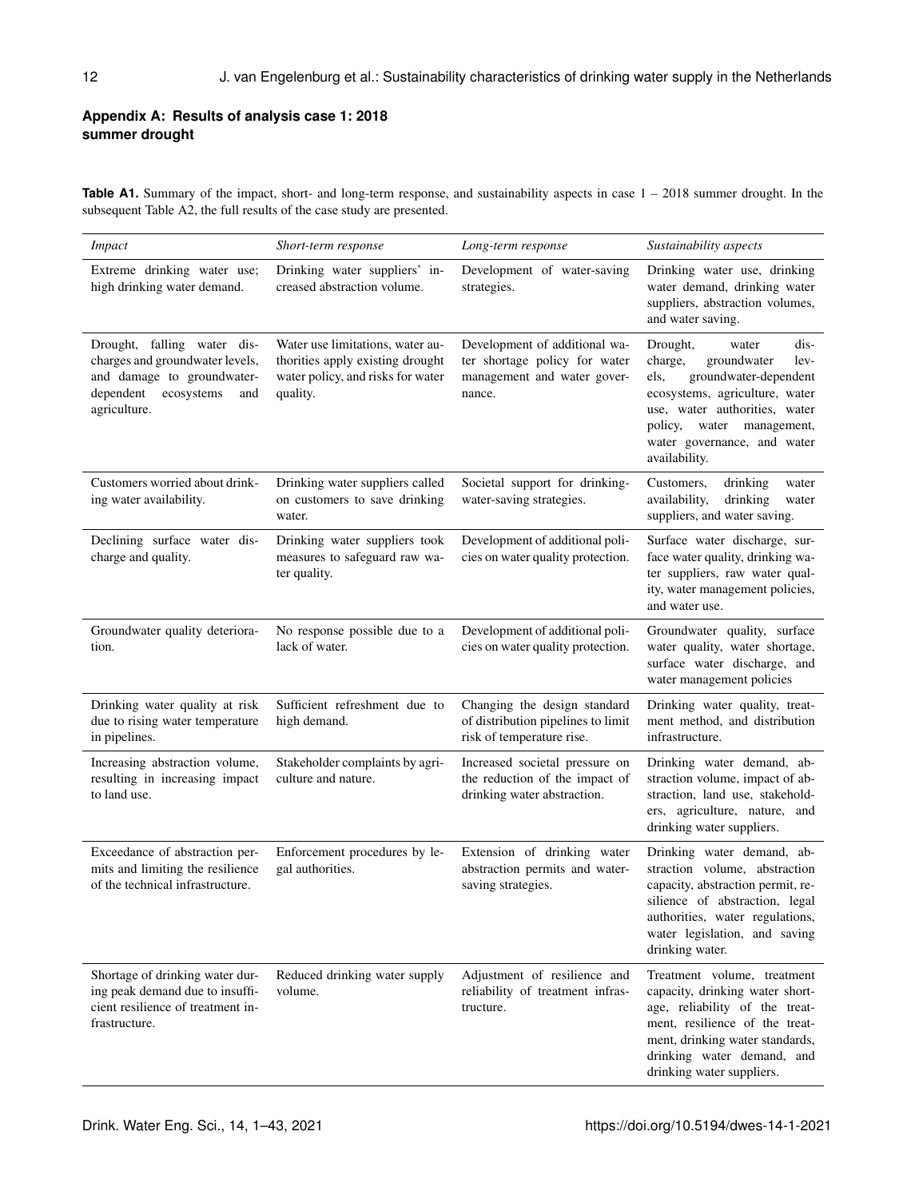## Appendix A: Results of analysis case 1: 2018 summer drought

**Table A1.** Summary of the impact, short- and long-term response, and sustainability aspects in case 1 – 2018 summer drought. In the subsequent Table A2, the full results of the case study are presented.

| *Impact* | *Short-term response* | *Long-term response* | *Sustainability aspects* |
|---|---|---|---|
| Extreme drinking water use; high drinking water demand. | Drinking water suppliers' increased abstraction volume. | Development of water-saving strategies. | Drinking water use, drinking water demand, drinking water suppliers, abstraction volumes, and water saving. |
| Drought, falling water discharges and groundwater levels, and damage to groundwater-dependent ecosystems and agriculture. | Water use limitations, water authorities apply existing drought water policy, and risks for water quality. | Development of additional water shortage policy for water management and water governance. | Drought, water discharge, groundwater levels, groundwater-dependent ecosystems, agriculture, water use, water authorities, water policy, water management, water governance, and water availability. |
| Customers worried about drinking water availability. | Drinking water suppliers called on customers to save drinking water. | Societal support for drinking-water-saving strategies. | Customers, drinking water availability, drinking water suppliers, and water saving. |
| Declining surface water discharge and quality. | Drinking water suppliers took measures to safeguard raw water quality. | Development of additional policies on water quality protection. | Surface water discharge, surface water quality, drinking water suppliers, raw water quality, water management policies, and water use. |
| Groundwater quality deterioration. | No response possible due to a lack of water. | Development of additional policies on water quality protection. | Groundwater quality, surface water quality, water shortage, surface water discharge, and water management policies |
| Drinking water quality at risk due to rising water temperature in pipelines. | Sufficient refreshment due to high demand. | Changing the design standard of distribution pipelines to limit risk of temperature rise. | Drinking water quality, treatment method, and distribution infrastructure. |
| Increasing abstraction volume, resulting in increasing impact to land use. | Stakeholder complaints by agriculture and nature. | Increased societal pressure on the reduction of the impact of drinking water abstraction. | Drinking water demand, abstraction volume, impact of abstraction, land use, stakeholders, agriculture, nature, and drinking water suppliers. |
| Exceedance of abstraction permits and limiting the resilience of the technical infrastructure. | Enforcement procedures by legal authorities. | Extension of drinking water abstraction permits and water-saving strategies. | Drinking water demand, abstraction volume, abstraction capacity, abstraction permit, resilience of abstraction, legal authorities, water regulations, water legislation, and saving drinking water. |
| Shortage of drinking water during peak demand due to insufficient resilience of treatment infrastructure. | Reduced drinking water supply volume. | Adjustment of resilience and reliability of treatment infrastructure. | Treatment volume, treatment capacity, drinking water shortage, reliability of the treatment, resilience of the treatment, drinking water standards, drinking water demand, and drinking water suppliers. |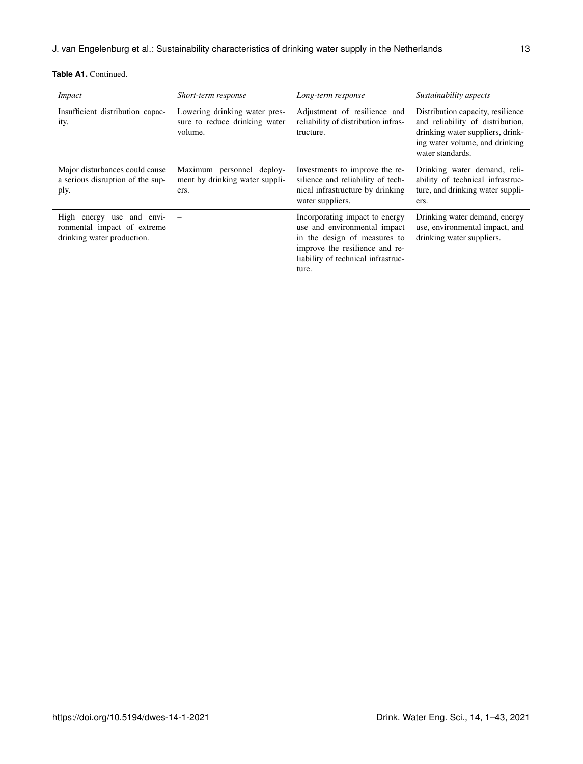**Table A1.** Continued.

| *Impact* | *Short-term response* | *Long-term response* | *Sustainability aspects* |
|---|---|---|---|
| Insufficient distribution capacity. | Lowering drinking water pressure to reduce drinking water volume. | Adjustment of resilience and reliability of distribution infrastructure. | Distribution capacity, resilience and reliability of distribution, drinking water suppliers, drinking water volume, and drinking water standards. |
| Major disturbances could cause a serious disruption of the supply. | Maximum personnel deployment by drinking water suppliers. | Investments to improve the resilience and reliability of technical infrastructure by drinking water suppliers. | Drinking water demand, reliability of technical infrastructure, and drinking water suppliers. |
| High energy use and environmental impact of extreme drinking water production. | – | Incorporating impact to energy use and environmental impact in the design of measures to improve the resilience and reliability of technical infrastructure. | Drinking water demand, energy use, environmental impact, and drinking water suppliers. |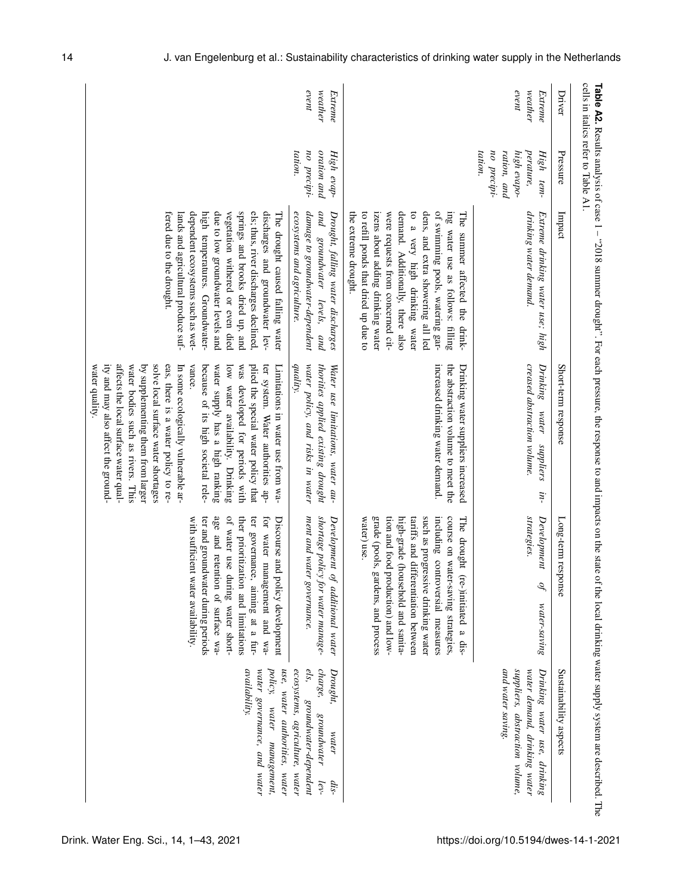**Table A2.** Results analysis of case 1 – "2018 summer drought". For each pressure, the response to and impacts on the state of the local drinking water supply system are described. The cells in italics refer to Table A1.

| Driver | Pressure | Impact | Short-term response | Long-term response | Sustainability aspects |
|---|---|---|---|---|---|
| *Extreme weather event* | *High temperature, high evaporation, and no precipitation.* | *Extreme drinking water use; high drinking water demand.* | *Drinking water suppliers increased abstraction volume.* | *Development of water-saving strategies.* | *Drinking water use, drinking water demand, drinking water suppliers, abstraction volume, and water saving.* |
| | | The summer affected the drinking water use as follows: filling of swimming pools, watering gardens, and extra showering all led to a very high drinking water demand. Additionally, there also were requests from concerned citizens about adding drinking water to refill ponds that dried up due to the extreme drought. | Drinking water suppliers increased the abstraction volume to meet the increased drinking water demand. | The drought (re-)initiated a discourse on water-saving strategies, including controversial measures such as progressive drinking water tariffs and differentiation between high-grade (household and sanitation and food production) and low-grade (pools, gardens, and process water) use. | |
| *Extreme weather event* | *High evaporation and no precipitation.* | *Drought, falling water discharges and groundwater levels, and damage to groundwater-dependent ecosystems and agriculture.* | *Water use limitations, water authorities applied existing drought water policy, and risks in water quality.* | *Development of additional water shortage policy for water management and water governance.* | *Drought, water discharge, groundwater levels, groundwater-dependent ecosystems, agriculture, water use, water authorities, water policy, water management, water governance, and water availability.* |
| | | The drought caused falling water discharges and groundwater levels; thus, river discharges declined, springs and brooks dried up, and vegetation withered or even died due to low groundwater levels and high temperatures. Groundwater-dependent ecosystems such as wetlands and agricultural produce suffered due to the drought. | Limitations in water use from water system. Water authorities applied the special water policy that was developed for periods with low water availability. Drinking water supply has a high ranking because of its high societal relevance. In some ecologically vulnerable areas, there is a water policy to resolve local surface water shortages by supplementing them from larger water bodies such as rivers. This affects the local surface water quality and may also affect the groundwater quality. | Discourse and policy development for water management and water governance, aiming at a further prioritization and limitations of water use during water shortage and retention of surface water and groundwater during periods with sufficient water availability. | |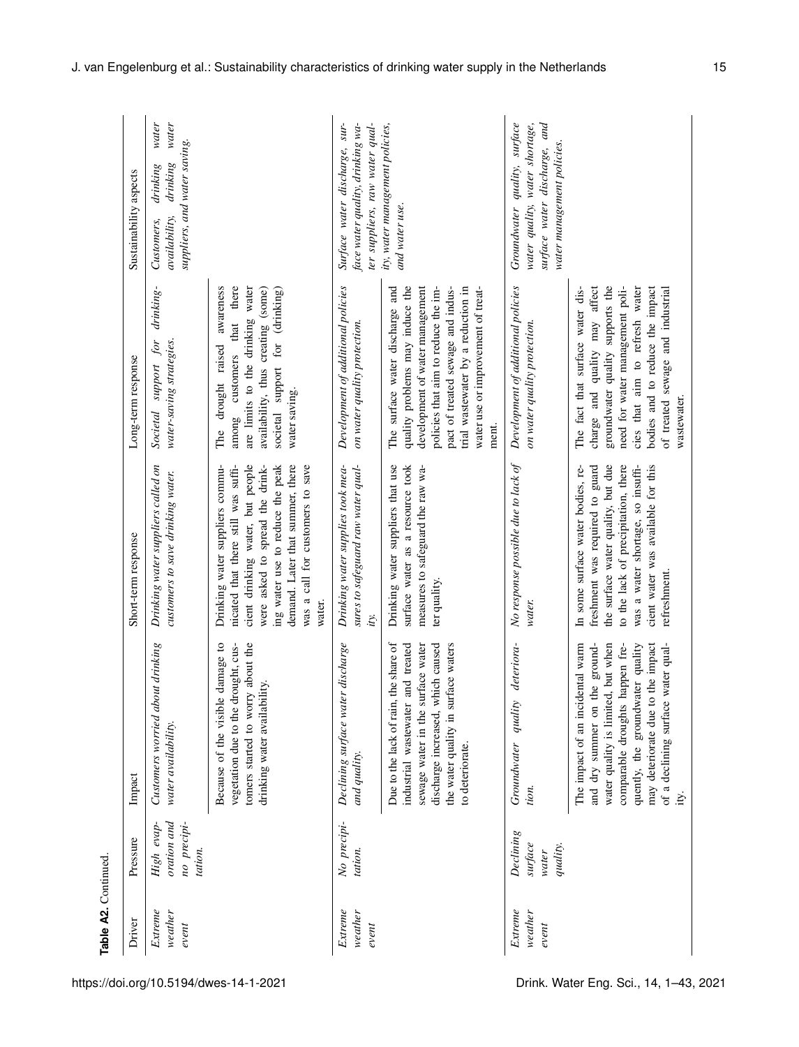**Table A2.** Continued.

| Driver | Pressure | Impact | Short-term response | Long-term response | Sustainability aspects |
|---|---|---|---|---|---|
| *Extreme weather event* | *High evaporation and no precipitation.* | *Customers worried about drinking water availability.* | *Drinking water suppliers called on customers to save drinking water.* | *Societal support for drinking-water-saving strategies.* | *Customers, drinking water availability, drinking water suppliers, and water saving.* |
| | | Because of the visible damage to vegetation due to the drought, customers started to worry about the drinking water availability. | Drinking water suppliers communicated that there still was sufficient drinking water, but people were asked to spread the drinking water use to reduce the peak demand. Later that summer, there was a call for customers to save water. | The drought raised awareness among customers that there are limits to the drinking water availability, thus creating (some) societal support for (drinking) water saving. | |
| *Extreme weather event* | *No precipitation.* | *Declining surface water discharge and quality.* | *Drinking water supplies took measures to safeguard raw water quality.* | *Development of additional policies on water quality protection.* | *Surface water discharge, surface water quality, drinking water suppliers, raw water quality, water management policies, and water use.* |
| | | Due to the lack of rain, the share of industrial wastewater and treated sewage water in the surface water discharge increased, which caused the water quality in surface waters to deteriorate. | Drinking water suppliers that use surface water as a resource took measures to safeguard the raw water quality. | The surface water discharge and quality problems may induce the development of water management policies that aim to reduce the impact of treated sewage and industrial wastewater by a reduction in water use or improvement of treatment. | |
| *Extreme weather event* | *Declining surface water quality.* | *Groundwater quality deterioration.* | *No response possible due to lack of water.* | *Development of additional policies on water quality protection.* | *Groundwater quality, surface water quality, water shortage, surface water discharge, and water management policies.* |
| | | The impact of an incidental warm and dry summer on the groundwater quality is limited, but when comparable droughts happen frequently, the groundwater quality may deteriorate due to the impact of a declining surface water quality. | In some surface water bodies, refreshment was required to guard the surface water quality, but due to the lack of precipitation, there was a water shortage, so insufficient water was available for this refreshment. | The fact that surface water discharge and quality may affect groundwater quality supports the need for water management policies that aim to refresh water bodies and to reduce the impact of treated sewage and industrial wastewater. | |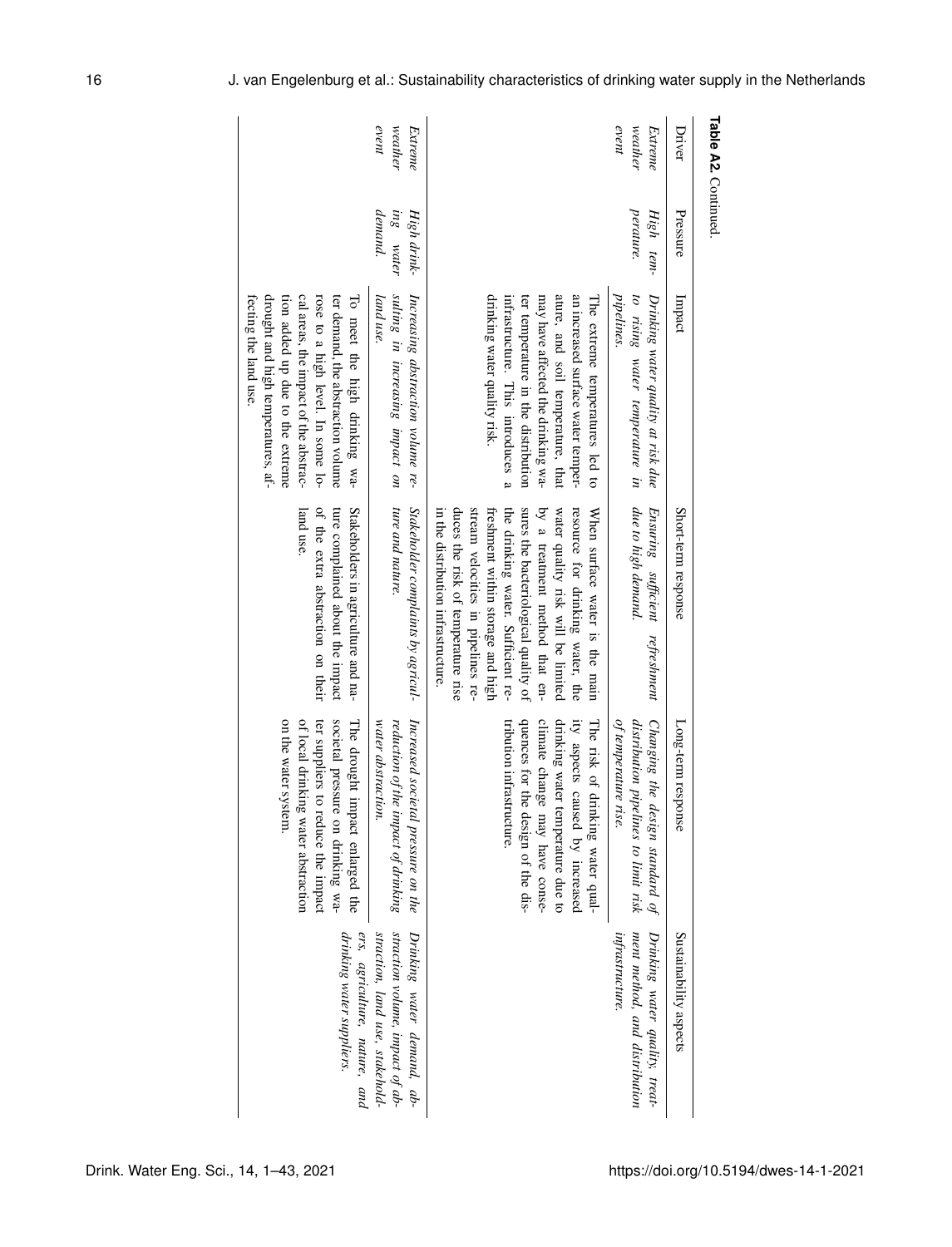**Table A2.** Continued.

| Driver | Pressure | Impact | Short-term response | Long-term response | Sustainability aspects |
|---|---|---|---|---|---|
| *Extreme weather event* | *High temperature.* | *Drinking water quality at risk due to rising water temperature in pipelines.*<br>The extreme temperatures led to an increased surface water temperature, and soil temperature, that may have affected the drinking water temperature in the distribution infrastructure. This introduces a drinking water quality risk. | *Ensuring sufficient refreshment due to high demand.*<br>When surface water is the main resource for drinking water, the water quality risk will be limited by a treatment method that ensures the bacteriological quality of the drinking water. Sufficient refreshment within storage and high stream velocities in pipelines reduces the risk of temperature rise in the distribution infrastructure. | *Changing the design standard of distribution pipelines to limit risk of temperature rise.*<br>The risk of drinking water quality aspects caused by increased drinking water temperature due to climate change may have consequences for the design of the distribution infrastructure. | *Drinking water quality, treatment method, and distribution infrastructure.* |
| *Extreme weather event* | *High drinking water demand.* | *Increasing abstraction volume resulting in increasing impact on land use.*<br>To meet the high drinking water demand, the abstraction volume rose to a high level. In some local areas, the impact of the abstraction added up due to the extreme drought and high temperatures, affecting the land use. | *Stakeholder complaints by agriculture and nature.*<br>Stakeholders in agriculture and nature complained about the impact of the extra abstraction on their land use. | *Increased societal pressure on the reduction of the impact of drinking water abstraction.*<br>The drought impact enlarged the societal pressure on drinking water suppliers to reduce the impact of local drinking water abstraction on the water system. | *Drinking water demand, abstraction volume, impact of abstraction, land use, stakeholders, agriculture, nature, and drinking water suppliers.* |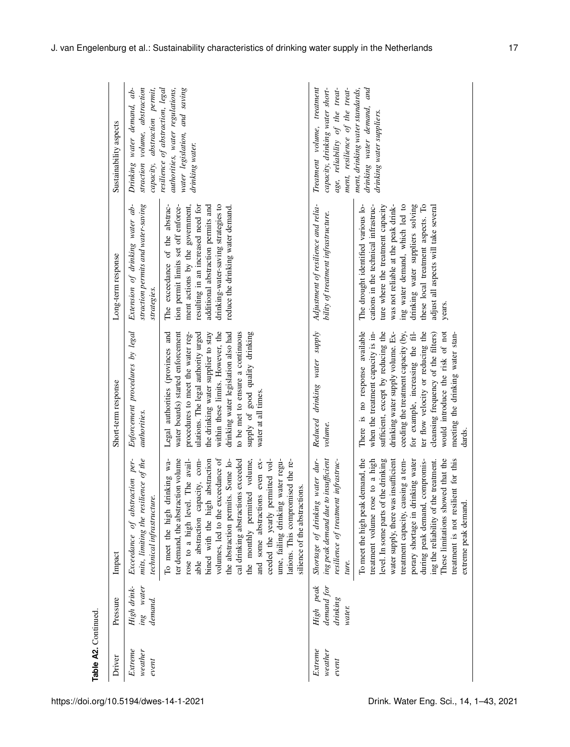**Table A2.** Continued.

| Driver | Pressure | Impact | Short-term response | Long-term response | Sustainability aspects |
|---|---|---|---|---|---|
| *Extreme weather event* | *High drinking water demand.* | *Exceedance of abstraction permits, limiting the resilience of the technical infrastructure.* | *Enforcement procedures by legal authorities.* | *Extension of drinking water abstraction permits and water-saving strategies.* | *Drinking water demand, abstraction volume, abstraction capacity, abstraction permit, resilience of abstraction, legal authorities, water regulations, water legislation, and saving drinking water.* |
| | | To meet the high drinking water demand, the abstraction volume rose to a high level. The available abstraction capacity, combined with the high abstraction volumes, led to the exceedance of the abstraction permits. Some local drinking abstractions exceeded the monthly permitted volume, and some abstractions even exceeded the yearly permitted volume, failing drinking water regulations. This compromised the resilience of the abstractions. | Legal authorities (provinces and water boards) started enforcement procedures to meet the water regulations. The legal authority urged the drinking water supplier to stay within these limits. However, the drinking water legislation also had to be met to ensure a continuous supply of good quality drinking water at all times. | The exceedance of the abstraction permit limits set off enforcement actions by the government, resulting in an increased need for additional abstraction permits and drinking-water-saving strategies to reduce the drinking water demand. | |
| *Extreme weather event* | *High peak demand for drinking water.* | *Shortage of drinking water during peak demand due to insufficient resilience of treatment infrastructure.* | *Reduced drinking water supply volume.* | *Adjustment of resilience and reliability of treatment infrastructure.* | *Treatment volume, treatment capacity, drinking water shortage, reliability of the treatment, resilience of the treatment, drinking water standards, drinking water demand, and drinking water suppliers.* |
| | | To meet the high peak demand, the treatment volume rose to a high level. In some parts of the drinking water supply, there was insufficient treatment capacity, causing a temporary shortage in drinking water during peak demand, compromising the reliability of the treatment. These limitations showed that the treatment is not resilient for this extreme peak demand. | There is no response available when the treatment capacity is insufficient, except by reducing the drinking water supply volume. Exceeding the treatment capacity (by, for example, increasing the filter flow velocity or reducing the cleansing frequency of the filters) would introduce the risk of not meeting the drinking water standards. | The drought identified various locations in the technical infrastructure where the treatment capacity was not reliable at the peak drinking water demand, which led to drinking water suppliers solving these local treatment aspects. To adjust all aspects will take several years. | |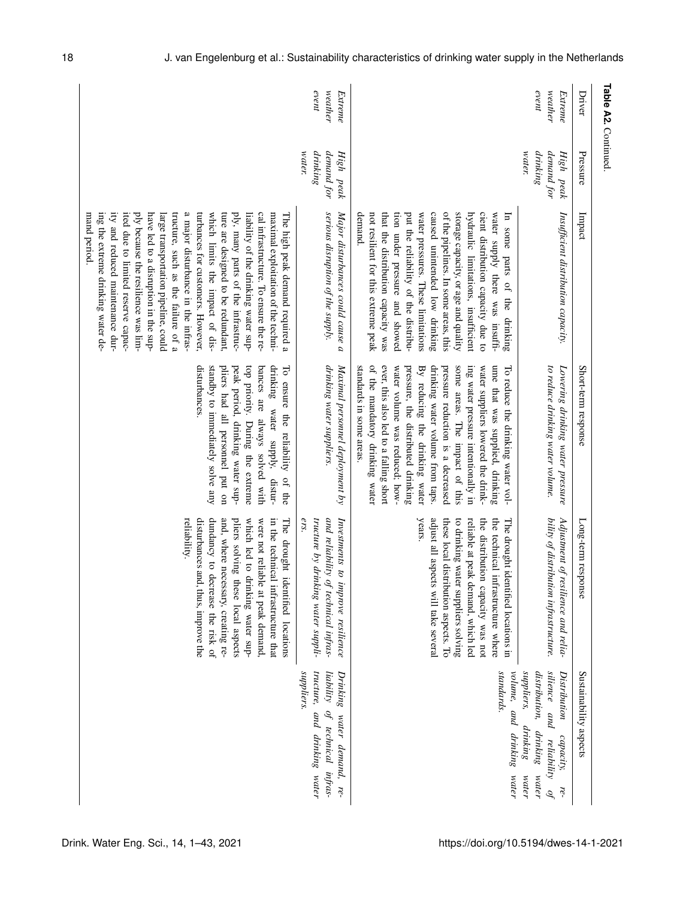**Table A2.** Continued.

| Driver | Pressure | Impact | Short-term response | Long-term response | Sustainability aspects |
|---|---|---|---|---|---|
| *Extreme weather event* | *High peak demand for drinking water.* | *Insufficient distribution capacity.* In some parts of the drinking water supply there was insufficient distribution capacity due to hydraulic limitations, insufficient storage capacity, or age and quality of the pipelines. In some areas, this caused unintended low drinking water pressures. These limitations put the reliability of the distribution under pressure and showed that the distribution capacity was not resilient for this extreme peak demand. | *Lowering drinking water pressure to reduce drinking water volume.* To reduce the drinking water volume that was supplied, drinking water suppliers lowered the drinking water pressure intentionally in some areas. The impact of this pressure reduction is a decreased drinking water volume from taps. By reducing the drinking water pressure, the distributed drinking water volume was reduced; however, this also led to a falling short of the mandatory drinking water standards in some areas. | *Adjustment of resilience and reliability of distribution infrastructure.* The drought identified locations in the technical infrastructure where the distribution capacity was not reliable at peak demand, which led to drinking water suppliers solving these local distribution aspects. To adjust all aspects will take several years. | *Distribution capacity, resilience and reliability of distribution, drinking water suppliers, drinking water volume, and drinking water standards.* |
| *Extreme weather event* | *High peak demand for drinking water.* | *Major disturbances could cause a serious disruption of the supply.* The high peak demand required a maximal exploitation of the technical infrastructure. To ensure the reliability of the drinking water supply, many parts of the infrastructure are designed to be redundant, which limits the impact of disturbances for customers. However, a major disturbance in the infrastructure, such as the failure of a large transportation pipeline, could have led to a disruption in the supply because the resilience was limited due to limited reserve capacity and reduced maintenance during the extreme drinking water demand period. | *Maximal personnel deployment by drinking water suppliers.* To ensure the reliability of the drinking water supply, disturbances are always solved with top priority. During the extreme peak period, drinking water suppliers had all personnel put on standby to immediately solve any disturbances. | *Investments to improve resilience and reliability of technical infrastructure by drinking water suppliers.* The drought identified locations in the technical infrastructure that were not reliable at peak demand, which led to drinking water suppliers solving these local aspects and, where necessary, creating redundancy to decrease the risk of disturbances and, thus, improve the reliability. | *Drinking water demand, reliability of technical infrastructure, and drinking water suppliers.* |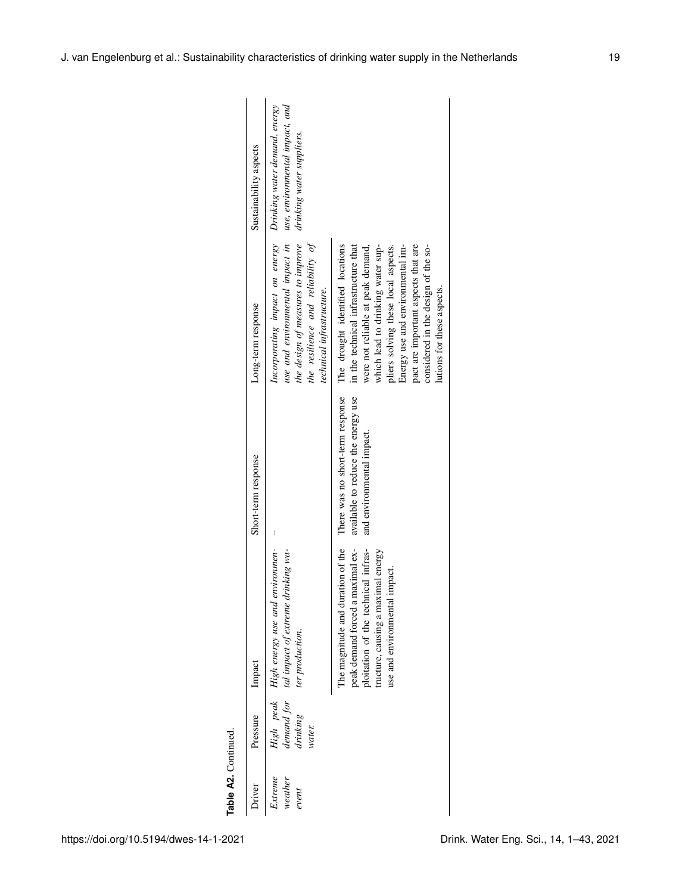**Table A2.** Continued.

| Driver | Pressure | Impact | Short-term response | Long-term response | Sustainability aspects |
|---|---|---|---|---|---|
| *Extreme weather event* | *High peak demand for drinking water.* | *High energy use and environmental impact of extreme drinking water production.* | – | *Incorporating impact on energy use and environmental impact in the design of measures to improve the resilience and reliability of technical infrastructure.* | *Drinking water demand, energy use, environmental impact, and drinking water suppliers.* |
| | | The magnitude and duration of the peak demand forced a maximal exploitation of the technical infrastructure, causing a maximal energy use and environmental impact. | There was no short-term response available to reduce the energy use and environmental impact. | The drought identified locations in the technical infrastructure that were not reliable at peak demand, which lead to drinking water suppliers solving these local aspects. Energy use and environmental impact are important aspects that are considered in the design of the solutions for these aspects. | |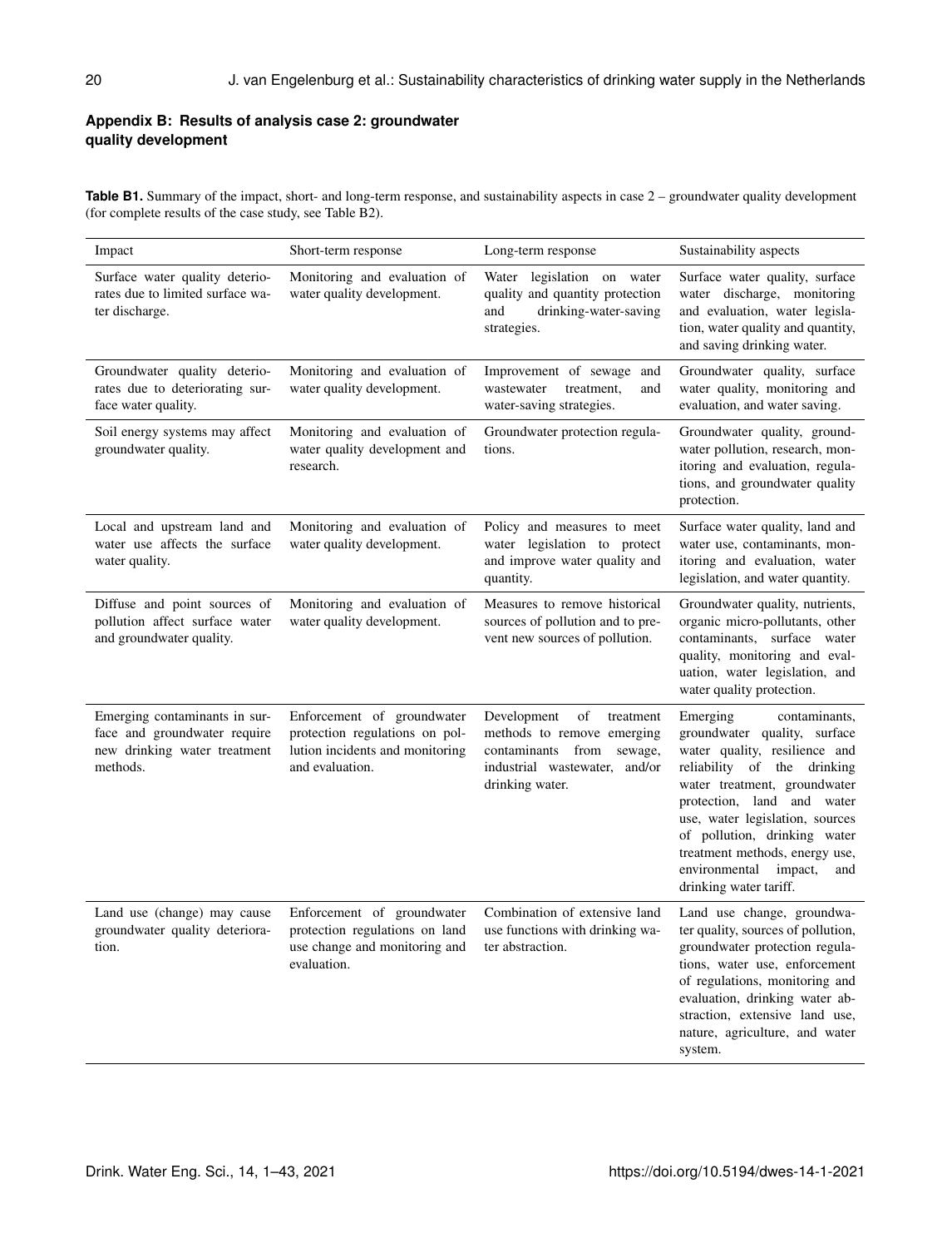## Appendix B: Results of analysis case 2: groundwater quality development

**Table B1.** Summary of the impact, short- and long-term response, and sustainability aspects in case 2 – groundwater quality development (for complete results of the case study, see Table B2).

| Impact | Short-term response | Long-term response | Sustainability aspects |
|---|---|---|---|
| Surface water quality deteriorates due to limited surface water discharge. | Monitoring and evaluation of water quality development. | Water legislation on water quality and quantity protection and drinking-water-saving strategies. | Surface water quality, surface water discharge, monitoring and evaluation, water legislation, water quality and quantity, and saving drinking water. |
| Groundwater quality deteriorates due to deteriorating surface water quality. | Monitoring and evaluation of water quality development. | Improvement of sewage and wastewater treatment, and water-saving strategies. | Groundwater quality, surface water quality, monitoring and evaluation, and water saving. |
| Soil energy systems may affect groundwater quality. | Monitoring and evaluation of water quality development and research. | Groundwater protection regulations. | Groundwater quality, groundwater pollution, research, monitoring and evaluation, regulations, and groundwater quality protection. |
| Local and upstream land and water use affects the surface water quality. | Monitoring and evaluation of water quality development. | Policy and measures to meet water legislation to protect and improve water quality and quantity. | Surface water quality, land and water use, contaminants, monitoring and evaluation, water legislation, and water quantity. |
| Diffuse and point sources of pollution affect surface water and groundwater quality. | Monitoring and evaluation of water quality development. | Measures to remove historical sources of pollution and to prevent new sources of pollution. | Groundwater quality, nutrients, organic micro-pollutants, other contaminants, surface water quality, monitoring and evaluation, water legislation, and water quality protection. |
| Emerging contaminants in surface and groundwater require new drinking water treatment methods. | Enforcement of groundwater protection regulations on pollution incidents and monitoring and evaluation. | Development of treatment methods to remove emerging contaminants from sewage, industrial wastewater, and/or drinking water. | Emerging contaminants, groundwater quality, surface water quality, resilience and reliability of the drinking water treatment, groundwater protection, land and water use, water legislation, sources of pollution, drinking water treatment methods, energy use, environmental impact, and drinking water tariff. |
| Land use (change) may cause groundwater quality deterioration. | Enforcement of groundwater protection regulations on land use change and monitoring and evaluation. | Combination of extensive land use functions with drinking water abstraction. | Land use change, groundwater quality, sources of pollution, groundwater protection regulations, water use, enforcement of regulations, monitoring and evaluation, drinking water abstraction, extensive land use, nature, agriculture, and water system. |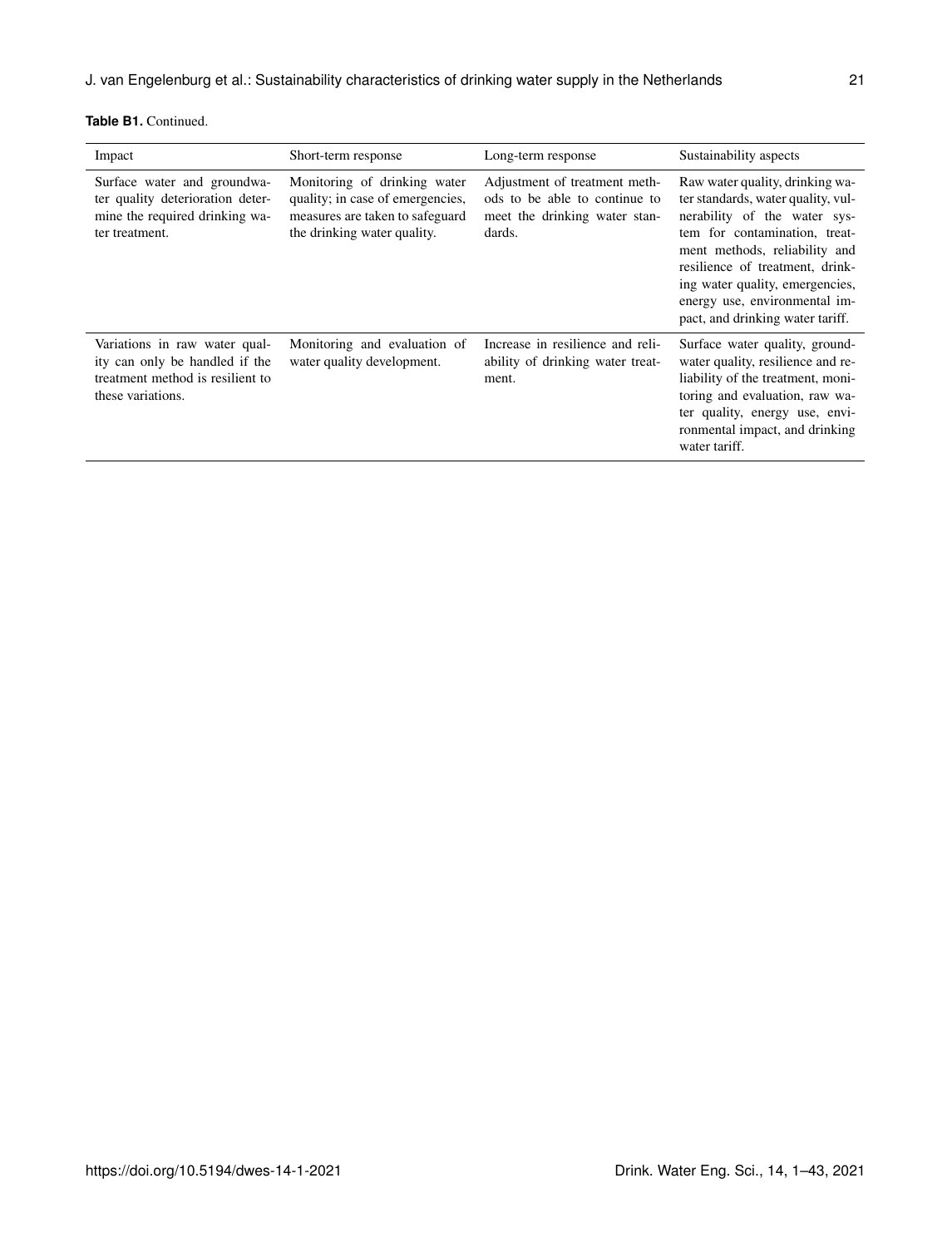**Table B1.** Continued.

| Impact | Short-term response | Long-term response | Sustainability aspects |
|---|---|---|---|
| Surface water and groundwater quality deterioration determine the required drinking water treatment. | Monitoring of drinking water quality; in case of emergencies, measures are taken to safeguard the drinking water quality. | Adjustment of treatment methods to be able to continue to meet the drinking water standards. | Raw water quality, drinking water standards, water quality, vulnerability of the water system for contamination, treatment methods, reliability and resilience of treatment, drinking water quality, emergencies, energy use, environmental impact, and drinking water tariff. |
| Variations in raw water quality can only be handled if the treatment method is resilient to these variations. | Monitoring and evaluation of water quality development. | Increase in resilience and reliability of drinking water treatment. | Surface water quality, groundwater quality, resilience and reliability of the treatment, monitoring and evaluation, raw water quality, energy use, environmental impact, and drinking water tariff. |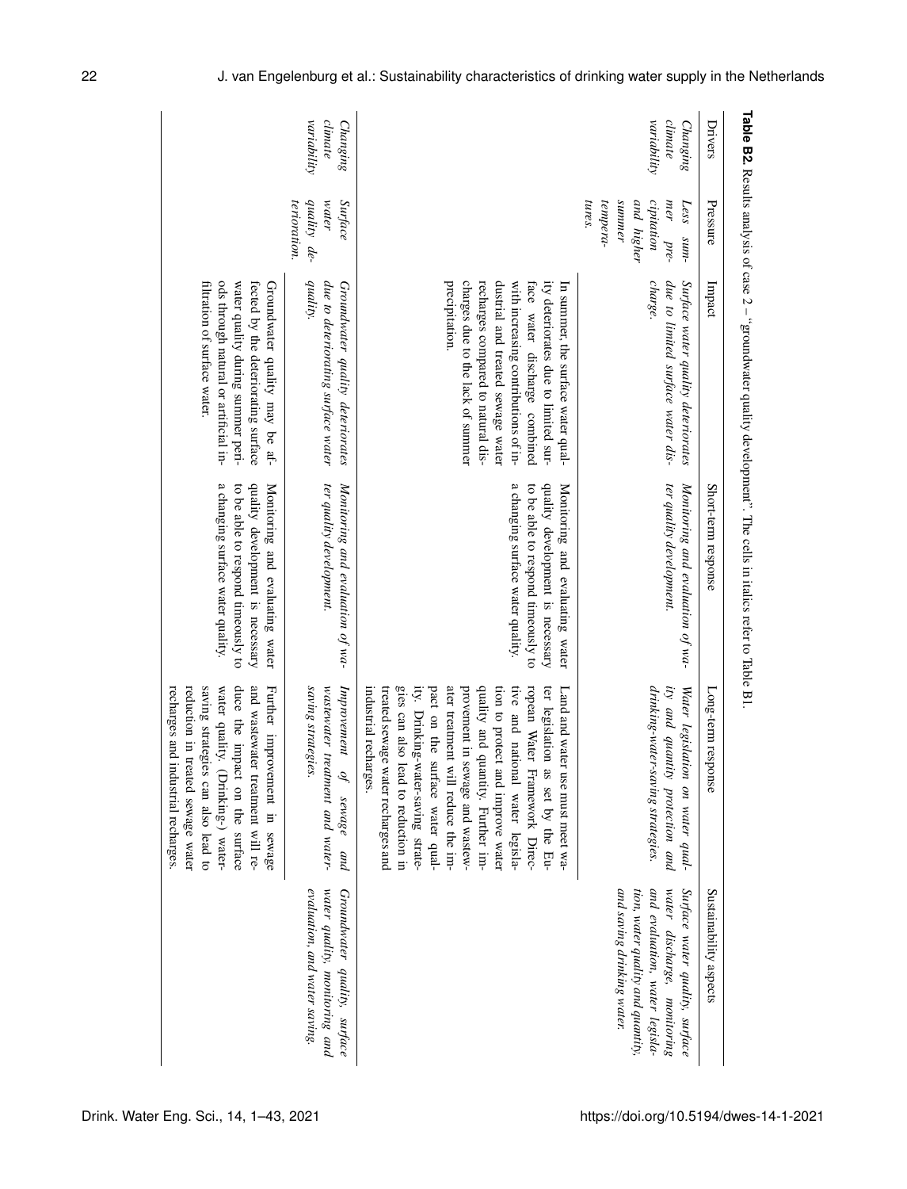**Table B2.** Results analysis of case 2 – "groundwater quality development". The cells in italics refer to Table B1.

| Drivers | Pressure | Impact | Short-term response | Long-term response | Sustainability aspects |
|---|---|---|---|---|---|
| *Changing climate variability* | *Less summer precipitation and higher summer temperatures.* | *Surface water quality deteriorates due to limited surface water discharge.* | *Monitoring and evaluation of water quality development.* | *Water legislation on water quality and quantity protection and drinking-water-saving strategies.* | *Surface water quality, surface water discharge, monitoring and evaluation, water legislation, water quality and quantity, and saving drinking water.* |
| | | In summer, the surface water quality deteriorates due to limited surface water discharge combined with increasing contributions of industrial and treated sewage water recharges compared to natural discharges due to the lack of summer precipitation. | Monitoring and evaluating water quality development is necessary to be able to respond timeously to a changing surface water quality. | Land and water use must meet water legislation as set by the European Water Framework Directive and national water legislation to protect and improve water quality and quantity. Further improvement in sewage and wastewater treatment will reduce the impact on the surface water quality. Drinking-water-saving strategies can also lead to reduction in treated sewage water recharges and industrial recharges. | |
| *Changing climate variability* | *Surface water quality deterioration.* | *Groundwater quality deteriorates due to deteriorating surface water quality.* | *Monitoring and evaluation of water quality development.* | *Improvement of sewage and wastewater treatment and water-saving strategies.* | *Groundwater quality, surface water quality, monitoring and evaluation, and water saving.* |
| | | Groundwater quality may be affected by the deteriorating surface water quality during summer periods through natural or artificial infiltration of surface water. | Monitoring and evaluating water quality development is necessary to be able to respond timeously to a changing surface water quality. | Further improvement in sewage and wastewater treatment will reduce the impact on the surface water quality. (Drinking-) water-saving strategies can also lead to reduction in treated sewage water recharges and industrial recharges. | |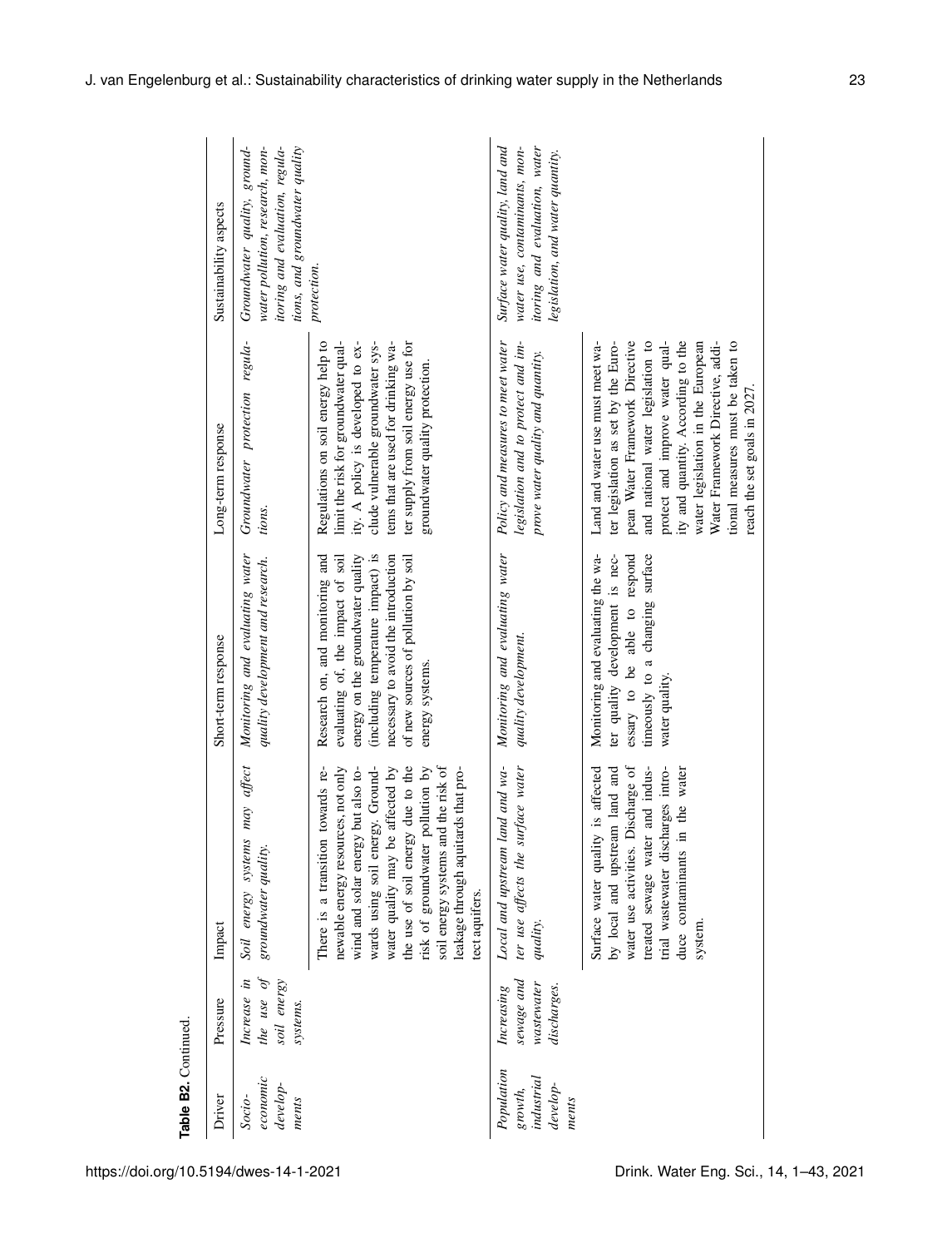**Table B2.** Continued.

| Driver | Pressure | Impact | Short-term response | Long-term response | Sustainability aspects |
|---|---|---|---|---|---|
| *Socio-economic developments* | *Increase in the use of soil energy systems.* | *Soil energy systems may affect groundwater quality.* | *Monitoring and evaluating water quality development and research.* | *Groundwater protection regulations.* | *Groundwater quality, groundwater pollution, research, monitoring and evaluation, regulations, and groundwater quality protection.* |
| | | There is a transition towards renewable energy resources, not only wind and solar energy but also towards using soil energy. Groundwater quality may be affected by the use of soil energy due to the risk of groundwater pollution by soil energy systems and the risk of leakage through aquitards that protect aquifers. | Research on, and monitoring and evaluating of, the impact of soil energy on the groundwater quality (including temperature impact) is necessary to avoid the introduction of new sources of pollution by soil energy systems. | Regulations on soil energy help to limit the risk for groundwater quality. A policy is developed to exclude vulnerable groundwater systems that are used for drinking water supply from soil energy use for groundwater quality protection. | |
| *Population growth, industrial developments* | *Increasing sewage and wastewater discharges.* | *Local and upstream land and water use affects the surface water quality.* | *Monitoring and evaluating water quality development.* | *Policy and measures to meet water legislation and to protect and improve water quality and quantity.* | *Surface water quality, land and water use, contaminants, monitoring and evaluation, water legislation, and water quantity.* |
| | | Surface water quality is affected by local and upstream land and water use activities. Discharge of treated sewage water and industrial wastewater discharges introduce contaminants in the water system. | Monitoring and evaluating the water quality development is necessary to be able to respond timeously to a changing surface water quality. | Land and water use must meet water legislation as set by the European Water Framework Directive and national water legislation to protect and improve water quality and quantity. According to the water legislation in the European Water Framework Directive, additional measures must be taken to reach the set goals in 2027. | |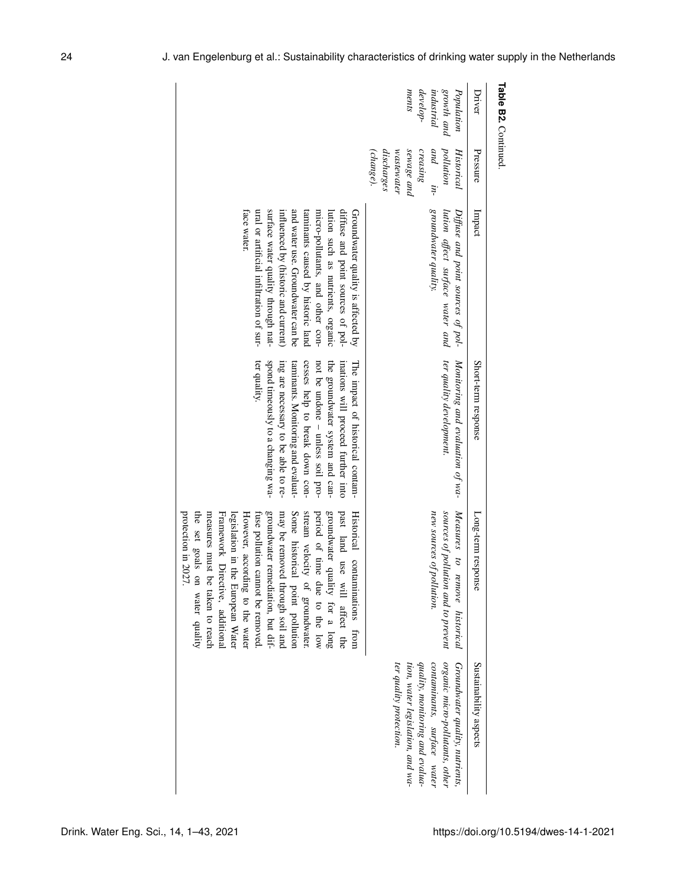**Table B2.** Continued.

| Driver | Pressure | Impact | Short-term response | Long-term response | Sustainability aspects |
|---|---|---|---|---|---|
| *Population growth and industrial developments* | *Historical pollution and increasing sewage and wastewater discharges (change).* | *Diffuse and point sources of pollution affect surface water and groundwater quality.* | *Monitoring and evaluation of water quality development.* | *Measures to remove historical sources of pollution and to prevent new sources of pollution.* | *Groundwater quality, nutrients, organic micro-pollutants, other contaminants, surface water quality, monitoring and evaluation, water legislation, and water quality protection.* |
| | | Groundwater quality is affected by diffuse and point sources of pollution such as nutrients, organic micro-pollutants, and other contaminants caused by historic land and water use. Groundwater can be influenced by (historic and current) surface water quality through natural or artificial infiltration of surface water. | The impact of historical contaminations will proceed further into the groundwater system and cannot be undone – unless soil processes help to break down contaminants. Monitoring and evaluating are necessary to be able to respond timeously to a changing water quality. | Historical contaminations from past land use will affect the groundwater quality for a long period of time due to the low stream velocity of groundwater. Some historical point pollution may be removed through soil and groundwater remediation, but diffuse pollution cannot be removed. However, according to the water legislation in the European Water Framework Directive, additional measures must be taken to reach the set goals on water quality protection in 2027. | |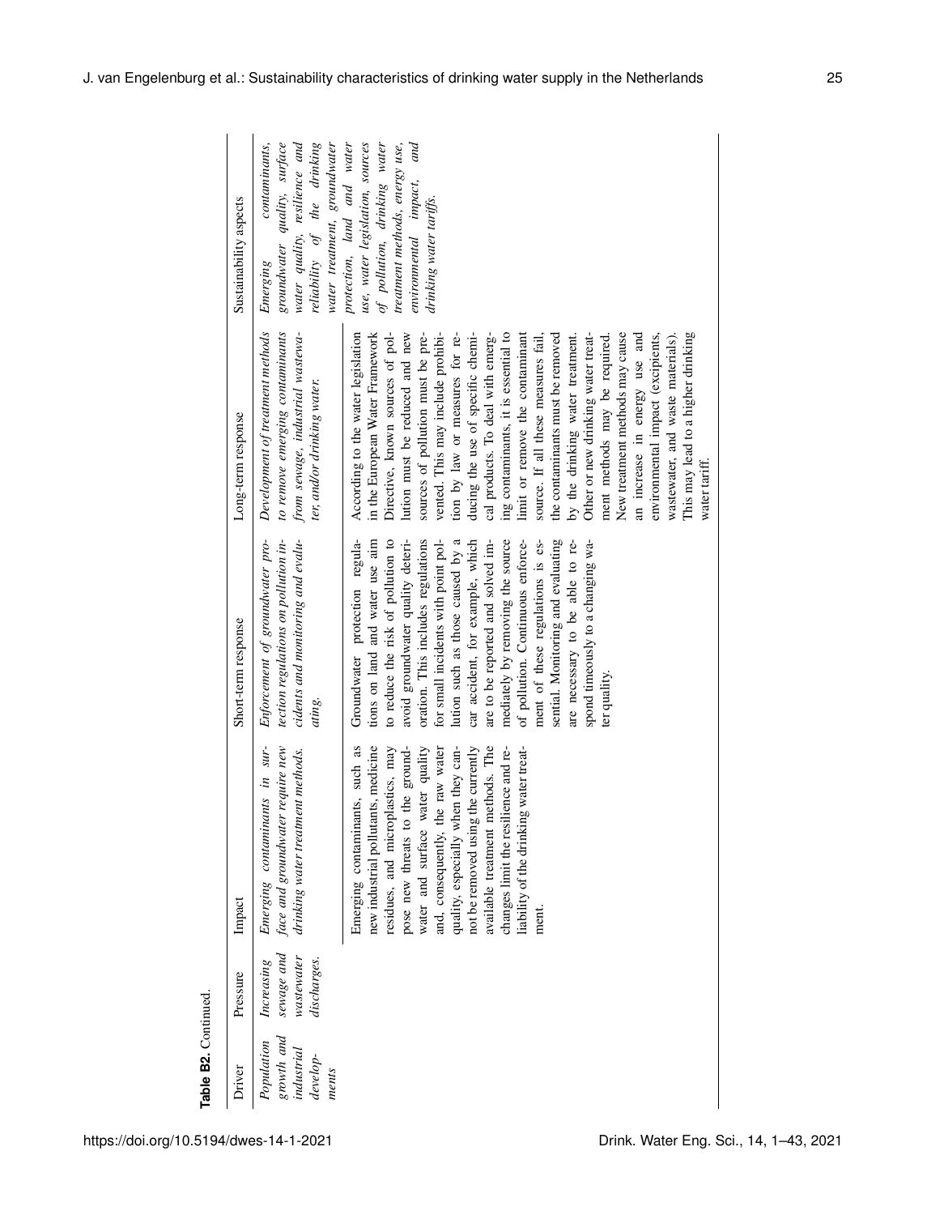**Table B2.** Continued.

| Driver | Pressure | Impact | Short-term response | Long-term response | Sustainability aspects |
|---|---|---|---|---|---|
| *Population growth and industrial developments* | *Increasing sewage and wastewater discharges.* | *Emerging contaminants in surface and groundwater require new drinking water treatment methods.* | *Enforcement of groundwater protection regulations on pollution incidents and monitoring and evaluating.* | *Development of treatment methods to remove emerging contaminants from sewage, industrial wastewater, and/or drinking water.* | *Emerging contaminants, groundwater quality, surface water quality, resilience and reliability of the drinking water treatment, groundwater protection, land and water use, water legislation, sources of pollution, drinking water treatment methods, energy use, environmental impact, and drinking water tariffs.* |
| | | Emerging contaminants, such as new industrial pollutants, medicine residues, and microplastics, may pose new threats to the groundwater and surface water quality and, consequently, the raw water quality, especially when they cannot be removed using the currently available treatment methods. The changes limit the resilience and reliability of the drinking water treatment. | Groundwater protection regulations on land and water use aim to reduce the risk of pollution to avoid groundwater quality deterioration. This includes regulations for small incidents with point pollution such as those caused by a car accident, for example, which are to be reported and solved immediately by removing the source of pollution. Continuous enforcement of these regulations is essential. Monitoring and evaluating are necessary to be able to respond timeously to a changing water quality. | According to the water legislation in the European Water Framework Directive, known sources of pollution must be reduced and new sources of pollution must be prevented. This may include prohibition by law or measures for reducing the use of specific chemical products. To deal with emerging contaminants, it is essential to limit or remove the contaminant source. If all these measures fail, the contaminants must be removed by the drinking water treatment. Other or new drinking water treatment methods may be required. New treatment methods may cause an increase in energy use and environmental impact (excipients, wastewater, and waste materials). This may lead to a higher drinking water tariff. | |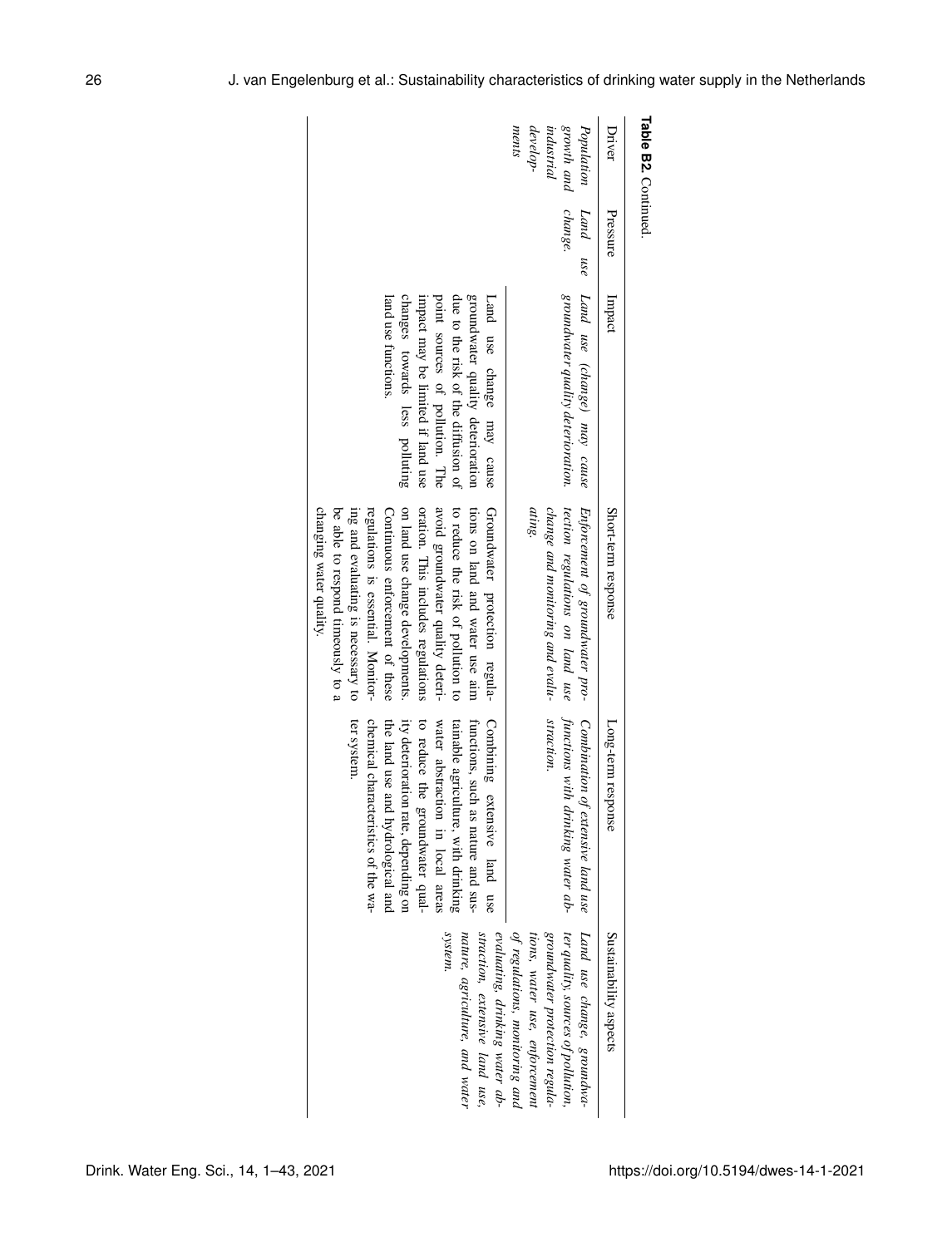**Table B2.** Continued.

| Driver | Pressure | Impact | Short-term response | Long-term response | Sustainability aspects |
|---|---|---|---|---|---|
| *Population growth and industrial developments* | *Land use change.* | *Land use (change) may cause groundwater quality deterioration.* | *Enforcement of groundwater protection regulations on land use change and monitoring and evaluating.* | *Combination of extensive land use functions with drinking water abstraction.* | *Land use change, groundwater quality, sources of pollution, groundwater protection regulations, water use, enforcement of regulations, monitoring and evaluating, drinking water abstraction, extensive land use, nature, agriculture, and water system.* |
| | | Land use change may cause groundwater quality deterioration due to the risk of the diffusion of point sources of pollution. The impact may be limited if land use changes towards less polluting land use functions. | Groundwater protection regulations on land and water use aim to reduce the risk of pollution to avoid groundwater quality deterioration. This includes regulations on land use change developments. Continuous enforcement of these regulations is essential. Monitoring and evaluating is necessary to be able to respond timeously to a changing water quality. | Combining extensive land use functions, such as nature and sustainable agriculture, with drinking water abstraction in local areas to reduce the groundwater quality deterioration rate, depending on the land use and hydrological and chemical characteristics of the water system. | |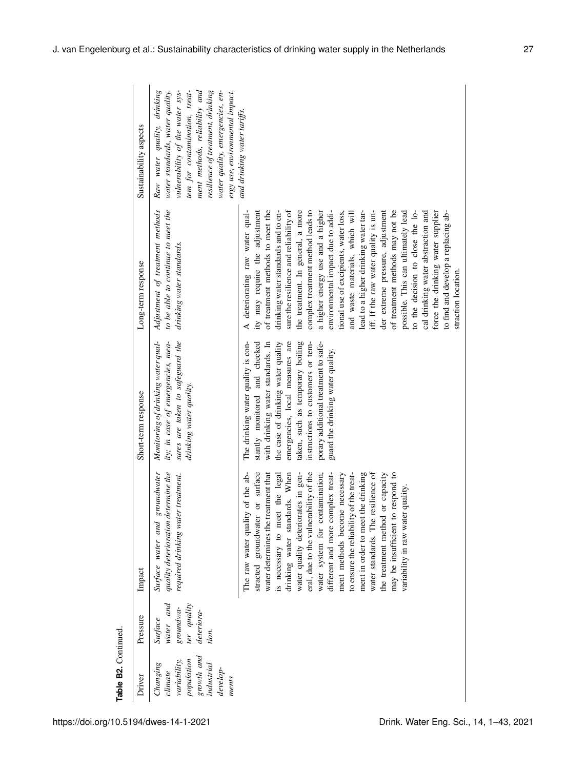**Table B2.** Continued.

| Driver | Pressure | Impact | Short-term response | Long-term response | Sustainability aspects |
|---|---|---|---|---|---|
| *Changing climate variability, population growth and industrial developments* | *Surface water and groundwater quality deterioration.* | *Surface water and groundwater quality deterioration determine the required drinking water treatment.* | *Monitoring of drinking water quality; in case of emergencies, measures are taken to safeguard the drinking water quality.* | *Adjustment of treatment methods to be able to continue to meet the drinking water standards.* | *Raw water quality, drinking water standards, water quality, vulnerability of the water system for contamination, treatment methods, reliability and resilience of treatment, drinking water quality, emergencies, energy use, environmental impact, and drinking water tariffs.* |
| | | The raw water quality of the abstracted groundwater or surface water determines the treatment that is necessary to meet the legal drinking water standards. When water quality deteriorates in general, due to the vulnerability of the water system for contamination, different and more complex treatment methods become necessary to ensure the reliability of the treatment in order to meet the drinking water standards. The resilience of the treatment method or capacity may be insufficient to respond to variability in raw water quality. | The drinking water quality is constantly monitored and checked with drinking water standards. In the case of drinking water quality emergencies, local measures are taken, such as temporary boiling instructions to customers or temporary additional treatment to safeguard the drinking water quality. | A deteriorating raw water quality may require the adjustment of treatment methods to meet the drinking water standards and to ensure the resilience and reliability of the treatment. In general, a more complex treatment method leads to a higher energy use and a higher environmental impact due to additional use of excipients, water loss, and waste materials, which will lead to a higher drinking water tariff. If the raw water quality is under extreme pressure, adjustment of treatment methods may not be possible. This can ultimately lead to the decision to close the local drinking water abstraction and force the drinking water supplier to find and develop a replacing abstraction location. | |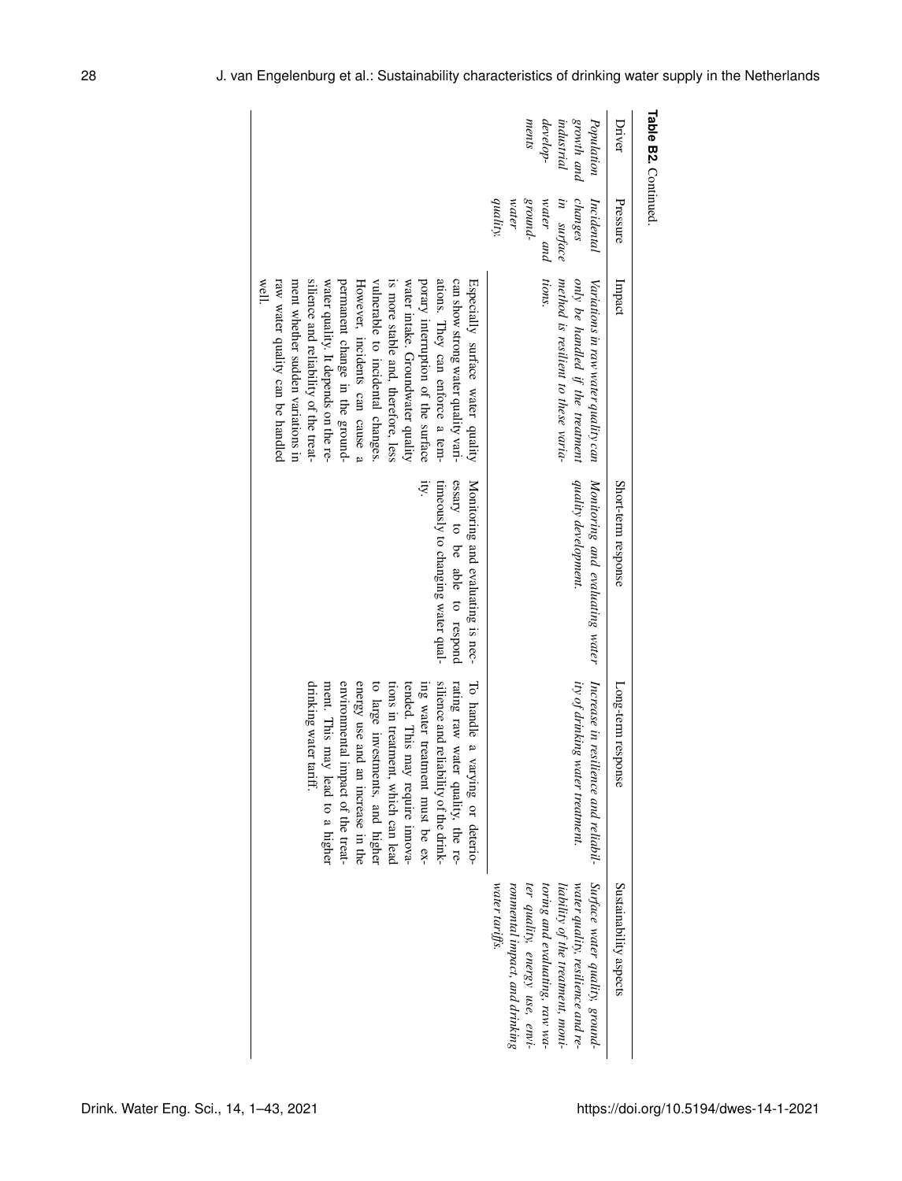**Table B2.** Continued.

| Driver | Pressure | Impact | Short-term response | Long-term response | Sustainability aspects |
|---|---|---|---|---|---|
| *Population growth and industrial developments* | *Incidental changes in surface water and groundwater quality.* | *Variations in raw water quality can only be handled if the treatment method is resilient to these variations.* | *Monitoring and evaluating water quality development.* | *Increase in resilience and reliability of drinking water treatment.* | *Surface water quality, groundwater quality, resilience and reliability of the treatment, monitoring and evaluating, raw water quality, energy use, environmental impact, and drinking water tariffs.* |
| | | Especially surface water quality can show strong water quality variations. They can enforce a temporary interruption of the surface water intake. Groundwater quality is more stable and, therefore, less vulnerable to incidental changes. However, incidents can cause a permanent change in the groundwater quality. It depends on the resilience and reliability of the treatment whether sudden variations in raw water quality can be handled well. | Monitoring and evaluating is necessary to be able to respond timeously to changing water quality. | To handle a varying or deteriorating raw water quality, the resilience and reliability of the drinking water treatment must be extended. This may require innovations in treatment, which can lead to large investments, and higher energy use and an increase in the environmental impact of the treatment. This may lead to a higher drinking water tariff. | |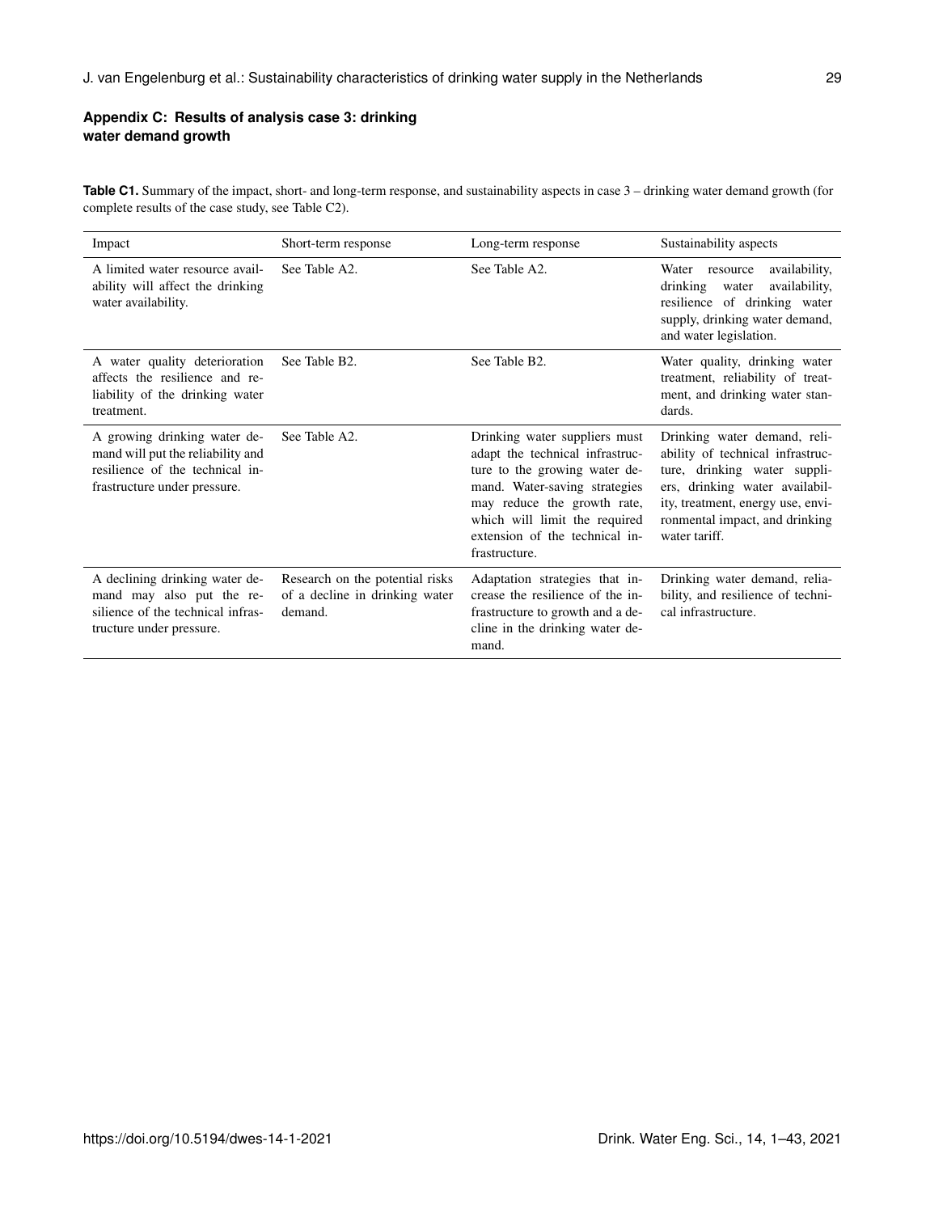## Appendix C: Results of analysis case 3: drinking water demand growth

**Table C1.** Summary of the impact, short- and long-term response, and sustainability aspects in case 3 – drinking water demand growth (for complete results of the case study, see Table C2).

| Impact | Short-term response | Long-term response | Sustainability aspects |
|---|---|---|---|
| A limited water resource availability will affect the drinking water availability. | See Table A2. | See Table A2. | Water resource availability, drinking water availability, resilience of drinking water supply, drinking water demand, and water legislation. |
| A water quality deterioration affects the resilience and reliability of the drinking water treatment. | See Table B2. | See Table B2. | Water quality, drinking water treatment, reliability of treatment, and drinking water standards. |
| A growing drinking water demand will put the reliability and resilience of the technical infrastructure under pressure. | See Table A2. | Drinking water suppliers must adapt the technical infrastructure to the growing water demand. Water-saving strategies may reduce the growth rate, which will limit the required extension of the technical infrastructure. | Drinking water demand, reliability of technical infrastructure, drinking water suppliers, drinking water availability, treatment, energy use, environmental impact, and drinking water tariff. |
| A declining drinking water demand may also put the resilience of the technical infrastructure under pressure. | Research on the potential risks of a decline in drinking water demand. | Adaptation strategies that increase the resilience of the infrastructure to growth and a decline in the drinking water demand. | Drinking water demand, reliability, and resilience of technical infrastructure. |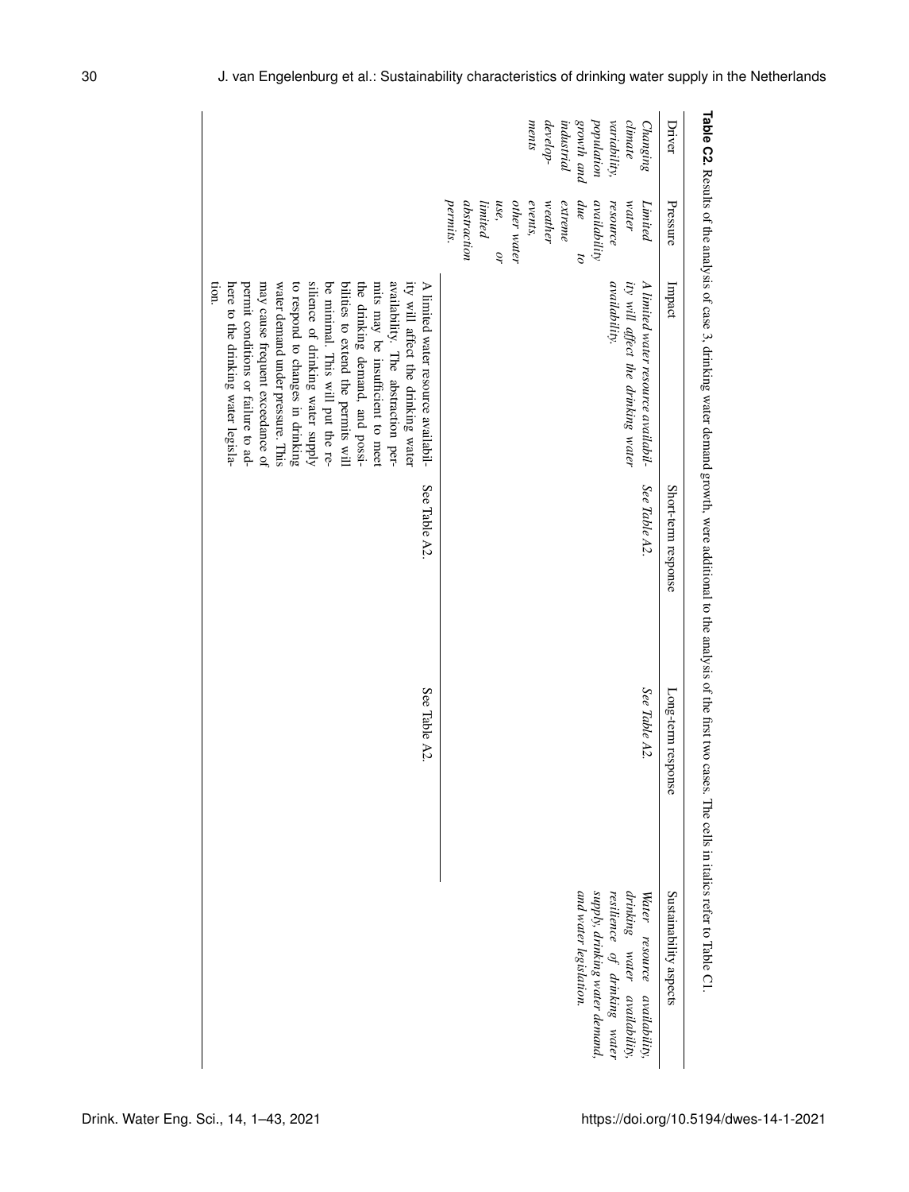**Table C2.** Results of the analysis of case 3, drinking water demand growth, were additional to the analysis of the first two cases. The cells in italics refer to Table C1.

| Driver | Pressure | Impact | Short-term response | Long-term response | Sustainability aspects |
|---|---|---|---|---|---|
| *Changing climate variability, population growth and industrial developments* | *Limited water resource availability due to extreme weather events, other water use, or limited abstraction permits.* | *A limited water resource availability will affect the drinking water availability.* | *See Table A2.* | *See Table A2.* | *Water resource availability, drinking water availability, resilience of drinking water supply, drinking water demand, and water legislation.* |
| | | A limited water resource availability will affect the drinking water availability. The abstraction permits may be insufficient to meet the drinking demand, and possibilities to extend the permits will be minimal. This will put the resilience of drinking water supply to respond to changes in drinking water demand under pressure. This may cause frequent exceedance of permit conditions or failure to adhere to the drinking water legislation. | See Table A2. | See Table A2. | |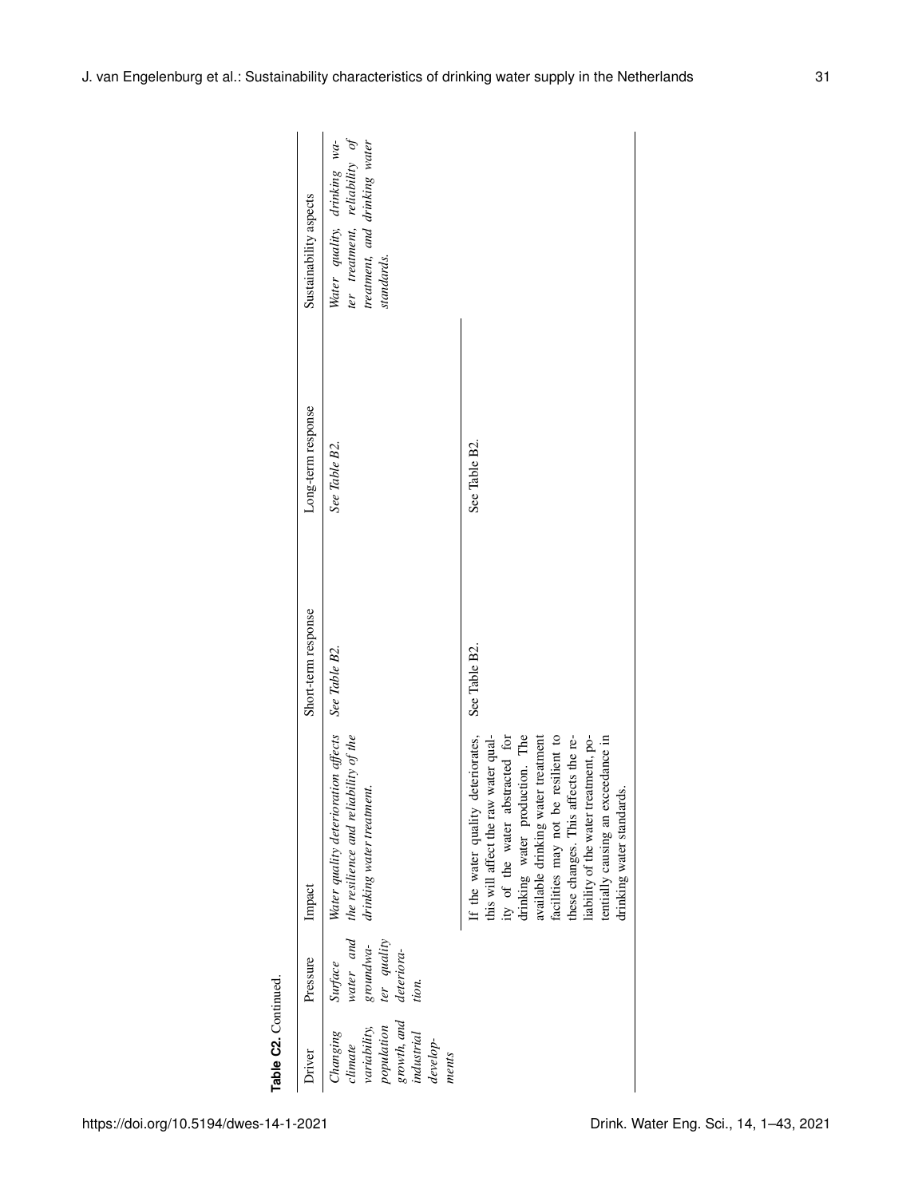**Table C2.** Continued.

| Driver | Pressure | Impact | Short-term response | Long-term response | Sustainability aspects |
|---|---|---|---|---|---|
| *Changing climate variability, population growth, and industrial developments* | *Surface water and groundwater quality deterioration.* | *Water quality deterioration affects the resilience and reliability of the drinking water treatment.* | *See Table B2.* | *See Table B2.* | *Water quality, drinking water treatment, reliability of treatment, and drinking water standards.* |
| | | If the water quality deteriorates, this will affect the raw water quality of the water abstracted for drinking water production. The available drinking water treatment facilities may not be resilient to these changes. This affects the reliability of the water treatment, potentially causing an exceedance in drinking water standards. | See Table B2. | See Table B2. | |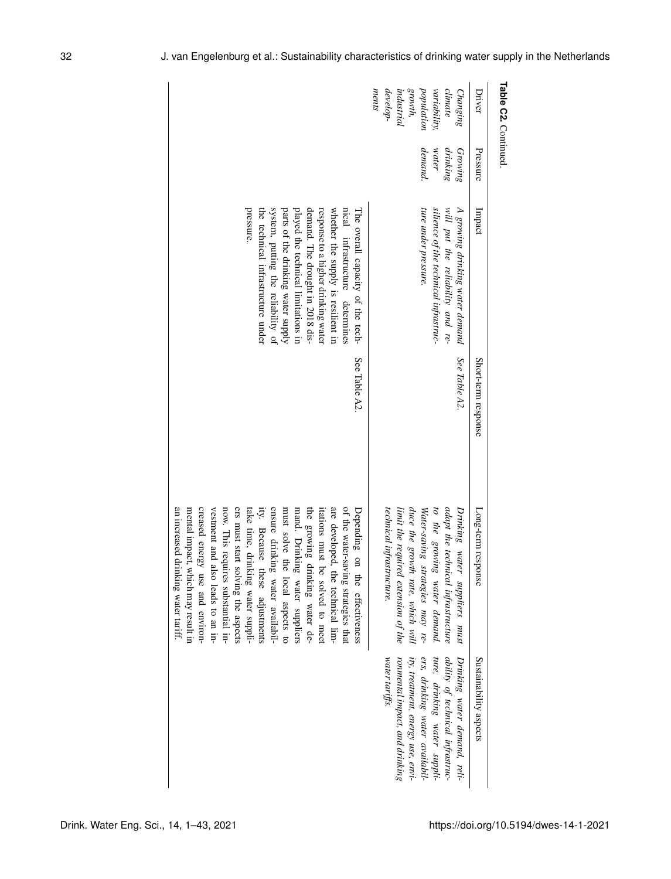**Table C2.** Continued.

| Driver | Pressure | Impact | Short-term response | Long-term response | Sustainability aspects |
|---|---|---|---|---|---|
| *Changing climate variability, population growth, industrial developments* | *Growing drinking water demand.* | *A growing drinking water demand will put the reliability and resilience of the technical infrastructure under pressure.* | *See Table A2.* | *Drinking water suppliers must adapt the technical infrastructure to the growing water demand. Water-saving strategies may reduce the growth rate, which will limit the required extension of the technical infrastructure.* | *Drinking water demand, reliability of technical infrastructure, drinking water suppliers, drinking water availability, treatment, energy use, environmental impact, and drinking water tariffs.* |
| | | The overall capacity of the technical infrastructure determines whether the supply is resilient in response to a higher drinking water demand. The drought in 2018 displayed the technical limitations in parts of the drinking water supply system, putting the reliability of the technical infrastructure under pressure. | See Table A2. | Depending on the effectiveness of the water-saving strategies that are developed, the technical limitations must be solved to meet the growing drinking water demand. Drinking water suppliers must solve the local aspects to ensure drinking water availability. Because these adjustments take time, drinking water suppliers must start solving the aspects now. This requires substantial investment and also leads to an increased energy use and environmental impact, which may result in an increased drinking water tariff. | |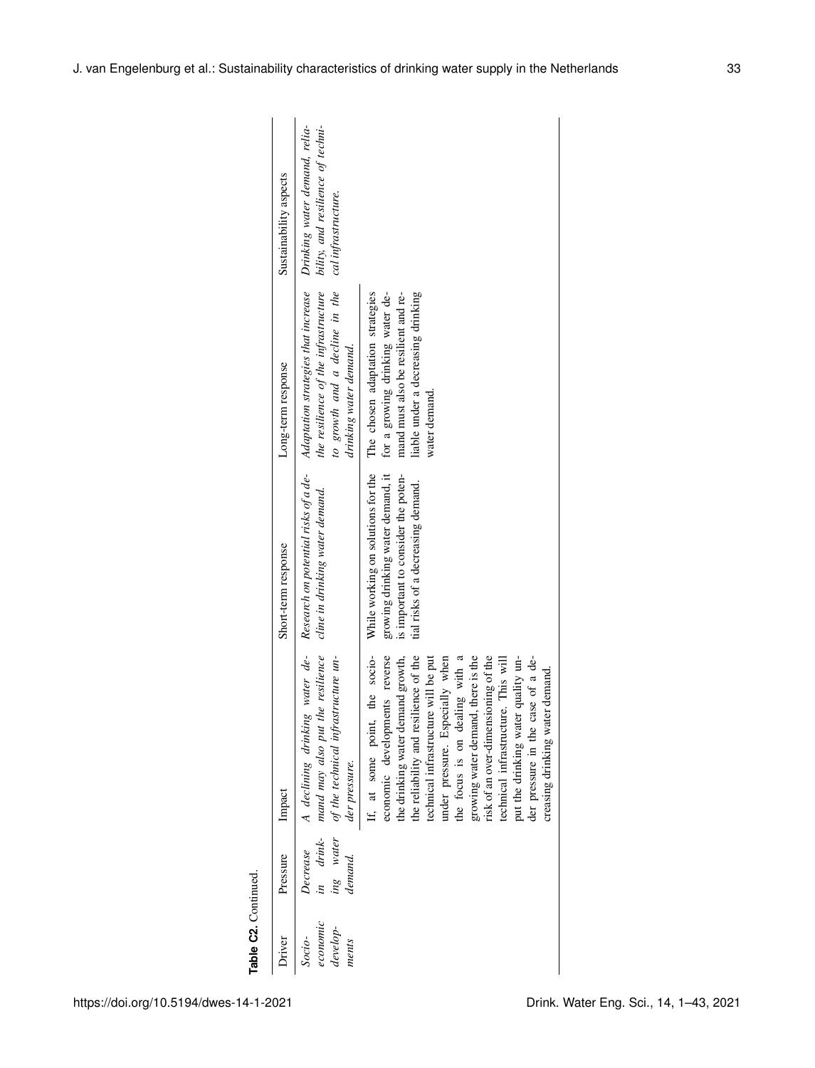**Table C2.** Continued.

| Driver | Pressure | Impact | Short-term response | Long-term response | Sustainability aspects |
|---|---|---|---|---|---|
| *Socio-economic developments* | *Decrease in drinking water demand.* | *A declining drinking water demand may also put the resilience of the technical infrastructure under pressure.* | *Research on potential risks of a decline in drinking water demand.* | *Adaptation strategies that increase the resilience of the infrastructure to growth and a decline in the drinking water demand.* | *Drinking water demand, reliability, and resilience of technical infrastructure.* |
| | | If, at some point, the socio-economic developments reverse the drinking water demand growth, the reliability and resilience of the technical infrastructure will be put under pressure. Especially when the focus is on dealing with a growing water demand, there is the risk of an over-dimensioning of the technical infrastructure. This will put the drinking water quality under pressure in the case of a decreasing drinking water demand. | While working on solutions for the growing drinking water demand, it is important to consider the potential risks of a decreasing demand. | The chosen adaptation strategies for a growing drinking water demand must also be resilient and reliable under a decreasing drinking water demand. | |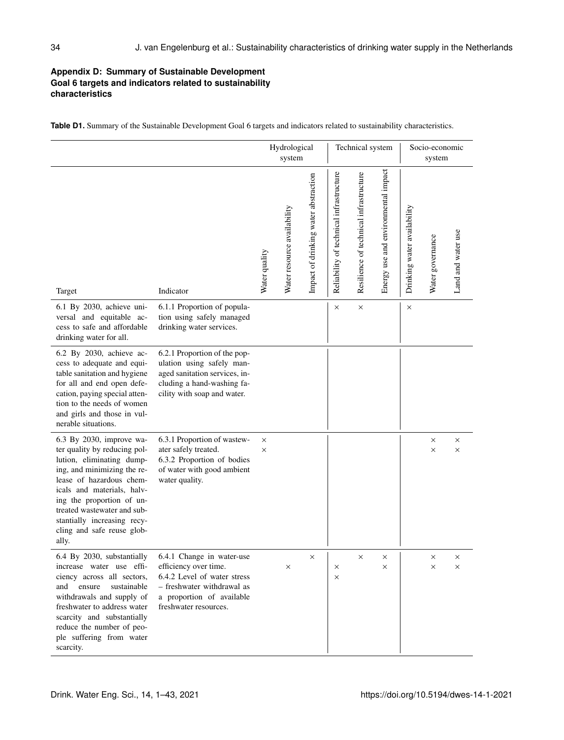## Appendix D: Summary of Sustainable Development Goal 6 targets and indicators related to sustainability characteristics

**Table D1.** Summary of the Sustainable Development Goal 6 targets and indicators related to sustainability characteristics.

| | | Hydrological system | | | Technical system | | | Socio-economic system | | |
|---|---|---|---|---|---|---|---|---|---|---|
| Target | Indicator | Water quality | Water resource availability | Impact of drinking water abstraction | Reliability of technical infrastructure | Resilience of technical infrastructure | Energy use and environmental impact | Drinking water availability | Water governance | Land and water use |
| 6.1 By 2030, achieve universal and equitable access to safe and affordable drinking water for all. | 6.1.1 Proportion of population using safely managed drinking water services. | | | | × | × | | × | | |
| 6.2 By 2030, achieve access to adequate and equitable sanitation and hygiene for all and end open defecation, paying special attention to the needs of women and girls and those in vulnerable situations. | 6.2.1 Proportion of the population using safely managed sanitation services, including a hand-washing facility with soap and water. | | | | | | | | | |
| 6.3 By 2030, improve water quality by reducing pollution, eliminating dumping, and minimizing the release of hazardous chemicals and materials, halving the proportion of untreated wastewater and substantially increasing recycling and safe reuse globally. | 6.3.1 Proportion of wastewater safely treated. 6.3.2 Proportion of bodies of water with good ambient water quality. | × × | | | | | | | × × | × × |
| 6.4 By 2030, substantially increase water use efficiency across all sectors, and ensure sustainable withdrawals and supply of freshwater to address water scarcity and substantially reduce the number of people suffering from water scarcity. | 6.4.1 Change in water-use efficiency over time. 6.4.2 Level of water stress – freshwater withdrawal as a proportion of available freshwater resources. | | × | × | × × | × | × × | | × × | × × |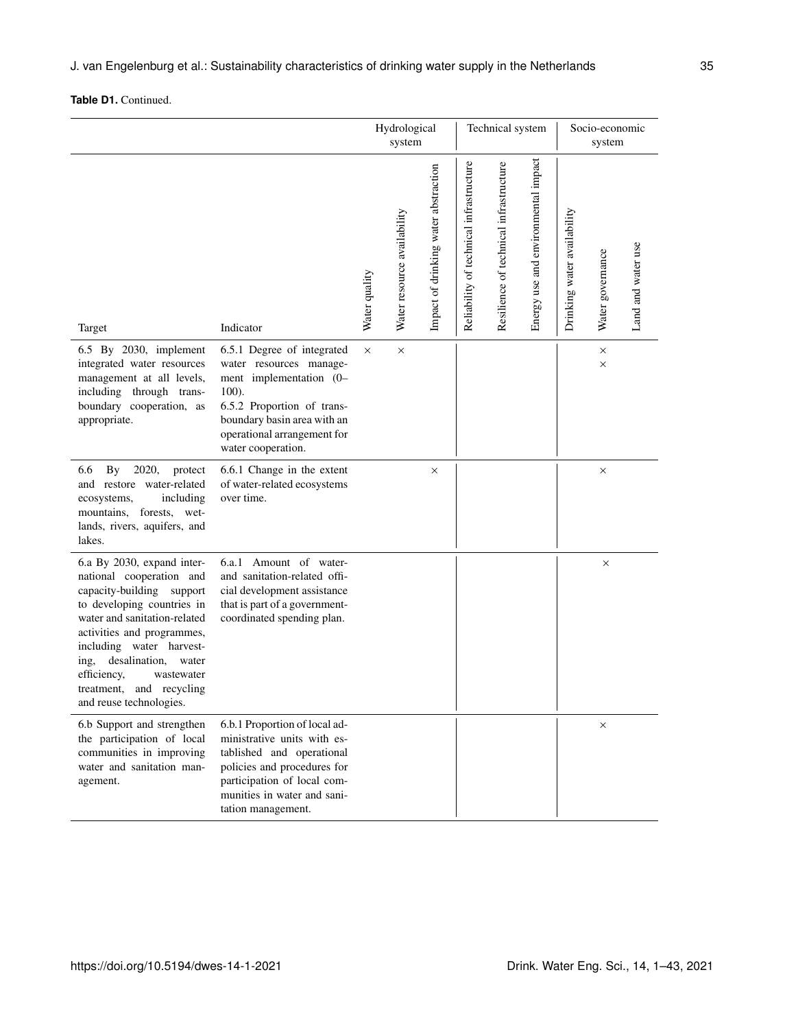**Table D1.** Continued.

| | | Hydrological system | | | Technical system | | | Socio-economic system | | |
|---|---|---|---|---|---|---|---|---|---|---|
| Target | Indicator | Water quality | Water resource availability | Impact of drinking water abstraction | Reliability of technical infrastructure | Resilience of technical infrastructure | Energy use and environmental impact | Drinking water availability | Water governance | Land and water use |
| 6.5 By 2030, implement integrated water resources management at all levels, including through transboundary cooperation, as appropriate. | 6.5.1 Degree of integrated water resources management implementation (0–100). | × | × | | | | | | × | |
| | 6.5.2 Proportion of transboundary basin area with an operational arrangement for water cooperation. | | | | | | | | × | |
| 6.6 By 2020, protect and restore water-related ecosystems, including mountains, forests, wetlands, rivers, aquifers, and lakes. | 6.6.1 Change in the extent of water-related ecosystems over time. | | | × | | | | | × | |
| 6.a By 2030, expand international cooperation and capacity-building support to developing countries in water and sanitation-related activities and programmes, including water harvesting, desalination, water efficiency, wastewater treatment, and recycling and reuse technologies. | 6.a.1 Amount of water- and sanitation-related official development assistance that is part of a government-coordinated spending plan. | | | | | | | | × | |
| 6.b Support and strengthen the participation of local communities in improving water and sanitation management. | 6.b.1 Proportion of local administrative units with established and operational policies and procedures for participation of local communities in water and sanitation management. | | | | | | | | × | |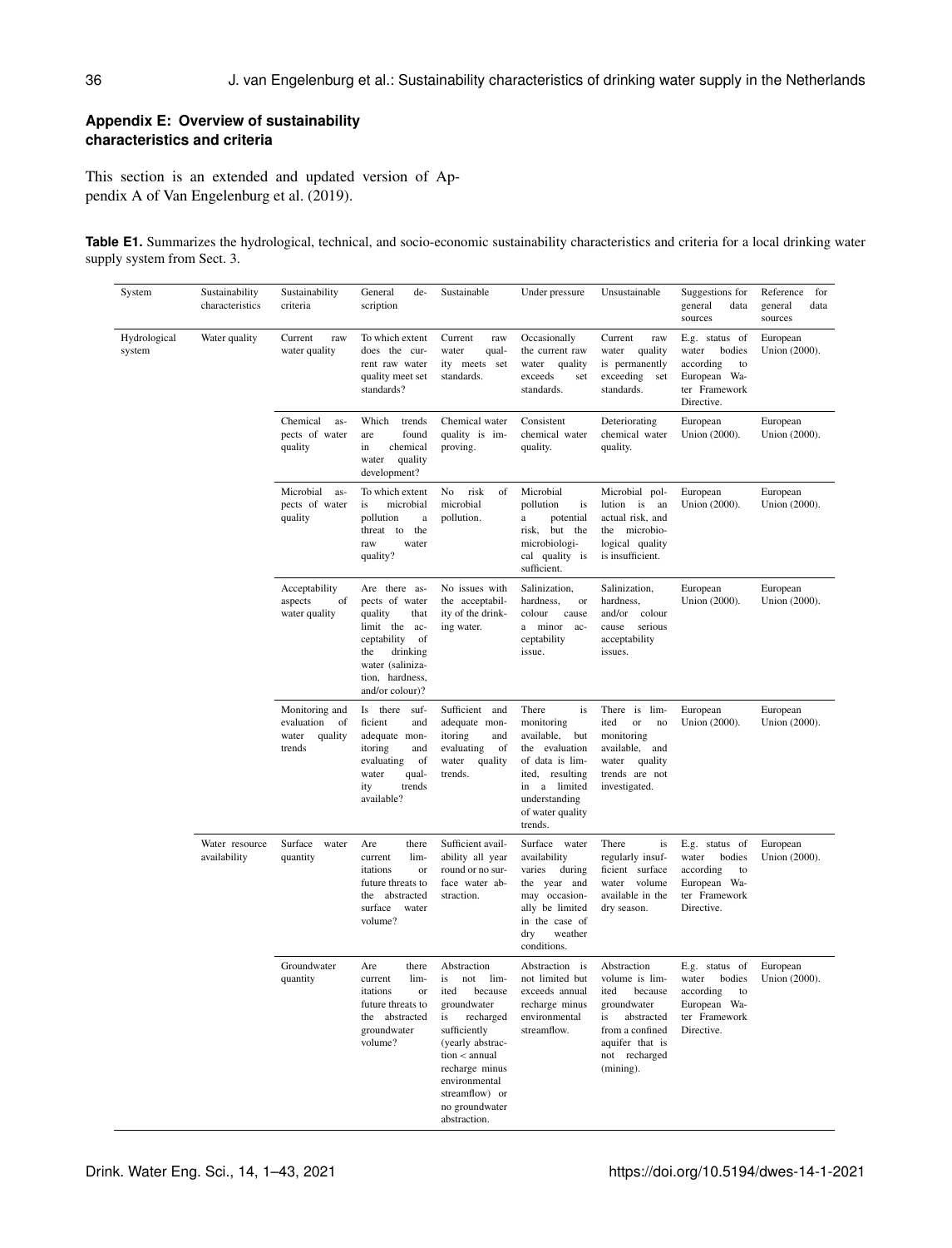## Appendix E: Overview of sustainability characteristics and criteria

This section is an extended and updated version of Appendix A of Van Engelenburg et al. (2019).

**Table E1.** Summarizes the hydrological, technical, and socio-economic sustainability characteristics and criteria for a local drinking water supply system from Sect. 3.

| System | Sustainability characteristics | Sustainability criteria | General description | Sustainable | Under pressure | Unsustainable | Suggestions for general data sources | Reference for general data sources |
|---|---|---|---|---|---|---|---|---|
| Hydrological system | Water quality | Current raw water quality | To which extent does the current raw water quality meet set standards? | Current raw water quality meets set standards. | Occasionally the current raw water quality exceeds set standards. | Current raw water quality is permanently exceeding set standards. | E.g. status of water bodies according to European Water Framework Directive. | European Union (2000). |
| | | Chemical aspects of water quality | Which trends are found in chemical water quality development? | Chemical water quality is improving. | Consistent chemical water quality. | Deteriorating chemical water quality. | European Union (2000). | European Union (2000). |
| | | Microbial aspects of water quality | To which extent is microbial pollution a threat to the raw water quality? | No risk of microbial pollution. | Microbial pollution is a potential risk, but the microbiological quality is sufficient. | Microbial pollution is an actual risk, and the microbiological quality is insufficient. | European Union (2000). | European Union (2000). |
| | | Acceptability aspects of water quality | Are there aspects of water quality that limit the acceptability of the drinking water (salinization, hardness, and/or colour)? | No issues with the acceptability of the drinking water. | Salinization, hardness, or colour cause a minor acceptability issue. | Salinization, hardness, and/or colour cause serious acceptability issues. | European Union (2000). | European Union (2000). |
| | | Monitoring and evaluation of water quality trends | Is there sufficient and adequate monitoring and evaluating of water quality trends available? | Sufficient and adequate monitoring and evaluating of water quality trends. | There is monitoring available, but the evaluation of data is limited, resulting in a limited understanding of water quality trends. | There is limited or no monitoring available, and water quality trends are not investigated. | European Union (2000). | European Union (2000). |
| | Water resource availability | Surface water quantity | Are there current limitations or future threats to the abstracted surface water volume? | Sufficient availability all year round or no surface water abstraction. | Surface water availability varies during the year and may occasionally be limited in the case of dry weather conditions. | There is regularly insufficient surface water volume available in the dry season. | E.g. status of water bodies according to European Water Framework Directive. | European Union (2000). |
| | | Groundwater quantity | Are there current limitations or future threats to the abstracted groundwater volume? | Abstraction is not limited because groundwater is recharged sufficiently (yearly abstraction < annual recharge minus environmental streamflow) or no groundwater abstraction. | Abstraction is not limited but exceeds annual recharge minus environmental streamflow. | Abstraction volume is limited because groundwater is abstracted from a confined aquifer that is not recharged (mining). | E.g. status of water bodies according to European Water Framework Directive. | European Union (2000). |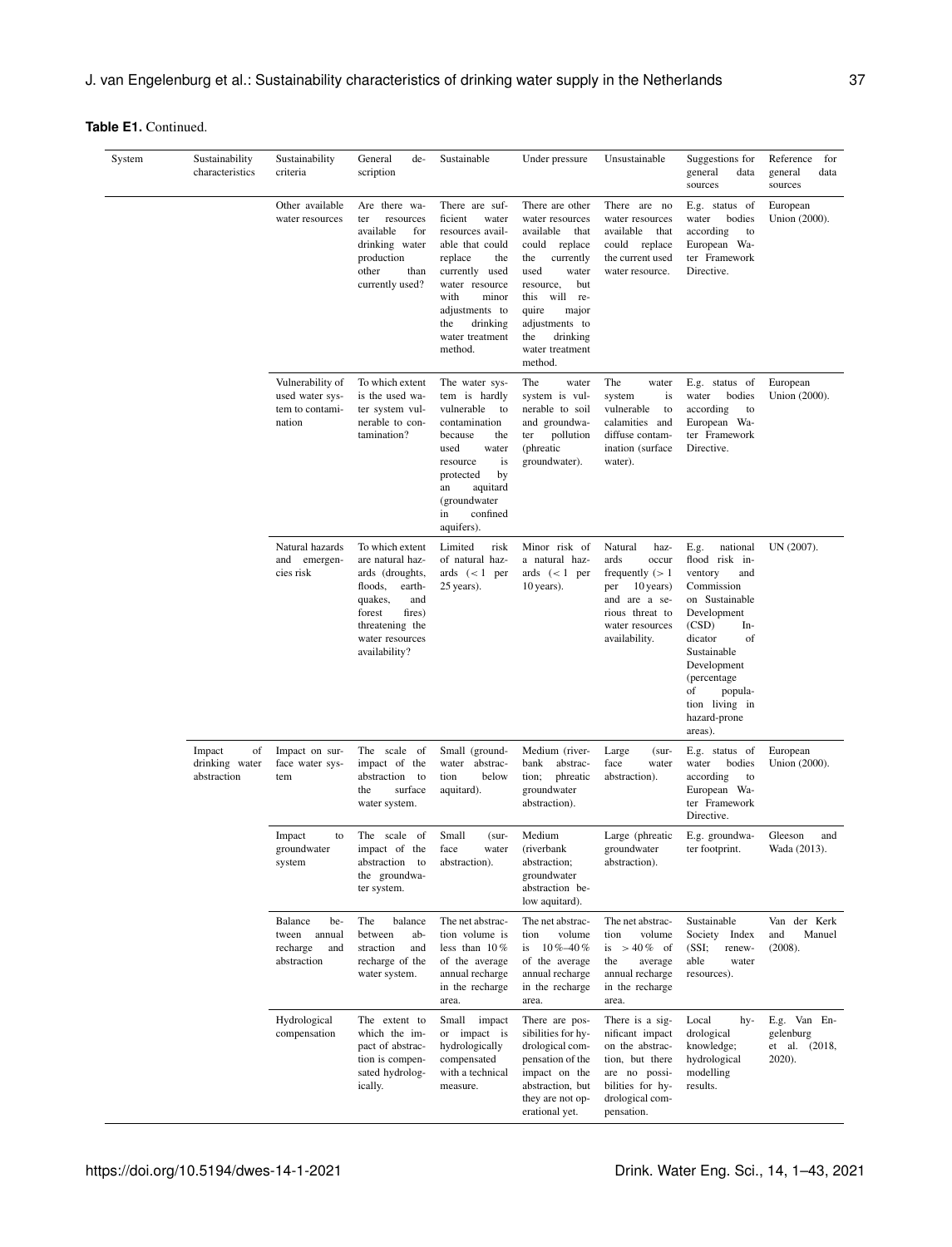**Table E1.** Continued.

| System | Sustainability characteristics | Sustainability criteria | General description | Sustainable | Under pressure | Unsustainable | Suggestions for general data sources | Reference for general data sources |
|---|---|---|---|---|---|---|---|---|
| | | Other available water resources | Are there water resources available for drinking water production other than currently used? | There are sufficient water resources available that could replace the currently used water resource with minor adjustments to the drinking water treatment method. | There are other water resources available that could replace the currently used water resource, but this will require major adjustments to the drinking water treatment method. | There are no water resources available that could replace the current used water resource. | E.g. status of water bodies according to European Water Framework Directive. | European Union (2000). |
| | | Vulnerability of used water system to contamination | To which extent is the used water system vulnerable to contamination? | The water system is hardly vulnerable to contamination because the used water resource is protected by an aquitard (groundwater in confined aquifers). | The water system is vulnerable to soil and groundwater pollution (phreatic groundwater). | The water system is vulnerable to calamities and diffuse contamination (surface water). | E.g. status of water bodies according to European Water Framework Directive. | European Union (2000). |
| | | Natural hazards and emergencies risk | To which extent are natural hazards (droughts, floods, earthquakes, and forest fires) threatening the water resources availability? | Limited risk of natural hazards (< 1 per 25 years). | Minor risk of a natural hazards (< 1 per 10 years). | Natural hazards occur frequently (> 1 per 10 years) and are a serious threat to water resources availability. | E.g. national flood risk inventory and Commission on Sustainable Development (CSD) Indicator of Sustainable Development (percentage of population living in hazard-prone areas). | UN (2007). |
| | Impact of drinking water abstraction | Impact on surface water system | The scale of impact of the abstraction to the surface water system. | Small (groundwater abstraction below aquitard). | Medium (riverbank abstraction; phreatic groundwater abstraction). | Large (surface water abstraction). | E.g. status of water bodies according to European Water Framework Directive. | European Union (2000). |
| | | Impact to groundwater system | The scale of impact of the abstraction to the groundwater system. | Small (surface water abstraction). | Medium (riverbank abstraction; groundwater abstraction below aquitard). | Large (phreatic groundwater abstraction). | E.g. groundwater footprint. | Gleeson and Wada (2013). |
| | | Balance between annual recharge and abstraction | The balance between abstraction and recharge of the water system. | The net abstraction volume is less than 10 % of the average annual recharge in the recharge area. | The net abstraction volume is 10 %–40 % of the average annual recharge in the recharge area. | The net abstraction volume is > 40 % of the average annual recharge in the recharge area. | Sustainable Society Index (SSI; renewable water resources). | Van der Kerk and Manuel (2008). |
| | | Hydrological compensation | The extent to which the impact of abstraction is compensated hydrologically. | Small impact or impact is hydrologically compensated with a technical measure. | There are possibilities for hydrological compensation of the impact on the abstraction, but they are not operational yet. | There is a significant impact on the abstraction, but there are no possibilities for hydrological compensation. | Local hydrological knowledge; hydrological modelling results. | E.g. Van Engelenburg et al. (2018, 2020). |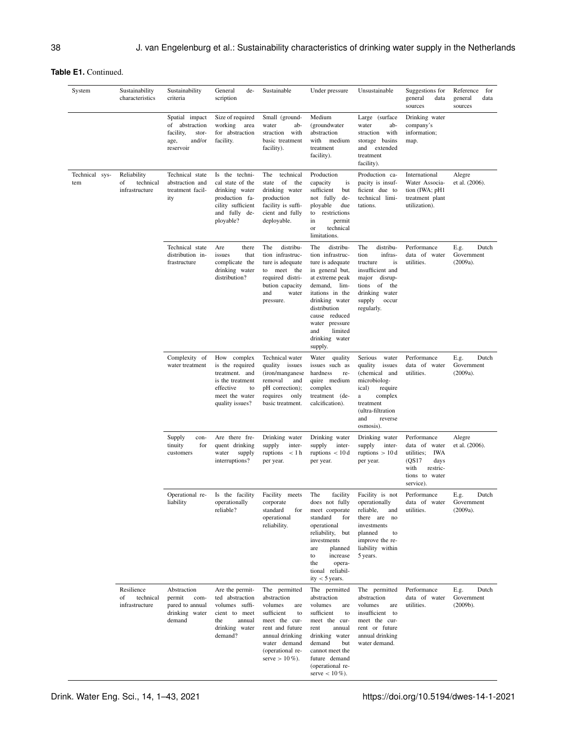**Table E1.** Continued.

| System | Sustainability characteristics | Sustainability criteria | General description | Sustainable | Under pressure | Unsustainable | Suggestions for general data sources | Reference for general data sources |
|---|---|---|---|---|---|---|---|---|
| | | Spatial impact of abstraction facility, storage, and/or reservoir | Size of required working area for abstraction facility. | Small (groundwater abstraction with basic treatment facility). | Medium (groundwater abstraction with medium treatment facility). | Large (surface water abstraction with storage basins and extended treatment facility). | Drinking water company's information; map. | |
| Technical system | Reliability of technical infrastructure | Technical state abstraction and treatment facility | Is the technical state of the drinking water production facility sufficient and fully deployable? | The technical state of the drinking water production facility is sufficient and fully deployable. | Production capacity is sufficient but not fully deployable due to restrictions in permit or technical limitations. | Production capacity is insufficient due to technical limitations. | International Water Association (IWA; pH1 treatment plant utilization). | Alegre et al. (2006). |
| | | Technical state distribution infrastructure | Are there issues that complicate the drinking water distribution? | The distribution infrastructure is adequate to meet the required distribution capacity and water pressure. | The distribution infrastructure is adequate in general but, at extreme peak demand, limitations in the drinking water distribution cause reduced water pressure and limited drinking water supply. | The distribution infrastructure is insufficient and major disruptions of the drinking water supply occur regularly. | Performance data of water utilities. | E.g. Dutch Government (2009a). |
| | | Complexity of water treatment | How complex is the required treatment. and is the treatment effective to meet the water quality issues? | Technical water quality issues (iron/manganese removal and pH correction); requires only basic treatment. | Water quality issues such as hardness require medium complex treatment (decalcification). | Serious water quality issues (chemical and microbiological) require a complex treatment (ultra-filtration and reverse osmosis). | Performance data of water utilities. | E.g. Dutch Government (2009a). |
| | | Supply continuity for customers | Are there frequent drinking water supply interruptions? | Drinking water supply interruptions < 1 h per year. | Drinking water supply interruptions < 10 d per year. | Drinking water supply interruptions > 10 d per year. | Performance data of water utilities; IWA (QS17 days with restrictions to water service). | Alegre et al. (2006). |
| | | Operational reliability | Is the facility operationally reliable? | Facility meets corporate standard for operational reliability. | The facility does not fully meet corporate standard for operational reliability, but investments are planned to increase the operational reliability < 5 years. | Facility is not operationally reliable, and there are no investments planned to improve the reliability within 5 years. | Performance data of water utilities. | E.g. Dutch Government (2009a). |
| | Resilience of technical infrastructure | Abstraction permit compared to annual drinking water demand | Are the permitted abstraction volumes sufficient to meet the annual drinking water demand? | The permitted abstraction volumes are sufficient to meet the current and future annual drinking water demand (operational reserve > 10 %). | The permitted abstraction volumes are sufficient to meet the current annual drinking water demand but cannot meet the future demand (operational reserve < 10 %). | The permitted abstraction volumes are insufficient to meet the current or future annual drinking water demand. | Performance data of water utilities. | E.g. Dutch Government (2009b). |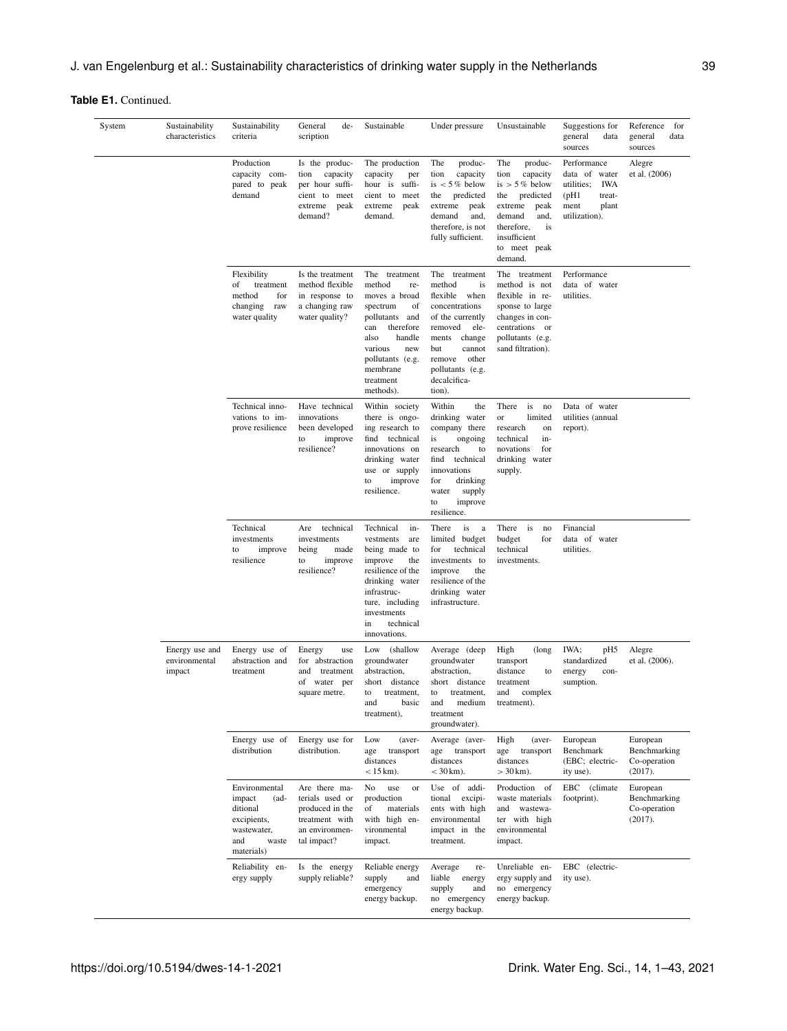**Table E1.** Continued.

| System | Sustainability characteristics | Sustainability criteria | General description | Sustainable | Under pressure | Unsustainable | Suggestions for general data sources | Reference for general data sources |
|---|---|---|---|---|---|---|---|---|
| | | Production capacity compared to peak demand | Is the production capacity per hour sufficient to meet extreme peak demand? | The production capacity per hour is sufficient to meet extreme peak demand. | The production capacity is < 5 % below the predicted extreme peak demand and, therefore, is not fully sufficient. | The production capacity is > 5 % below the predicted extreme peak demand and, therefore, is insufficient to meet peak demand. | Performance data of water utilities; IWA (pH1 treatment plant utilization). | Alegre et al. (2006) |
| | | Flexibility of treatment method for changing raw water quality | Is the treatment method flexible in response to a changing raw water quality? | The treatment method removes a broad spectrum of pollutants and can therefore also handle various new pollutants (e.g. membrane treatment methods). | The treatment method is flexible when concentrations of the currently removed elements change but cannot remove other pollutants (e.g. decalcification). | The treatment method is not flexible in response to large changes in concentrations or pollutants (e.g. sand filtration). | Performance data of water utilities. | |
| | | Technical innovations to improve resilience | Have technical innovations been developed to improve resilience? | Within society there is ongoing research to find technical innovations on drinking water use or supply to improve resilience. | Within the drinking water company there is ongoing research to find technical innovations for drinking water supply to improve resilience. | There is no or limited research on technical innovations for drinking water supply. | Data of water utilities (annual report). | |
| | | Technical investments to improve resilience | Are technical investments being made to improve resilience? | Technical investments are being made to improve the resilience of the drinking water infrastructure, including investments in technical innovations. | There is a limited budget for technical investments to improve the resilience of the drinking water infrastructure. | There is no budget for technical investments. | Financial data of water utilities. | |
| | Energy use and environmental impact | Energy use of abstraction and treatment | Energy use for abstraction and treatment of water per square metre. | Low (shallow groundwater abstraction, short distance to treatment, and basic treatment), | Average (deep groundwater abstraction, short distance to treatment, and medium treatment groundwater). | High (long transport distance to treatment and complex treatment). | IWA; pH5 standardized energy consumption. | Alegre et al. (2006). |
| | | Energy use of distribution | Energy use for distribution. | Low (average transport distances < 15 km). | Average (average transport distances < 30 km). | High (average transport distances > 30 km). | European Benchmark (EBC; electricity use). | European Benchmarking Co-operation (2017). |
| | | Environmental impact (additional excipients, wastewater, and waste materials) | Are there materials used or produced in the treatment with an environmental impact? | No use or production of materials with high environmental impact. | Use of additional excipients with high environmental impact in the treatment. | Production of waste materials and wastewater with high environmental impact. | EBC (climate footprint). | European Benchmarking Co-operation (2017). |
| | | Reliability energy supply | Is the energy supply reliable? | Reliable energy supply and emergency energy backup. | Average reliable energy supply and no emergency energy backup. | Unreliable energy supply and no emergency energy backup. | EBC (electricity use). | |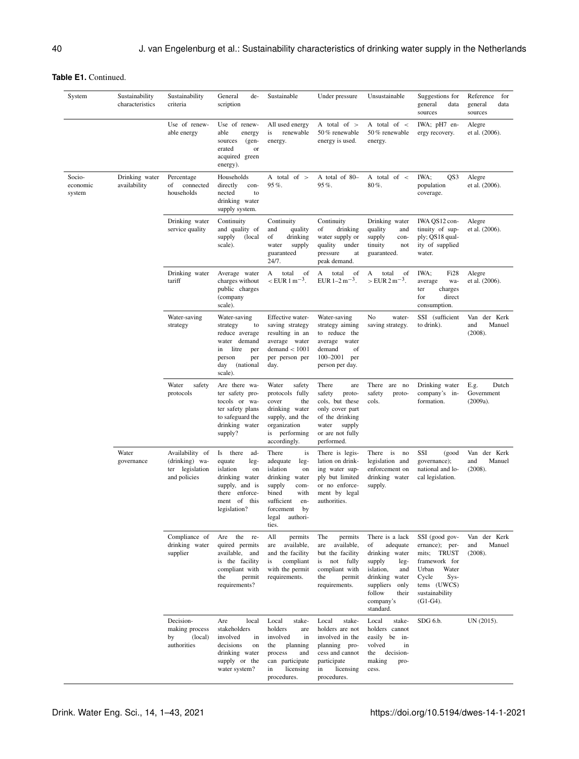**Table E1.** Continued.

| System | Sustainability characteristics | Sustainability criteria | General description | Sustainable | Under pressure | Unsustainable | Suggestions for general data sources | Reference for general data sources |
|---|---|---|---|---|---|---|---|---|
| | | Use of renewable energy | Use of renewable energy sources (generated or acquired green energy). | All used energy is renewable energy. | A total of > 50 % renewable energy is used. | A total of < 50 % renewable energy. | IWA; pH7 energy recovery. | Alegre et al. (2006). |
| Socio-economic system | Drinking water availability | Percentage of connected households | Households directly connected to drinking water supply system. | A total of > 95 %. | A total of 80–95 %. | A total of < 80 %. | IWA; QS3 population coverage. | Alegre et al. (2006). |
| | | Drinking water service quality | Continuity and quality of supply (local scale). | Continuity and quality of drinking water supply guaranteed 24/7. | Continuity of drinking water supply or quality under pressure at peak demand. | Drinking water quality and supply continuity not guaranteed. | IWA QS12 continuity of supply; QS18 quality of supplied water. | Alegre et al. (2006). |
| | | Drinking water tariff | Average water charges without public charges (company scale). | A total of < EUR 1 $m^{-3}$. | A total of EUR 1–2 $m^{-3}$. | A total of > EUR 2 $m^{-3}$. | IWA; Fi28 average water charges for direct consumption. | Alegre et al. (2006). |
| | | Water-saving strategy | Water-saving strategy to reduce average water demand in litre per person per day (national scale). | Effective water-saving strategy resulting in an average water demand < 100 l per person per day. | Water-saving strategy aiming to reduce the average water demand of 100–200 l per person per day. | No water-saving strategy. | SSI (sufficient to drink). | Van der Kerk and Manuel (2008). |
| | | Water safety protocols | Are there water safety protocols or water safety plans to safeguard the drinking water supply? | Water safety protocols fully cover the drinking water supply, and the organization is performing accordingly. | There are safety protocols, but these only cover part of the drinking water supply or are not fully performed. | There are no safety protocols. | Drinking water company's information. | E.g. Dutch Government (2009a). |
| | Water governance | Availability of (drinking) water legislation and policies | Is there adequate legislation on drinking water supply, and is there enforcement of this legislation? | There is adequate legislation on drinking water supply combined with sufficient enforcement by legal authorities. | There is legislation on drinking water supply but limited or no enforcement by legal authorities. | There is no legislation and enforcement on drinking water supply. | SSI (good governance); national and local legislation. | Van der Kerk and Manuel (2008). |
| | | Compliance of drinking water supplier | Are the required permits available, and is the facility compliant with the permit requirements? | All permits are available, and the facility is compliant with the permit requirements. | The permits are available, but the facility is not fully compliant with the permit requirements. | There is a lack of adequate drinking water supply legislation, and drinking water suppliers only follow their company's standard. | SSI (good governance); permits; TRUST framework for Urban Water Cycle Systems (UWCS) sustainability (G1-G4). | Van der Kerk and Manuel (2008). |
| | | Decision-making process by (local) authorities | Are local stakeholders involved in decisions on drinking water supply or the water system? | Local stakeholders are involved in the planning process and can participate in licensing procedures. | Local stakeholders are not involved in the planning process and cannot participate in licensing procedures. | Local stakeholders cannot easily be involved in the decision-making process. | SDG 6.b. | UN (2015). |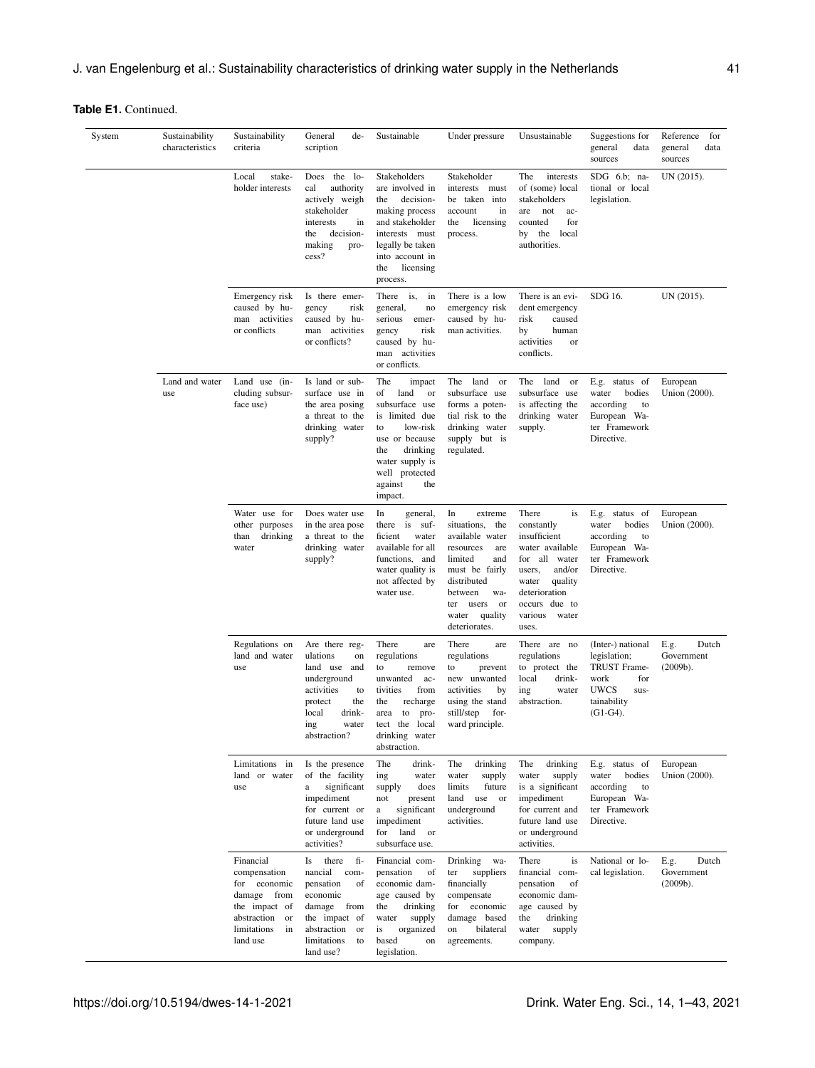**Table E1.** Continued.

| System | Sustainability characteristics | Sustainability criteria | General description | Sustainable | Under pressure | Unsustainable | Suggestions for general data sources | Reference for general data sources |
|---|---|---|---|---|---|---|---|---|
| | | Local stakeholder interests | Does the local authority actively weigh stakeholder interests in the decision-making process? | Stakeholders are involved in the decision-making process and stakeholder interests must legally be taken into account in the licensing process. | Stakeholder interests must be taken into account in the licensing process. | The interests of (some) local stakeholders are not accounted for by the local authorities. | SDG 6.b; national or local legislation. | UN (2015). |
| | | Emergency risk caused by human activities or conflicts | Is there emergency risk caused by human activities or conflicts? | There is, in general, no serious emergency risk caused by human activities or conflicts. | There is a low emergency risk caused by human activities. | There is an evident emergency risk caused by human activities or conflicts. | SDG 16. | UN (2015). |
| | Land and water use | Land use (including subsurface use) | Is land or subsurface use in the area posing a threat to the drinking water supply? | The impact of land or subsurface use is limited due to low-risk use or because the drinking water supply is well protected against the impact. | The land or subsurface use forms a potential risk to the drinking water supply but is regulated. | The land or subsurface use is affecting the drinking water supply. | E.g. status of water bodies according to European Water Framework Directive. | European Union (2000). |
| | | Water use for other purposes than drinking water | Does water use in the area pose a threat to the drinking water supply? | In general, there is sufficient water available for all functions, and water quality is not affected by water use. | In extreme situations, the available water resources are limited and must be fairly distributed between water users or water quality deteriorates. | There is constantly insufficient water available for all water users, and/or water quality deterioration occurs due to various water uses. | E.g. status of water bodies according to European Water Framework Directive. | European Union (2000). |
| | | Regulations on land and water use | Are there regulations on land use and underground activities to protect the local drinking water abstraction? | There are regulations to remove unwanted activities from the recharge area to protect the local drinking water abstraction. | There are regulations to prevent new unwanted activities by using the stand still/step forward principle. | There are no regulations to protect the local drinking water abstraction. | (Inter-) national legislation; TRUST Framework for UWCS sustainability (G1-G4). | E.g. Dutch Government (2009b). |
| | | Limitations in land or water use | Is the presence of the facility a significant impediment for current or future land use or underground activities? | The drinking water supply does not present a significant impediment for land or subsurface use. | The drinking water supply limits future land use or underground activities. | The drinking water supply is a significant impediment for current and future land use or underground activities. | E.g. status of water bodies according to European Water Framework Directive. | European Union (2000). |
| | | Financial compensation for economic damage from the impact of abstraction or limitations in land use | Is there financial compensation of economic damage from the impact of abstraction or limitations to land use? | Financial compensation of economic damage caused by the drinking water supply is organized based on legislation. | Drinking water suppliers financially compensate for economic damage based on bilateral agreements. | There is financial compensation of economic damage caused by the drinking water supply company. | National or local legislation. | E.g. Dutch Government (2009b). |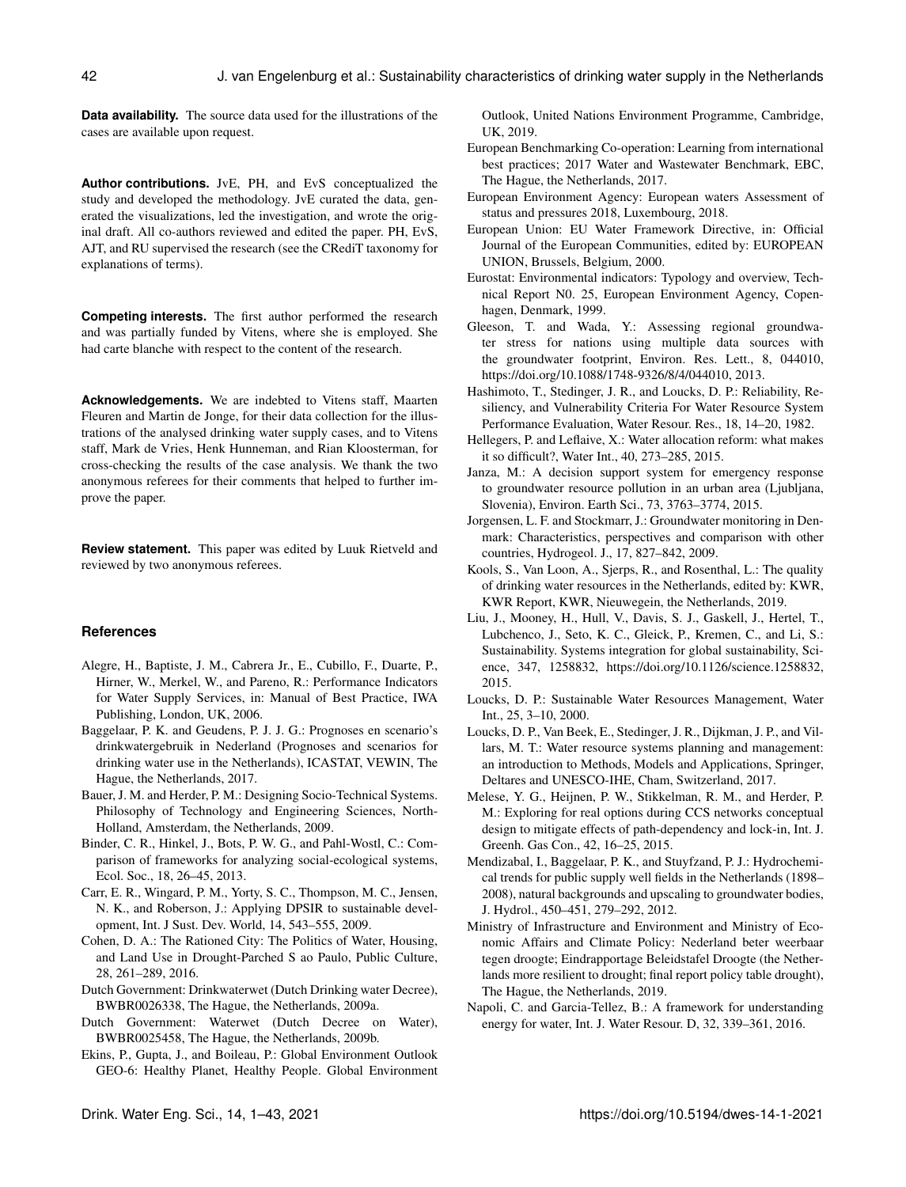**Data availability.** The source data used for the illustrations of the cases are available upon request.

**Author contributions.** JvE, PH, and EvS conceptualized the study and developed the methodology. JvE curated the data, generated the visualizations, led the investigation, and wrote the original draft. All co-authors reviewed and edited the paper. PH, EvS, AJT, and RU supervised the research (see the CRediT taxonomy for explanations of terms).

**Competing interests.** The first author performed the research and was partially funded by Vitens, where she is employed. She had carte blanche with respect to the content of the research.

**Acknowledgements.** We are indebted to Vitens staff, Maarten Fleuren and Martin de Jonge, for their data collection for the illustrations of the analysed drinking water supply cases, and to Vitens staff, Mark de Vries, Henk Hunneman, and Rian Kloosterman, for cross-checking the results of the case analysis. We thank the two anonymous referees for their comments that helped to further improve the paper.

**Review statement.** This paper was edited by Luuk Rietveld and reviewed by two anonymous referees.

## References

Alegre, H., Baptiste, J. M., Cabrera Jr., E., Cubillo, F., Duarte, P., Hirner, W., Merkel, W., and Pareno, R.: Performance Indicators for Water Supply Services, in: Manual of Best Practice, IWA Publishing, London, UK, 2006.

Baggelaar, P. K. and Geudens, P. J. J. G.: Prognoses en scenario's drinkwatergebruik in Nederland (Prognoses and scenarios for drinking water use in the Netherlands), ICASTAT, VEWIN, The Hague, the Netherlands, 2017.

Bauer, J. M. and Herder, P. M.: Designing Socio-Technical Systems. Philosophy of Technology and Engineering Sciences, North-Holland, Amsterdam, the Netherlands, 2009.

Binder, C. R., Hinkel, J., Bots, P. W. G., and Pahl-Wostl, C.: Comparison of frameworks for analyzing social-ecological systems, Ecol. Soc., 18, 26–45, 2013.

Carr, E. R., Wingard, P. M., Yorty, S. C., Thompson, M. C., Jensen, N. K., and Roberson, J.: Applying DPSIR to sustainable development, Int. J Sust. Dev. World, 14, 543–555, 2009.

Cohen, D. A.: The Rationed City: The Politics of Water, Housing, and Land Use in Drought-Parched S ao Paulo, Public Culture, 28, 261–289, 2016.

Dutch Government: Drinkwaterwet (Dutch Drinking water Decree), BWBR0026338, The Hague, the Netherlands, 2009a.

Dutch Government: Waterwet (Dutch Decree on Water), BWBR0025458, The Hague, the Netherlands, 2009b.

Ekins, P., Gupta, J., and Boileau, P.: Global Environment Outlook GEO-6: Healthy Planet, Healthy People. Global Environment Outlook, United Nations Environment Programme, Cambridge, UK, 2019.

European Benchmarking Co-operation: Learning from international best practices; 2017 Water and Wastewater Benchmark, EBC, The Hague, the Netherlands, 2017.

European Environment Agency: European waters Assessment of status and pressures 2018, Luxembourg, 2018.

European Union: EU Water Framework Directive, in: Official Journal of the European Communities, edited by: EUROPEAN UNION, Brussels, Belgium, 2000.

Eurostat: Environmental indicators: Typology and overview, Technical Report N0. 25, European Environment Agency, Copenhagen, Denmark, 1999.

Gleeson, T. and Wada, Y.: Assessing regional groundwater stress for nations using multiple data sources with the groundwater footprint, Environ. Res. Lett., 8, 044010, https://doi.org/10.1088/1748-9326/8/4/044010, 2013.

Hashimoto, T., Stedinger, J. R., and Loucks, D. P.: Reliability, Resiliency, and Vulnerability Criteria For Water Resource System Performance Evaluation, Water Resour. Res., 18, 14–20, 1982.

Hellegers, P. and Leflaive, X.: Water allocation reform: what makes it so difficult?, Water Int., 40, 273–285, 2015.

Janza, M.: A decision support system for emergency response to groundwater resource pollution in an urban area (Ljubljana, Slovenia), Environ. Earth Sci., 73, 3763–3774, 2015.

Jorgensen, L. F. and Stockmarr, J.: Groundwater monitoring in Denmark: Characteristics, perspectives and comparison with other countries, Hydrogeol. J., 17, 827–842, 2009.

Kools, S., Van Loon, A., Sjerps, R., and Rosenthal, L.: The quality of drinking water resources in the Netherlands, edited by: KWR, KWR Report, KWR, Nieuwegein, the Netherlands, 2019.

Liu, J., Mooney, H., Hull, V., Davis, S. J., Gaskell, J., Hertel, T., Lubchenco, J., Seto, K. C., Gleick, P., Kremen, C., and Li, S.: Sustainability. Systems integration for global sustainability, Science, 347, 1258832, https://doi.org/10.1126/science.1258832, 2015.

Loucks, D. P.: Sustainable Water Resources Management, Water Int., 25, 3–10, 2000.

Loucks, D. P., Van Beek, E., Stedinger, J. R., Dijkman, J. P., and Villars, M. T.: Water resource systems planning and management: an introduction to Methods, Models and Applications, Springer, Deltares and UNESCO-IHE, Cham, Switzerland, 2017.

Melese, Y. G., Heijnen, P. W., Stikkelman, R. M., and Herder, P. M.: Exploring for real options during CCS networks conceptual design to mitigate effects of path-dependency and lock-in, Int. J. Greenh. Gas Con., 42, 16–25, 2015.

Mendizabal, I., Baggelaar, P. K., and Stuyfzand, P. J.: Hydrochemical trends for public supply well fields in the Netherlands (1898–2008), natural backgrounds and upscaling to groundwater bodies, J. Hydrol., 450–451, 279–292, 2012.

Ministry of Infrastructure and Environment and Ministry of Economic Affairs and Climate Policy: Nederland beter weerbaar tegen droogte; Eindrapportage Beleidstafel Droogte (the Netherlands more resilient to drought; final report policy table drought), The Hague, the Netherlands, 2019.

Napoli, C. and Garcia-Tellez, B.: A framework for understanding energy for water, Int. J. Water Resour. D, 32, 339–361, 2016.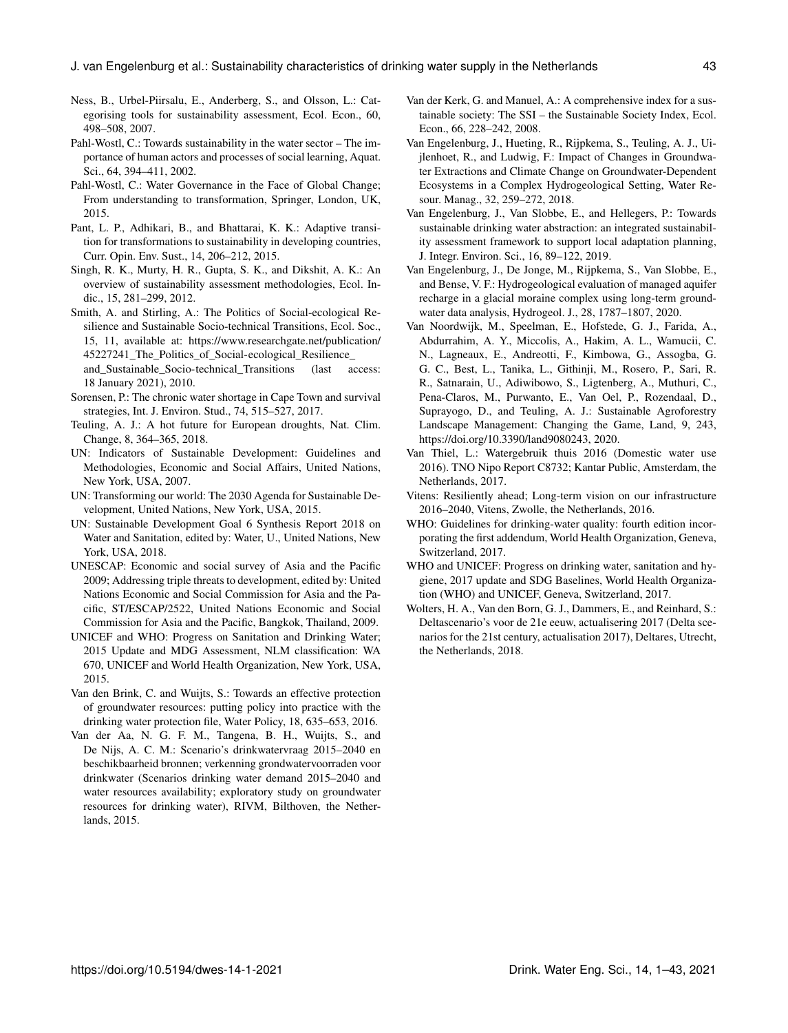Ness, B., Urbel-Piirsalu, E., Anderberg, S., and Olsson, L.: Categorising tools for sustainability assessment, Ecol. Econ., 60, 498–508, 2007.

Pahl-Wostl, C.: Towards sustainability in the water sector – The importance of human actors and processes of social learning, Aquat. Sci., 64, 394–411, 2002.

Pahl-Wostl, C.: Water Governance in the Face of Global Change; From understanding to transformation, Springer, London, UK, 2015.

Pant, L. P., Adhikari, B., and Bhattarai, K. K.: Adaptive transition for transformations to sustainability in developing countries, Curr. Opin. Env. Sust., 14, 206–212, 2015.

Singh, R. K., Murty, H. R., Gupta, S. K., and Dikshit, A. K.: An overview of sustainability assessment methodologies, Ecol. Indic., 15, 281–299, 2012.

Smith, A. and Stirling, A.: The Politics of Social-ecological Resilience and Sustainable Socio-technical Transitions, Ecol. Soc., 15, 11, available at: https://www.researchgate.net/publication/45227241_The_Politics_of_Social-ecological_Resilience_and_Sustainable_Socio-technical_Transitions (last access: 18 January 2021), 2010.

Sorensen, P.: The chronic water shortage in Cape Town and survival strategies, Int. J. Environ. Stud., 74, 515–527, 2017.

Teuling, A. J.: A hot future for European droughts, Nat. Clim. Change, 8, 364–365, 2018.

UN: Indicators of Sustainable Development: Guidelines and Methodologies, Economic and Social Affairs, United Nations, New York, USA, 2007.

UN: Transforming our world: The 2030 Agenda for Sustainable Development, United Nations, New York, USA, 2015.

UN: Sustainable Development Goal 6 Synthesis Report 2018 on Water and Sanitation, edited by: Water, U., United Nations, New York, USA, 2018.

UNESCAP: Economic and social survey of Asia and the Pacific 2009; Addressing triple threats to development, edited by: United Nations Economic and Social Commission for Asia and the Pacific, ST/ESCAP/2522, United Nations Economic and Social Commission for Asia and the Pacific, Bangkok, Thailand, 2009.

UNICEF and WHO: Progress on Sanitation and Drinking Water; 2015 Update and MDG Assessment, NLM classification: WA 670, UNICEF and World Health Organization, New York, USA, 2015.

Van den Brink, C. and Wuijts, S.: Towards an effective protection of groundwater resources: putting policy into practice with the drinking water protection file, Water Policy, 18, 635–653, 2016.

Van der Aa, N. G. F. M., Tangena, B. H., Wuijts, S., and De Nijs, A. C. M.: Scenario's drinkwatervraag 2015–2040 en beschikbaarheid bronnen; verkenning grondwatervoorraden voor drinkwater (Scenarios drinking water demand 2015–2040 and water resources availability; exploratory study on groundwater resources for drinking water), RIVM, Bilthoven, the Netherlands, 2015.

Van der Kerk, G. and Manuel, A.: A comprehensive index for a sustainable society: The SSI – the Sustainable Society Index, Ecol. Econ., 66, 228–242, 2008.

Van Engelenburg, J., Hueting, R., Rijpkema, S., Teuling, A. J., Uijlenhoet, R., and Ludwig, F.: Impact of Changes in Groundwater Extractions and Climate Change on Groundwater-Dependent Ecosystems in a Complex Hydrogeological Setting, Water Resour. Manag., 32, 259–272, 2018.

Van Engelenburg, J., Van Slobbe, E., and Hellegers, P.: Towards sustainable drinking water abstraction: an integrated sustainability assessment framework to support local adaptation planning, J. Integr. Environ. Sci., 16, 89–122, 2019.

Van Engelenburg, J., De Jonge, M., Rijpkema, S., Van Slobbe, E., and Bense, V. F.: Hydrogeological evaluation of managed aquifer recharge in a glacial moraine complex using long-term groundwater data analysis, Hydrogeol. J., 28, 1787–1807, 2020.

Van Noordwijk, M., Speelman, E., Hofstede, G. J., Farida, A., Abdurrahim, A. Y., Miccolis, A., Hakim, A. L., Wamucii, C. N., Lagneaux, E., Andreotti, F., Kimbowa, G., Assogba, G. G. C., Best, L., Tanika, L., Githinji, M., Rosero, P., Sari, R. R., Satnarain, U., Adiwibowo, S., Ligtenberg, A., Muthuri, C., Pena-Claros, M., Purwanto, E., Van Oel, P., Rozendaal, D., Suprayogo, D., and Teuling, A. J.: Sustainable Agroforestry Landscape Management: Changing the Game, Land, 9, 243, https://doi.org/10.3390/land9080243, 2020.

Van Thiel, L.: Watergebruik thuis 2016 (Domestic water use 2016). TNO Nipo Report C8732; Kantar Public, Amsterdam, the Netherlands, 2017.

Vitens: Resiliently ahead; Long-term vision on our infrastructure 2016–2040, Vitens, Zwolle, the Netherlands, 2016.

WHO: Guidelines for drinking-water quality: fourth edition incorporating the first addendum, World Health Organization, Geneva, Switzerland, 2017.

WHO and UNICEF: Progress on drinking water, sanitation and hygiene, 2017 update and SDG Baselines, World Health Organization (WHO) and UNICEF, Geneva, Switzerland, 2017.

Wolters, H. A., Van den Born, G. J., Dammers, E., and Reinhard, S.: Deltascenario's voor de 21e eeuw, actualisering 2017 (Delta scenarios for the 21st century, actualisation 2017), Deltares, Utrecht, the Netherlands, 2018.